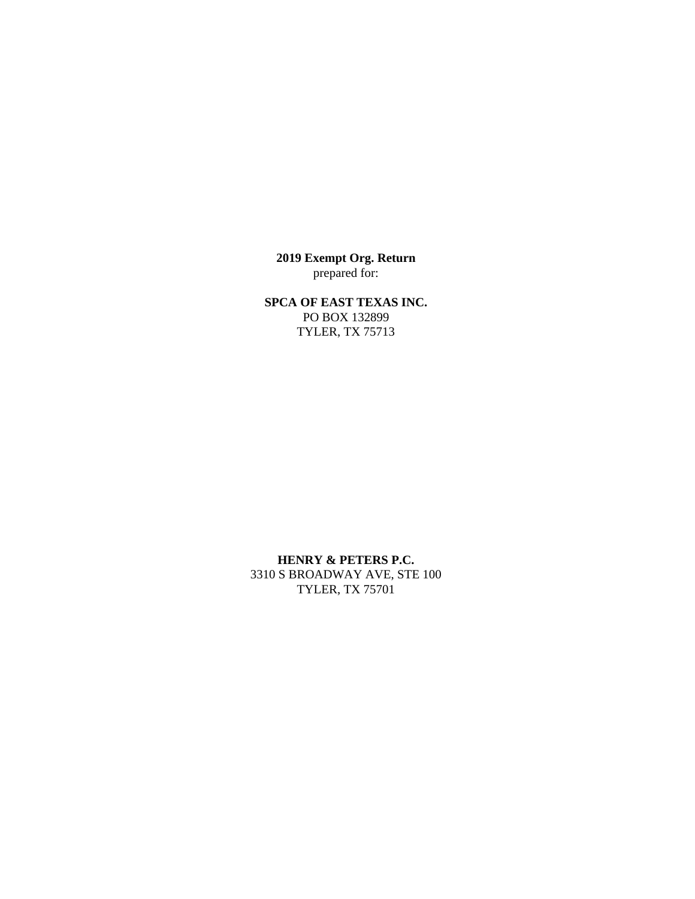**2019 Exempt Org. Return**
prepared for:

**SPCA OF EAST TEXAS INC.**
PO BOX 132899
TYLER, TX 75713

**HENRY & PETERS P.C.**
3310 S BROADWAY AVE, STE 100
TYLER, TX 75701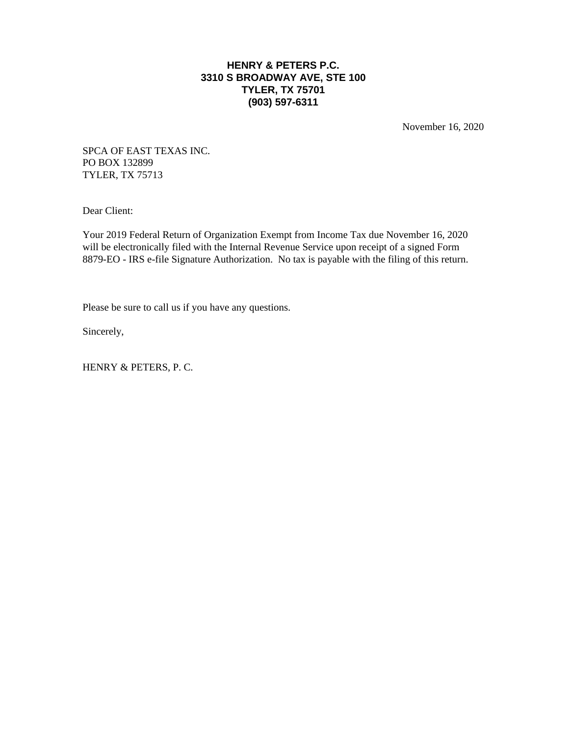**HENRY & PETERS P.C.**
**3310 S BROADWAY AVE, STE 100**
**TYLER, TX 75701**
**(903) 597-6311**

November 16, 2020

SPCA OF EAST TEXAS INC.
PO BOX 132899
TYLER, TX 75713

Dear Client:

Your 2019 Federal Return of Organization Exempt from Income Tax due November 16, 2020 will be electronically filed with the Internal Revenue Service upon receipt of a signed Form 8879-EO - IRS e-file Signature Authorization. No tax is payable with the filing of this return.

Please be sure to call us if you have any questions.

Sincerely,

HENRY & PETERS, P. C.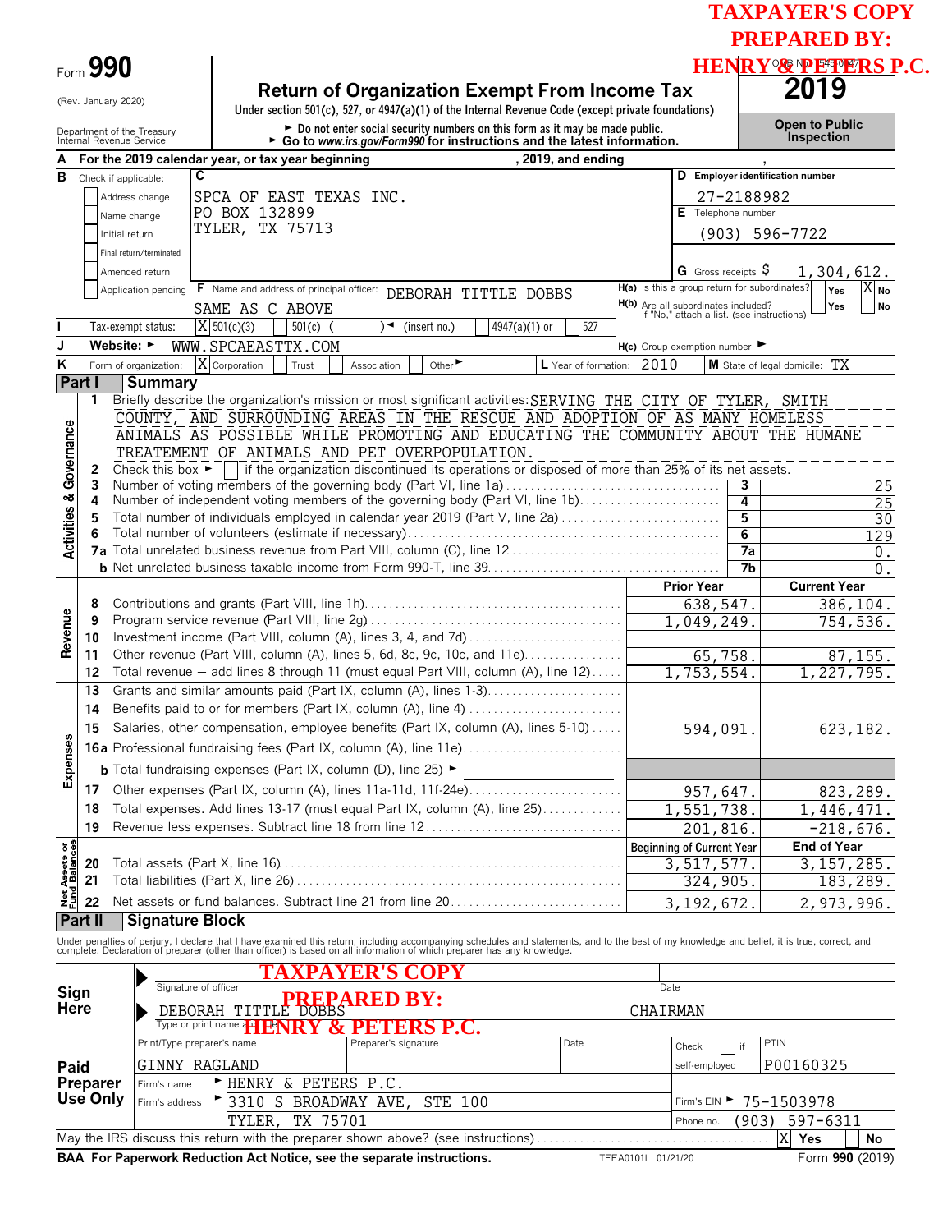TAXPAYER'S COPY
PREPARED BY:
HENRY & PETERS P.C.

Form **990**

(Rev. January 2020)

Department of the Treasury
Internal Revenue Service

# Return of Organization Exempt From Income Tax

Under section 501(c), 527, or 4947(a)(1) of the Internal Revenue Code (except private foundations)

► Do not enter social security numbers on this form as it may be made public.
► Go to *www.irs.gov/Form990* for instructions and the latest information.

OMB No. 1545-0047

**2019**

**Open to Public Inspection**

**A** For the 2019 calendar year, or tax year beginning , 2019, and ending ,

**B** Check if applicable:
- [ ] Address change
- [ ] Name change
- [ ] Initial return
- [ ] Final return/terminated
- [ ] Amended return
- [ ] Application pending

**C** SPCA OF EAST TEXAS INC.
PO BOX 132899
TYLER, TX 75713

**D** Employer identification number: 27-2188982

**E** Telephone number: (903) 596-7722

**G** Gross receipts $ 1,304,612.

**F** Name and address of principal officer: DEBORAH TITTLE DOBBS
SAME AS C ABOVE

**H(a)** Is this a group return for subordinates? [ ] Yes [X] No

**H(b)** Are all subordinates included? [ ] Yes [ ] No
If "No," attach a list. (see instructions)

**I** Tax-exempt status: [X] 501(c)(3) [ ] 501(c) ( ) ◄ (insert no.) [ ] 4947(a)(1) or [ ] 527

**J** Website: ► WWW.SPCAEASTTX.COM

**H(c)** Group exemption number ►

**K** Form of organization: [X] Corporation [ ] Trust [ ] Association [ ] Other ►

**L** Year of formation: 2010

**M** State of legal domicile: TX

## Part I Summary

**Activities & Governance**

1 Briefly describe the organization's mission or most significant activities: SERVING THE CITY OF TYLER, SMITH COUNTY, AND SURROUNDING AREAS IN THE RESCUE AND ADOPTION OF AS MANY HOMELESS ANIMALS AS POSSIBLE WHILE PROMOTING AND EDUCATING THE COMMUNITY ABOUT THE HUMANE TREATEMENT OF ANIMALS AND PET OVERPOPULATION.

2 Check this box ► [ ] if the organization discontinued its operations or disposed of more than 25% of its net assets.

| | | | |
|---|---|---|---|
| 3 | Number of voting members of the governing body (Part VI, line 1a) | 3 | 25 |
| 4 | Number of independent voting members of the governing body (Part VI, line 1b) | 4 | 25 |
| 5 | Total number of individuals employed in calendar year 2019 (Part V, line 2a) | 5 | 30 |
| 6 | Total number of volunteers (estimate if necessary) | 6 | 129 |
| 7a | Total unrelated business revenue from Part VIII, column (C), line 12 | 7a | 0. |
| b | Net unrelated business taxable income from Form 990-T, line 39 | 7b | 0. |

| | | | Prior Year | Current Year |
|---|---|---|---|---|
| **Revenue** | 8 | Contributions and grants (Part VIII, line 1h) | 638,547. | 386,104. |
| | 9 | Program service revenue (Part VIII, line 2g) | 1,049,249. | 754,536. |
| | 10 | Investment income (Part VIII, column (A), lines 3, 4, and 7d) | | |
| | 11 | Other revenue (Part VIII, column (A), lines 5, 6d, 8c, 9c, 10c, and 11e) | 65,758. | 87,155. |
| | 12 | Total revenue — add lines 8 through 11 (must equal Part VIII, column (A), line 12) | 1,753,554. | 1,227,795. |
| **Expenses** | 13 | Grants and similar amounts paid (Part IX, column (A), lines 1-3) | | |
| | 14 | Benefits paid to or for members (Part IX, column (A), line 4) | | |
| | 15 | Salaries, other compensation, employee benefits (Part IX, column (A), lines 5-10) | 594,091. | 623,182. |
| | 16a | Professional fundraising fees (Part IX, column (A), line 11e) | | |
| | b | Total fundraising expenses (Part IX, column (D), line 25) ► | | |
| | 17 | Other expenses (Part IX, column (A), lines 11a-11d, 11f-24e) | 957,647. | 823,289. |
| | 18 | Total expenses. Add lines 13-17 (must equal Part IX, column (A), line 25) | 1,551,738. | 1,446,471. |
| | 19 | Revenue less expenses. Subtract line 18 from line 12 | 201,816. | -218,676. |
| | | | **Beginning of Current Year** | **End of Year** |
| **Net Assets or Fund Balances** | 20 | Total assets (Part X, line 16) | 3,517,577. | 3,157,285. |
| | 21 | Total liabilities (Part X, line 26) | 324,905. | 183,289. |
| | 22 | Net assets or fund balances. Subtract line 21 from line 20 | 3,192,672. | 2,973,996. |

## Part II Signature Block

Under penalties of perjury, I declare that I have examined this return, including accompanying schedules and statements, and to the best of my knowledge and belief, it is true, correct, and complete. Declaration of preparer (other than officer) is based on all information of which preparer has any knowledge.

**Sign Here**

Signature of officer — TAXPAYER'S COPY PREPARED BY: HENRY & PETERS P.C. — Date

DEBORAH TITTLE DOBBS — CHAIRMAN
Type or print name and title

**Paid Preparer Use Only**

| Print/Type preparer's name | Preparer's signature | Date | Check [ ] if self-employed | PTIN |
|---|---|---|---|---|
| GINNY RAGLAND | | | | P00160325 |

Firm's name ► HENRY & PETERS P.C.
Firm's address ► 3310 S BROADWAY AVE, STE 100
TYLER, TX 75701

Firm's EIN ► 75-1503978
Phone no. (903) 597-6311

May the IRS discuss this return with the preparer shown above? (see instructions) [X] Yes [ ] No

**BAA For Paperwork Reduction Act Notice, see the separate instructions.** TEEA0101L 01/21/20 Form **990** (2019)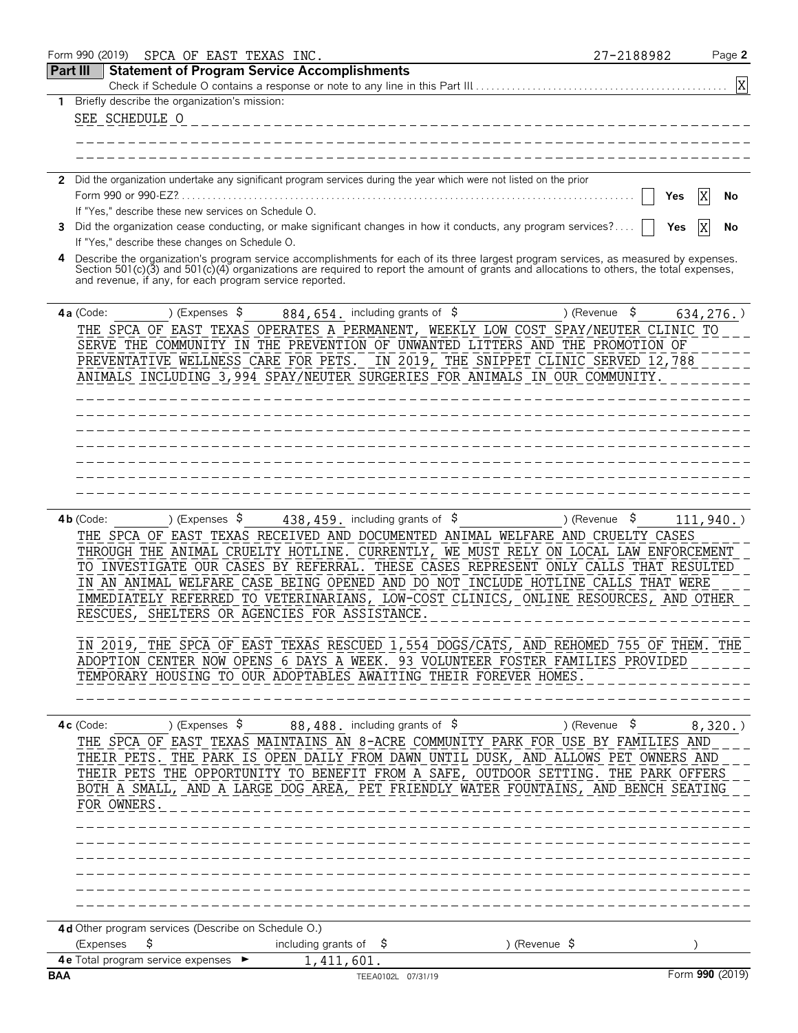Form 990 (2019) SPCA OF EAST TEXAS INC. 27-2188982 Page **2**

## Part III Statement of Program Service Accomplishments

Check if Schedule O contains a response or note to any line in this Part III . . . . . [X]

**1** Briefly describe the organization's mission:

SEE SCHEDULE O

**2** Did the organization undertake any significant program services during the year which were not listed on the prior Form 990 or 990-EZ? . . . . . [ ] Yes [X] No

If "Yes," describe these new services on Schedule O.

**3** Did the organization cease conducting, or make significant changes in how it conducts, any program services? . . . . [ ] Yes [X] No

If "Yes," describe these changes on Schedule O.

**4** Describe the organization's program service accomplishments for each of its three largest program services, as measured by expenses. Section 501(c)(3) and 501(c)(4) organizations are required to report the amount of grants and allocations to others, the total expenses, and revenue, if any, for each program service reported.

**4a** (Code: ) (Expenses $ 884,654. including grants of $ ) (Revenue $ 634,276.)

THE SPCA OF EAST TEXAS OPERATES A PERMANENT, WEEKLY LOW COST SPAY/NEUTER CLINIC TO SERVE THE COMMUNITY IN THE PREVENTION OF UNWANTED LITTERS AND THE PROMOTION OF PREVENTATIVE WELLNESS CARE FOR PETS. IN 2019, THE SNIPPET CLINIC SERVED 12,788 ANIMALS INCLUDING 3,994 SPAY/NEUTER SURGERIES FOR ANIMALS IN OUR COMMUNITY.

**4b** (Code: ) (Expenses $ 438,459. including grants of $ ) (Revenue $ 111,940.)

THE SPCA OF EAST TEXAS RECEIVED AND DOCUMENTED ANIMAL WELFARE AND CRUELTY CASES THROUGH THE ANIMAL CRUELTY HOTLINE. CURRENTLY, WE MUST RELY ON LOCAL LAW ENFORCEMENT TO INVESTIGATE OUR CASES BY REFERRAL. THESE CASES REPRESENT ONLY CALLS THAT RESULTED IN AN ANIMAL WELFARE CASE BEING OPENED AND DO NOT INCLUDE HOTLINE CALLS THAT WERE IMMEDIATELY REFERRED TO VETERINARIANS, LOW-COST CLINICS, ONLINE RESOURCES, AND OTHER RESCUES, SHELTERS OR AGENCIES FOR ASSISTANCE.

IN 2019, THE SPCA OF EAST TEXAS RESCUED 1,554 DOGS/CATS, AND REHOMED 755 OF THEM. THE ADOPTION CENTER NOW OPENS 6 DAYS A WEEK. 93 VOLUNTEER FOSTER FAMILIES PROVIDED TEMPORARY HOUSING TO OUR ADOPTABLES AWAITING THEIR FOREVER HOMES.

**4c** (Code: ) (Expenses $ 88,488. including grants of $ ) (Revenue $ 8,320.)

THE SPCA OF EAST TEXAS MAINTAINS AN 8-ACRE COMMUNITY PARK FOR USE BY FAMILIES AND THEIR PETS. THE PARK IS OPEN DAILY FROM DAWN UNTIL DUSK, AND ALLOWS PET OWNERS AND THEIR PETS THE OPPORTUNITY TO BENEFIT FROM A SAFE, OUTDOOR SETTING. THE PARK OFFERS BOTH A SMALL, AND A LARGE DOG AREA, PET FRIENDLY WATER FOUNTAINS, AND BENCH SEATING FOR OWNERS.

**4d** Other program services (Describe on Schedule O.)

(Expenses $ including grants of $ ) (Revenue $ )

**4e** Total program service expenses ► 1,411,601.

BAA TEEA0102L 07/31/19 Form **990** (2019)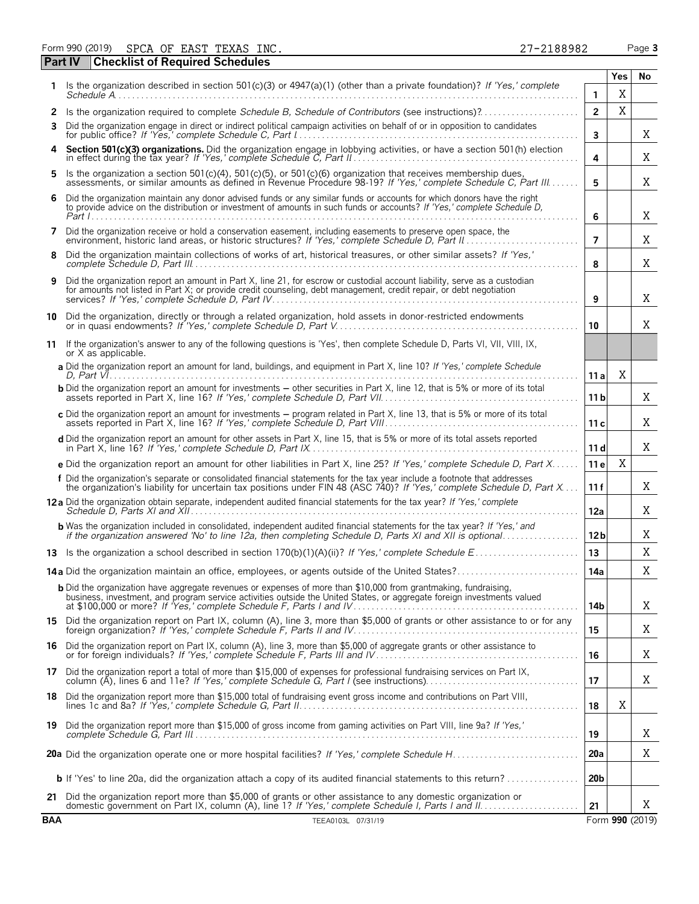Form 990 (2019) SPCA OF EAST TEXAS INC. 27-2188982

## Part IV Checklist of Required Schedules

| | | | Yes | No |
|---|---|---|---|---|
| 1 | Is the organization described in section 501(c)(3) or 4947(a)(1) (other than a private foundation)? *If 'Yes,' complete Schedule A* | 1 | X | |
| 2 | Is the organization required to complete *Schedule B, Schedule of Contributors* (see instructions)? | 2 | X | |
| 3 | Did the organization engage in direct or indirect political campaign activities on behalf of or in opposition to candidates for public office? *If 'Yes,' complete Schedule C, Part I* | 3 | | X |
| 4 | **Section 501(c)(3) organizations.** Did the organization engage in lobbying activities, or have a section 501(h) election in effect during the tax year? *If 'Yes,' complete Schedule C, Part II* | 4 | | X |
| 5 | Is the organization a section 501(c)(4), 501(c)(5), or 501(c)(6) organization that receives membership dues, assessments, or similar amounts as defined in Revenue Procedure 98-19? *If 'Yes,' complete Schedule C, Part III* | 5 | | X |
| 6 | Did the organization maintain any donor advised funds or any similar funds or accounts for which donors have the right to provide advice on the distribution or investment of amounts in such funds or accounts? *If 'Yes,' complete Schedule D, Part I* | 6 | | X |
| 7 | Did the organization receive or hold a conservation easement, including easements to preserve open space, the environment, historic land areas, or historic structures? *If 'Yes,' complete Schedule D, Part II* | 7 | | X |
| 8 | Did the organization maintain collections of works of art, historical treasures, or other similar assets? *If 'Yes,' complete Schedule D, Part III* | 8 | | X |
| 9 | Did the organization report an amount in Part X, line 21, for escrow or custodial account liability, serve as a custodian for amounts not listed in Part X; or provide credit counseling, debt management, credit repair, or debt negotiation services? *If 'Yes,' complete Schedule D, Part IV* | 9 | | X |
| 10 | Did the organization, directly or through a related organization, hold assets in donor-restricted endowments or in quasi endowments? *If 'Yes,' complete Schedule D, Part V* | 10 | | X |
| 11 | If the organization's answer to any of the following questions is 'Yes', then complete Schedule D, Parts VI, VII, VIII, IX, or X as applicable. | | | |
| | **a** Did the organization report an amount for land, buildings, and equipment in Part X, line 10? *If 'Yes,' complete Schedule D, Part VI* | 11a | X | |
| | **b** Did the organization report an amount for investments – other securities in Part X, line 12, that is 5% or more of its total assets reported in Part X, line 16? *If 'Yes,' complete Schedule D, Part VII* | 11b | | X |
| | **c** Did the organization report an amount for investments – program related in Part X, line 13, that is 5% or more of its total assets reported in Part X, line 16? *If 'Yes,' complete Schedule D, Part VIII* | 11c | | X |
| | **d** Did the organization report an amount for other assets in Part X, line 15, that is 5% or more of its total assets reported in Part X, line 16? *If 'Yes,' complete Schedule D, Part IX* | 11d | | X |
| | **e** Did the organization report an amount for other liabilities in Part X, line 25? *If 'Yes,' complete Schedule D, Part X* | 11e | X | |
| | **f** Did the organization's separate or consolidated financial statements for the tax year include a footnote that addresses the organization's liability for uncertain tax positions under FIN 48 (ASC 740)? *If 'Yes,' complete Schedule D, Part X* | 11f | | X |
| 12a | Did the organization obtain separate, independent audited financial statements for the tax year? *If 'Yes,' complete Schedule D, Parts XI and XII* | 12a | | X |
| | **b** Was the organization included in consolidated, independent audited financial statements for the tax year? *If 'Yes,' and if the organization answered 'No' to line 12a, then completing Schedule D, Parts XI and XII is optional* | 12b | | X |
| 13 | Is the organization a school described in section 170(b)(1)(A)(ii)? *If 'Yes,' complete Schedule E* | 13 | | X |
| 14a | Did the organization maintain an office, employees, or agents outside of the United States? | 14a | | X |
| | **b** Did the organization have aggregate revenues or expenses of more than $10,000 from grantmaking, fundraising, business, investment, and program service activities outside the United States, or aggregate foreign investments valued at $100,000 or more? *If 'Yes,' complete Schedule F, Parts I and IV* | 14b | | X |
| 15 | Did the organization report on Part IX, column (A), line 3, more than $5,000 of grants or other assistance to or for any foreign organization? *If 'Yes,' complete Schedule F, Parts II and IV* | 15 | | X |
| 16 | Did the organization report on Part IX, column (A), line 3, more than $5,000 of aggregate grants or other assistance to or for foreign individuals? *If 'Yes,' complete Schedule F, Parts III and IV* | 16 | | X |
| 17 | Did the organization report a total of more than $15,000 of expenses for professional fundraising services on Part IX, column (A), lines 6 and 11e? *If 'Yes,' complete Schedule G, Part I* (see instructions) | 17 | | X |
| 18 | Did the organization report more than $15,000 total of fundraising event gross income and contributions on Part VIII, lines 1c and 8a? *If 'Yes,' complete Schedule G, Part II* | 18 | X | |
| 19 | Did the organization report more than $15,000 of gross income from gaming activities on Part VIII, line 9a? *If 'Yes,' complete Schedule G, Part III* | 19 | | X |
| 20a | Did the organization operate one or more hospital facilities? *If 'Yes,' complete Schedule H* | 20a | | X |
| | **b** If 'Yes' to line 20a, did the organization attach a copy of its audited financial statements to this return? | 20b | | |
| 21 | Did the organization report more than $5,000 of grants or other assistance to any domestic organization or domestic government on Part IX, column (A), line 1? *If 'Yes,' complete Schedule I, Parts I and II* | 21 | | X |

BAA TEEA0103L 07/31/19 Form **990** (2019)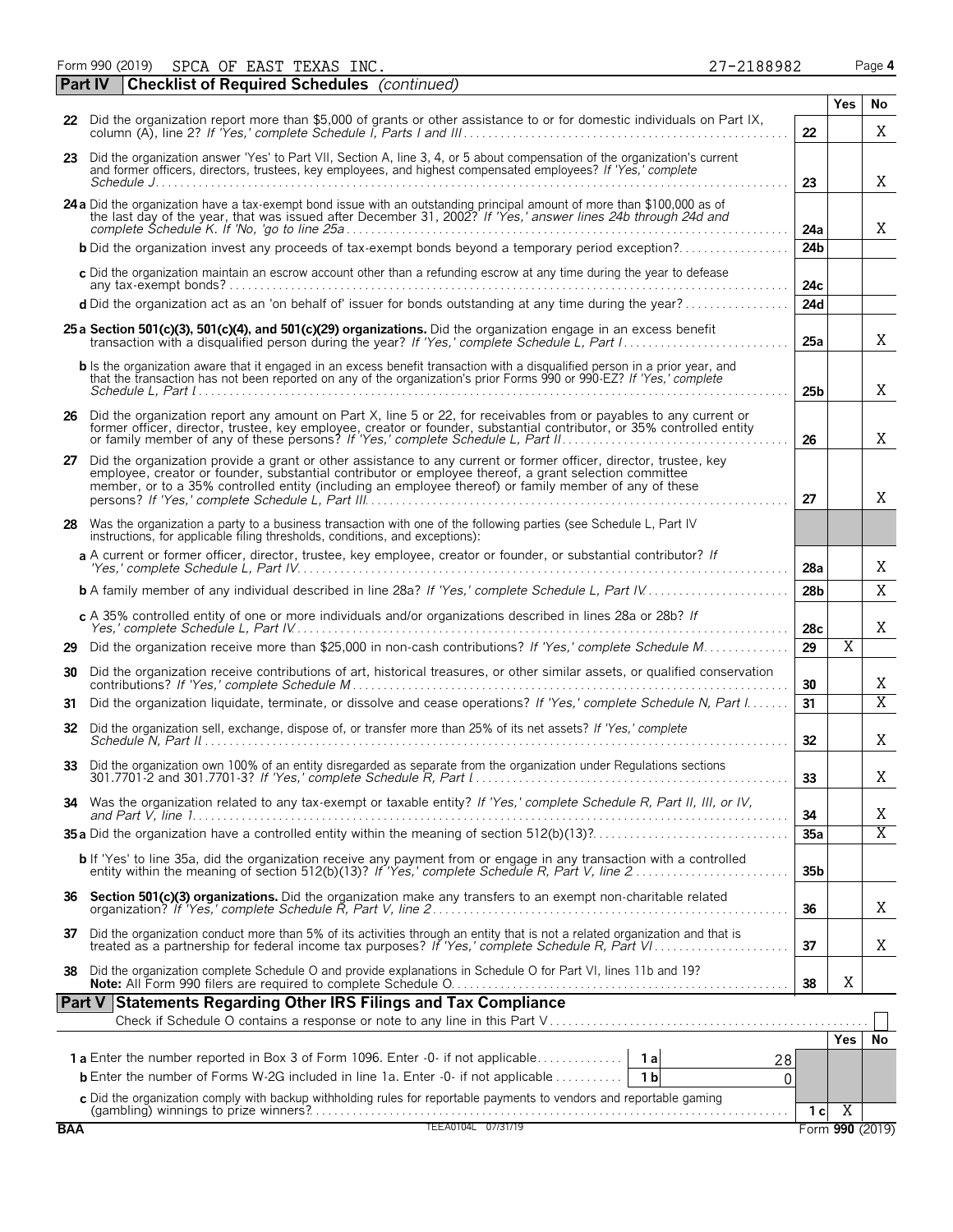Form 990 (2019) SPCA OF EAST TEXAS INC. 27-2188982 Page **4**

## Part IV Checklist of Required Schedules *(continued)*

| | | | Yes | No |
|---|---|---|---|---|
| **22** | Did the organization report more than $5,000 of grants or other assistance to or for domestic individuals on Part IX, column (A), line 2? *If 'Yes,' complete Schedule I, Parts I and III* | 22 | | X |
| **23** | Did the organization answer 'Yes' to Part VII, Section A, line 3, 4, or 5 about compensation of the organization's current and former officers, directors, trustees, key employees, and highest compensated employees? *If 'Yes,' complete Schedule J* | 23 | | X |
| **24 a** | Did the organization have a tax-exempt bond issue with an outstanding principal amount of more than $100,000 as of the last day of the year, that was issued after December 31, 2002? *If 'Yes,' answer lines 24b through 24d and complete Schedule K. If 'No,' go to line 25a* | 24a | | X |
| **b** | Did the organization invest any proceeds of tax-exempt bonds beyond a temporary period exception? | 24b | | |
| **c** | Did the organization maintain an escrow account other than a refunding escrow at any time during the year to defease any tax-exempt bonds? | 24c | | |
| **d** | Did the organization act as an 'on behalf of' issuer for bonds outstanding at any time during the year? | 24d | | |
| **25 a** | **Section 501(c)(3), 501(c)(4), and 501(c)(29) organizations.** Did the organization engage in an excess benefit transaction with a disqualified person during the year? *If 'Yes,' complete Schedule L, Part I* | 25a | | X |
| **b** | Is the organization aware that it engaged in an excess benefit transaction with a disqualified person in a prior year, and that the transaction has not been reported on any of the organization's prior Forms 990 or 990-EZ? *If 'Yes,' complete Schedule L, Part I* | 25b | | X |
| **26** | Did the organization report any amount on Part X, line 5 or 22, for receivables from or payables to any current or former officer, director, trustee, key employee, creator or founder, substantial contributor, or 35% controlled entity or family member of any of these persons? *If 'Yes,' complete Schedule L, Part II* | 26 | | X |
| **27** | Did the organization provide a grant or other assistance to any current or former officer, director, trustee, key employee, creator or founder, substantial contributor or employee thereof, a grant selection committee member, or to a 35% controlled entity (including an employee thereof) or family member of any of these persons? *If 'Yes,' complete Schedule L, Part III* | 27 | | X |
| **28** | Was the organization a party to a business transaction with one of the following parties (see Schedule L, Part IV instructions, for applicable filing thresholds, conditions, and exceptions): | | | |
| **a** | A current or former officer, director, trustee, key employee, creator or founder, or substantial contributor? *If 'Yes,' complete Schedule L, Part IV* | 28a | | X |
| **b** | A family member of any individual described in line 28a? *If 'Yes,' complete Schedule L, Part IV* | 28b | | X |
| **c** | A 35% controlled entity of one or more individuals and/or organizations described in lines 28a or 28b? *If Yes,' complete Schedule L, Part IV* | 28c | | X |
| **29** | Did the organization receive more than $25,000 in non-cash contributions? *If 'Yes,' complete Schedule M* | 29 | X | |
| **30** | Did the organization receive contributions of art, historical treasures, or other similar assets, or qualified conservation contributions? *If 'Yes,' complete Schedule M* | 30 | | X |
| **31** | Did the organization liquidate, terminate, or dissolve and cease operations? *If 'Yes,' complete Schedule N, Part I* | 31 | | X |
| **32** | Did the organization sell, exchange, dispose of, or transfer more than 25% of its net assets? *If 'Yes,' complete Schedule N, Part II* | 32 | | X |
| **33** | Did the organization own 100% of an entity disregarded as separate from the organization under Regulations sections 301.7701-2 and 301.7701-3? *If 'Yes,' complete Schedule R, Part I* | 33 | | X |
| **34** | Was the organization related to any tax-exempt or taxable entity? *If 'Yes,' complete Schedule R, Part II, III, or IV, and Part V, line 1* | 34 | | X |
| **35 a** | Did the organization have a controlled entity within the meaning of section 512(b)(13)? | 35a | | X |
| **b** | If 'Yes' to line 35a, did the organization receive any payment from or engage in any transaction with a controlled entity within the meaning of section 512(b)(13)? *If 'Yes,' complete Schedule R, Part V, line 2* | 35b | | |
| **36** | **Section 501(c)(3) organizations.** Did the organization make any transfers to an exempt non-charitable related organization? *If 'Yes,' complete Schedule R, Part V, line 2* | 36 | | X |
| **37** | Did the organization conduct more than 5% of its activities through an entity that is not a related organization and that is treated as a partnership for federal income tax purposes? *If 'Yes,' complete Schedule R, Part VI* | 37 | | X |
| **38** | Did the organization complete Schedule O and provide explanations in Schedule O for Part VI, lines 11b and 19? **Note:** All Form 990 filers are required to complete Schedule O. | 38 | X | |

## Part V Statements Regarding Other IRS Filings and Tax Compliance

Check if Schedule O contains a response or note to any line in this Part V ☐

| | | | | | Yes | No |
|---|---|---|---|---|---|---|
| **1 a** | Enter the number reported in Box 3 of Form 1096. Enter -0- if not applicable | 1a | 28 | | | |
| **b** | Enter the number of Forms W-2G included in line 1a. Enter -0- if not applicable | 1b | 0 | | | |
| **c** | Did the organization comply with backup withholding rules for reportable payments to vendors and reportable gaming (gambling) winnings to prize winners? | | | 1c | X | |

BAA TEEA0104L 07/31/19 Form **990** (2019)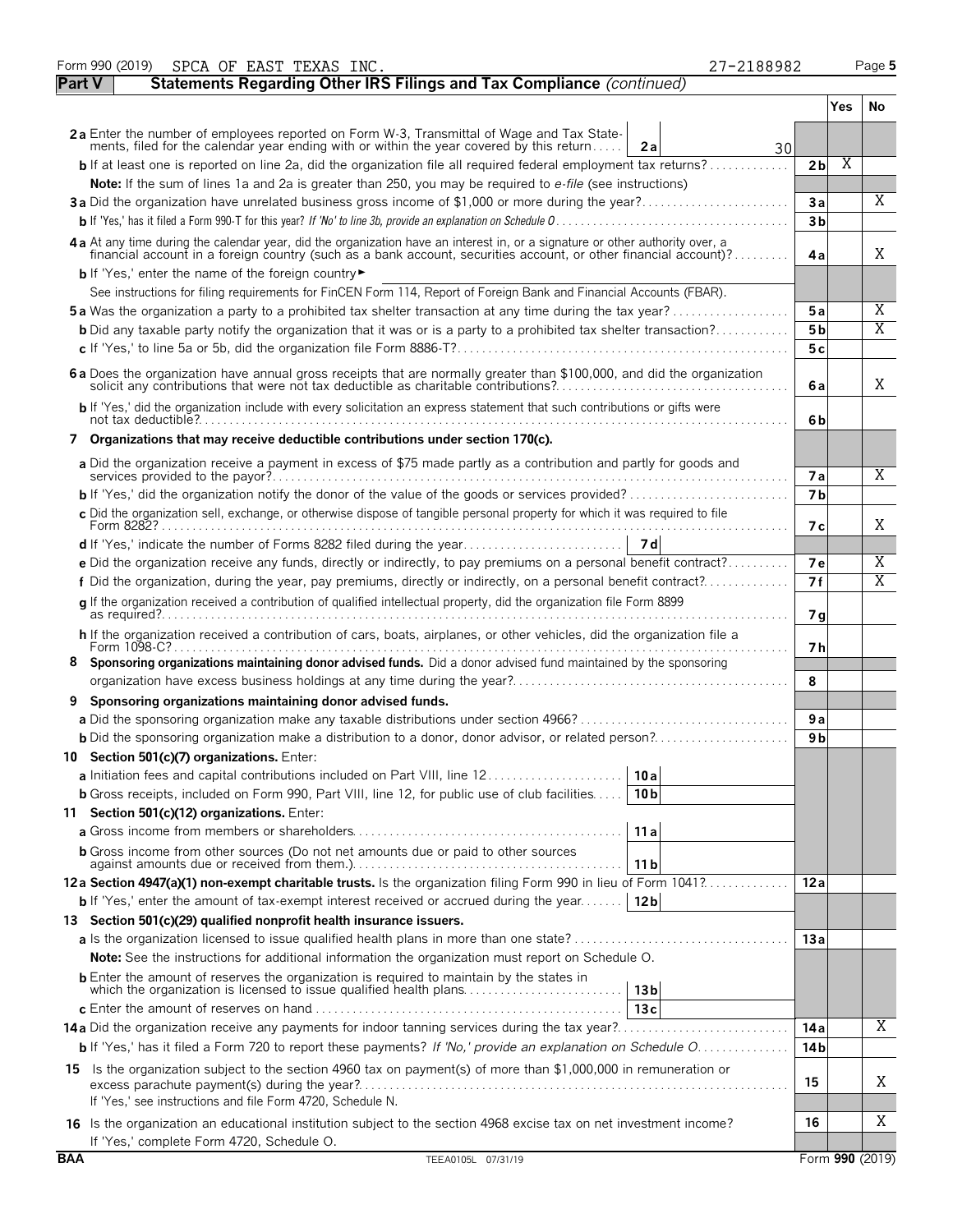Form 990 (2019) SPCA OF EAST TEXAS INC. 27-2188982 Page 5

**Part V Statements Regarding Other IRS Filings and Tax Compliance** *(continued)*

| | | | Yes | No |
|---|---|---|---|---|
| **2a** Enter the number of employees reported on Form W-3, Transmittal of Wage and Tax Statements, filed for the calendar year ending with or within the year covered by this return | **2a** 30 | | | |
| **b** If at least one is reported on line 2a, did the organization file all required federal employment tax returns? | | **2b** | X | |
| **Note:** If the sum of lines 1a and 2a is greater than 250, you may be required to *e-file* (see instructions) | | | | |
| **3a** Did the organization have unrelated business gross income of $1,000 or more during the year? | | **3a** | | X |
| **b** If 'Yes,' has it filed a Form 990-T for this year? *If 'No' to line 3b, provide an explanation on Schedule O* | | **3b** | | |
| **4a** At any time during the calendar year, did the organization have an interest in, or a signature or other authority over, a financial account in a foreign country (such as a bank account, securities account, or other financial account)? | | **4a** | | X |
| **b** If 'Yes,' enter the name of the foreign country ► | | | | |
| See instructions for filing requirements for FinCEN Form 114, Report of Foreign Bank and Financial Accounts (FBAR). | | | | |
| **5a** Was the organization a party to a prohibited tax shelter transaction at any time during the tax year? | | **5a** | | X |
| **b** Did any taxable party notify the organization that it was or is a party to a prohibited tax shelter transaction? | | **5b** | | X |
| **c** If 'Yes,' to line 5a or 5b, did the organization file Form 8886-T? | | **5c** | | |
| **6a** Does the organization have annual gross receipts that are normally greater than $100,000, and did the organization solicit any contributions that were not tax deductible as charitable contributions? | | **6a** | | X |
| **b** If 'Yes,' did the organization include with every solicitation an express statement that such contributions or gifts were not tax deductible? | | **6b** | | |
| **7 Organizations that may receive deductible contributions under section 170(c).** | | | | |
| **a** Did the organization receive a payment in excess of $75 made partly as a contribution and partly for goods and services provided to the payor? | | **7a** | | X |
| **b** If 'Yes,' did the organization notify the donor of the value of the goods or services provided? | | **7b** | | |
| **c** Did the organization sell, exchange, or otherwise dispose of tangible personal property for which it was required to file Form 8282? | | **7c** | | X |
| **d** If 'Yes,' indicate the number of Forms 8282 filed during the year | **7d** | | | |
| **e** Did the organization receive any funds, directly or indirectly, to pay premiums on a personal benefit contract? | | **7e** | | X |
| **f** Did the organization, during the year, pay premiums, directly or indirectly, on a personal benefit contract? | | **7f** | | X |
| **g** If the organization received a contribution of qualified intellectual property, did the organization file Form 8899 as required? | | **7g** | | |
| **h** If the organization received a contribution of cars, boats, airplanes, or other vehicles, did the organization file a Form 1098-C? | | **7h** | | |
| **8 Sponsoring organizations maintaining donor advised funds.** Did a donor advised fund maintained by the sponsoring organization have excess business holdings at any time during the year? | | **8** | | |
| **9 Sponsoring organizations maintaining donor advised funds.** | | | | |
| **a** Did the sponsoring organization make any taxable distributions under section 4966? | | **9a** | | |
| **b** Did the sponsoring organization make a distribution to a donor, donor advisor, or related person? | | **9b** | | |
| **10 Section 501(c)(7) organizations.** Enter: | | | | |
| **a** Initiation fees and capital contributions included on Part VIII, line 12 | **10a** | | | |
| **b** Gross receipts, included on Form 990, Part VIII, line 12, for public use of club facilities | **10b** | | | |
| **11 Section 501(c)(12) organizations.** Enter: | | | | |
| **a** Gross income from members or shareholders | **11a** | | | |
| **b** Gross income from other sources (Do not net amounts due or paid to other sources against amounts due or received from them.) | **11b** | | | |
| **12a Section 4947(a)(1) non-exempt charitable trusts.** Is the organization filing Form 990 in lieu of Form 1041? | | **12a** | | |
| **b** If 'Yes,' enter the amount of tax-exempt interest received or accrued during the year | **12b** | | | |
| **13 Section 501(c)(29) qualified nonprofit health insurance issuers.** | | | | |
| **a** Is the organization licensed to issue qualified health plans in more than one state? | | **13a** | | |
| **Note:** See the instructions for additional information the organization must report on Schedule O. | | | | |
| **b** Enter the amount of reserves the organization is required to maintain by the states in which the organization is licensed to issue qualified health plans | **13b** | | | |
| **c** Enter the amount of reserves on hand | **13c** | | | |
| **14a** Did the organization receive any payments for indoor tanning services during the tax year? | | **14a** | | X |
| **b** If 'Yes,' has it filed a Form 720 to report these payments? *If 'No,' provide an explanation on Schedule O* | | **14b** | | |
| **15** Is the organization subject to the section 4960 tax on payment(s) of more than $1,000,000 in remuneration or excess parachute payment(s) during the year? If 'Yes,' see instructions and file Form 4720, Schedule N. | | **15** | | X |
| **16** Is the organization an educational institution subject to the section 4968 excise tax on net investment income? If 'Yes,' complete Form 4720, Schedule O. | | **16** | | X |

BAA TEEA0105L 07/31/19 Form **990** (2019)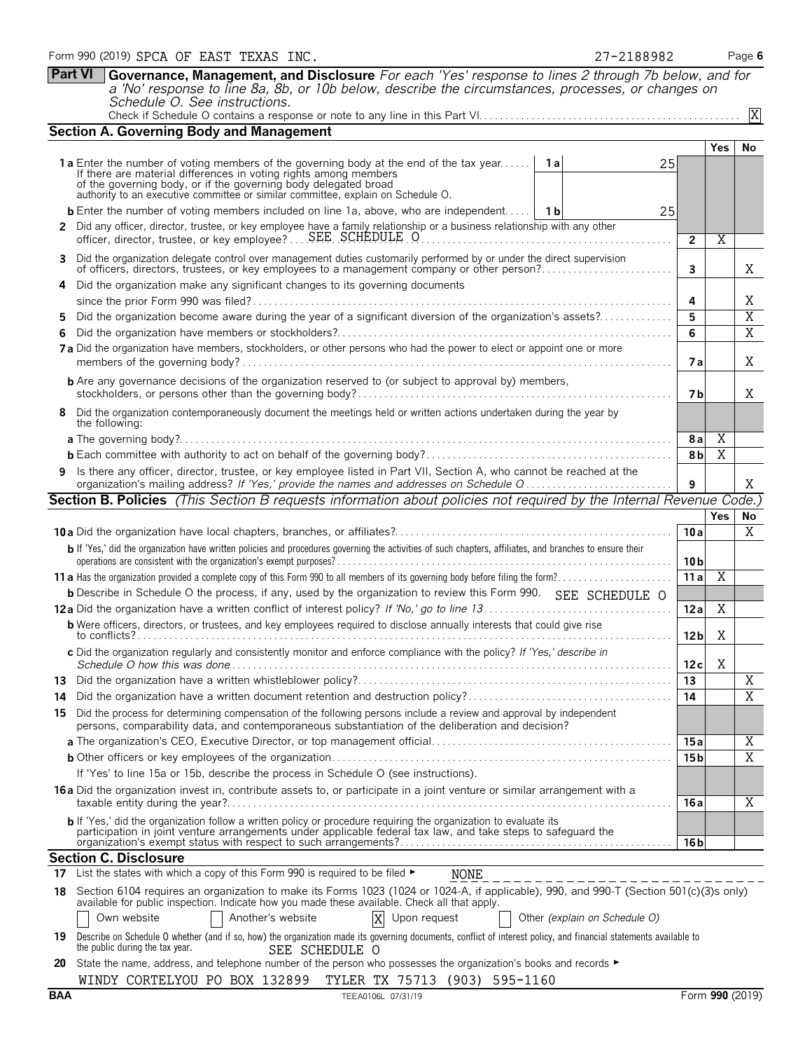Form 990 (2019) SPCA OF EAST TEXAS INC. 27-2188982 Page 6

**Part VI Governance, Management, and Disclosure** *For each 'Yes' response to lines 2 through 7b below, and for a 'No' response to line 8a, 8b, or 10b below, describe the circumstances, processes, or changes on Schedule O. See instructions.*

Check if Schedule O contains a response or note to any line in this Part VI . . . . . . X

## Section A. Governing Body and Management

| | | | Yes | No |
|---|---|---|---|---|
| **1a** Enter the number of voting members of the governing body at the end of the tax year. If there are material differences in voting rights among members of the governing body, or if the governing body delegated broad authority to an executive committee or similar committee, explain on Schedule O. | 1a 25 | | | |
| **b** Enter the number of voting members included on line 1a, above, who are independent | 1b 25 | | | |
| **2** Did any officer, director, trustee, or key employee have a family relationship or a business relationship with any other officer, director, trustee, or key employee? SEE SCHEDULE O | | 2 | X | |
| **3** Did the organization delegate control over management duties customarily performed by or under the direct supervision of officers, directors, trustees, or key employees to a management company or other person? | | 3 | | X |
| **4** Did the organization make any significant changes to its governing documents since the prior Form 990 was filed? | | 4 | | X |
| **5** Did the organization become aware during the year of a significant diversion of the organization's assets? | | 5 | | X |
| **6** Did the organization have members or stockholders? | | 6 | | X |
| **7a** Did the organization have members, stockholders, or other persons who had the power to elect or appoint one or more members of the governing body? | | 7a | | X |
| **b** Are any governance decisions of the organization reserved to (or subject to approval by) members, stockholders, or persons other than the governing body? | | 7b | | X |
| **8** Did the organization contemporaneously document the meetings held or written actions undertaken during the year by the following: | | | | |
| **a** The governing body? | | 8a | X | |
| **b** Each committee with authority to act on behalf of the governing body? | | 8b | X | |
| **9** Is there any officer, director, trustee, or key employee listed in Part VII, Section A, who cannot be reached at the organization's mailing address? *If 'Yes,' provide the names and addresses on Schedule O* | | 9 | | X |

## Section B. Policies *(This Section B requests information about policies not required by the Internal Revenue Code.)*

| | | Yes | No |
|---|---|---|---|
| **10a** Did the organization have local chapters, branches, or affiliates? | 10a | | X |
| **b** If 'Yes,' did the organization have written policies and procedures governing the activities of such chapters, affiliates, and branches to ensure their operations are consistent with the organization's exempt purposes? | 10b | | |
| **11a** Has the organization provided a complete copy of this Form 990 to all members of its governing body before filing the form? | 11a | X | |
| **b** Describe in Schedule O the process, if any, used by the organization to review this Form 990. SEE SCHEDULE O | | | |
| **12a** Did the organization have a written conflict of interest policy? *If 'No,' go to line 13* | 12a | X | |
| **b** Were officers, directors, or trustees, and key employees required to disclose annually interests that could give rise to conflicts? | 12b | X | |
| **c** Did the organization regularly and consistently monitor and enforce compliance with the policy? *If 'Yes,' describe in Schedule O how this was done* | 12c | X | |
| **13** Did the organization have a written whistleblower policy? | 13 | | X |
| **14** Did the organization have a written document retention and destruction policy? | 14 | | X |
| **15** Did the process for determining compensation of the following persons include a review and approval by independent persons, comparability data, and contemporaneous substantiation of the deliberation and decision? | | | |
| **a** The organization's CEO, Executive Director, or top management official | 15a | | X |
| **b** Other officers or key employees of the organization | 15b | | X |
| If 'Yes' to line 15a or 15b, describe the process in Schedule O (see instructions). | | | |
| **16a** Did the organization invest in, contribute assets to, or participate in a joint venture or similar arrangement with a taxable entity during the year? | 16a | | X |
| **b** If 'Yes,' did the organization follow a written policy or procedure requiring the organization to evaluate its participation in joint venture arrangements under applicable federal tax law, and take steps to safeguard the organization's exempt status with respect to such arrangements? | 16b | | |

## Section C. Disclosure

**17** List the states with which a copy of this Form 990 is required to be filed ► NONE

**18** Section 6104 requires an organization to make its Forms 1023 (1024 or 1024-A, if applicable), 990, and 990-T (Section 501(c)(3)s only) available for public inspection. Indicate how you made these available. Check all that apply.

☐ Own website ☐ Another's website ☒ Upon request ☐ Other *(explain on Schedule O)*

**19** Describe on Schedule O whether (and if so, how) the organization made its governing documents, conflict of interest policy, and financial statements available to the public during the tax year. SEE SCHEDULE O

**20** State the name, address, and telephone number of the person who possesses the organization's books and records ►

WINDY CORTELYOU PO BOX 132899 TYLER TX 75713 (903) 595-1160

BAA TEEA0106L 07/31/19 Form **990** (2019)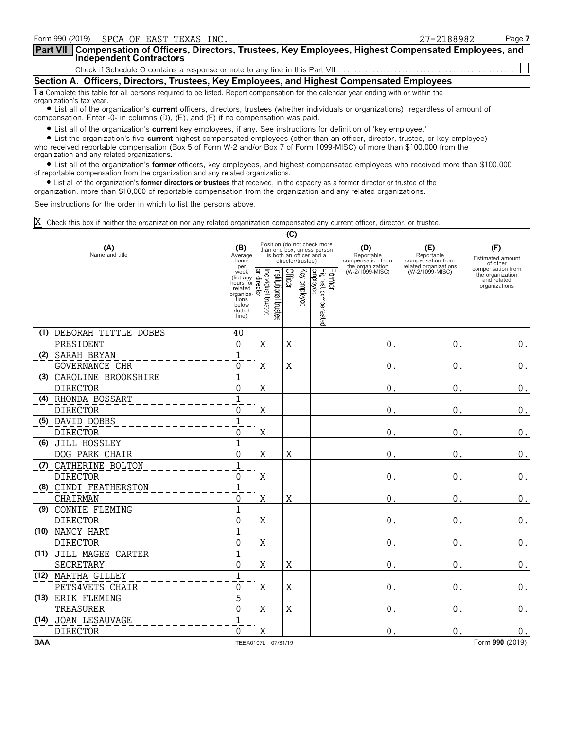Form 990 (2019) SPCA OF EAST TEXAS INC. 27-2188982 Page **7**

## Part VII Compensation of Officers, Directors, Trustees, Key Employees, Highest Compensated Employees, and Independent Contractors

Check if Schedule O contains a response or note to any line in this Part VII. . . . . . . . . . . . . . . . . . . . . ☐

### Section A. Officers, Directors, Trustees, Key Employees, and Highest Compensated Employees

**1 a** Complete this table for all persons required to be listed. Report compensation for the calendar year ending with or within the organization's tax year.

- List all of the organization's **current** officers, directors, trustees (whether individuals or organizations), regardless of amount of compensation. Enter -0- in columns (D), (E), and (F) if no compensation was paid.
- List all of the organization's **current** key employees, if any. See instructions for definition of 'key employee.'
- List the organization's five **current** highest compensated employees (other than an officer, director, trustee, or key employee) who received reportable compensation (Box 5 of Form W-2 and/or Box 7 of Form 1099-MISC) of more than $100,000 from the organization and any related organizations.
- List all of the organization's **former** officers, key employees, and highest compensated employees who received more than $100,000 of reportable compensation from the organization and any related organizations.
- List all of the organization's **former directors or trustees** that received, in the capacity as a former director or trustee of the organization, more than $10,000 of reportable compensation from the organization and any related organizations.

See instructions for the order in which to list the persons above.

☒ Check this box if neither the organization nor any related organization compensated any current officer, director, or trustee.

| (A) Name and title | (B) Average hours per week (list any hours for related organizations below dotted line) | (C) Individual trustee or director | Institutional trustee | Officer | Key employee | Highest compensated employee | Former | (D) Reportable compensation from the organization (W-2/1099-MISC) | (E) Reportable compensation from related organizations (W-2/1099-MISC) | (F) Estimated amount of other compensation from the organization and related organizations |
|---|---|---|---|---|---|---|---|---|---|---|
| (1) DEBORAH TITTLE DOBBS<br>PRESIDENT | 40<br>0 | X | | X | | | | 0. | 0. | 0. |
| (2) SARAH BRYAN<br>GOVERNANCE CHR | 1<br>0 | X | | X | | | | 0. | 0. | 0. |
| (3) CAROLINE BROOKSHIRE<br>DIRECTOR | 1<br>0 | X | | | | | | 0. | 0. | 0. |
| (4) RHONDA BOSSART<br>DIRECTOR | 1<br>0 | X | | | | | | 0. | 0. | 0. |
| (5) DAVID DOBBS<br>DIRECTOR | 1<br>0 | X | | | | | | 0. | 0. | 0. |
| (6) JILL HOSSLEY<br>DOG PARK CHAIR | 1<br>0 | X | | X | | | | 0. | 0. | 0. |
| (7) CATHERINE BOLTON<br>DIRECTOR | 1<br>0 | X | | | | | | 0. | 0. | 0. |
| (8) CINDI FEATHERSTON<br>CHAIRMAN | 1<br>0 | X | | X | | | | 0. | 0. | 0. |
| (9) CONNIE FLEMING<br>DIRECTOR | 1<br>0 | X | | | | | | 0. | 0. | 0. |
| (10) NANCY HART<br>DIRECTOR | 1<br>0 | X | | | | | | 0. | 0. | 0. |
| (11) JILL MAGEE CARTER<br>SECRETARY | 1<br>0 | X | | X | | | | 0. | 0. | 0. |
| (12) MARTHA GILLEY<br>PETS4VETS CHAIR | 1<br>0 | X | | X | | | | 0. | 0. | 0. |
| (13) ERIK FLEMING<br>TREASURER | 5<br>0 | X | | X | | | | 0. | 0. | 0. |
| (14) JOAN LESAUVAGE<br>DIRECTOR | 1<br>0 | X | | | | | | 0. | 0. | 0. |

BAA TEEA0107L 07/31/19 Form **990** (2019)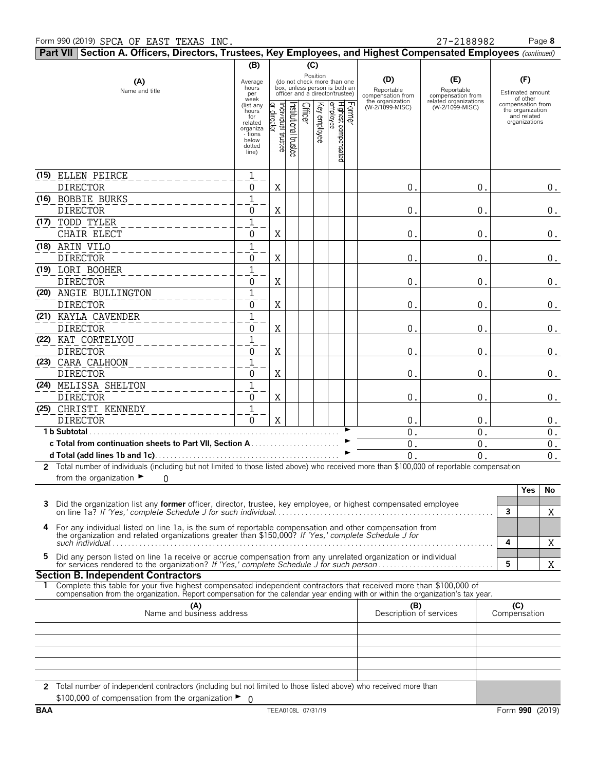Form 990 (2019) SPCA OF EAST TEXAS INC. 27-2188982 Page 8

**Part VII Section A. Officers, Directors, Trustees, Key Employees, and Highest Compensated Employees** *(continued)*

| (A) Name and title | (B) Average hours per week (list any hours for related organizations below dotted line) | (C) Position: Individual trustee or director | Institutional trustee | Officer | Key employee | Highest compensated employee | Former | (D) Reportable compensation from the organization (W-2/1099-MISC) | (E) Reportable compensation from related organizations (W-2/1099-MISC) | (F) Estimated amount of other compensation from the organization and related organizations |
|---|---|---|---|---|---|---|---|---|---|---|
| (15) ELLEN PEIRCE<br>DIRECTOR | 1<br>0 | X | | | | | | 0. | 0. | 0. |
| (16) BOBBIE BURKS<br>DIRECTOR | 1<br>0 | X | | | | | | 0. | 0. | 0. |
| (17) TODD TYLER<br>CHAIR ELECT | 1<br>0 | X | | | | | | 0. | 0. | 0. |
| (18) ARIN VILO<br>DIRECTOR | 1<br>0 | X | | | | | | 0. | 0. | 0. |
| (19) LORI BOOHER<br>DIRECTOR | 1<br>0 | X | | | | | | 0. | 0. | 0. |
| (20) ANGIE BULLINGTON<br>DIRECTOR | 1<br>0 | X | | | | | | 0. | 0. | 0. |
| (21) KAYLA CAVENDER<br>DIRECTOR | 1<br>0 | X | | | | | | 0. | 0. | 0. |
| (22) KAT CORTELYOU<br>DIRECTOR | 1<br>0 | X | | | | | | 0. | 0. | 0. |
| (23) CARA CALHOON<br>DIRECTOR | 1<br>0 | X | | | | | | 0. | 0. | 0. |
| (24) MELISSA SHELTON<br>DIRECTOR | 1<br>0 | X | | | | | | 0. | 0. | 0. |
| (25) CHRISTI KENNEDY<br>DIRECTOR | 1<br>0 | X | | | | | | 0. | 0. | 0. |
| **1 b Subtotal** | | | | | | | | 0. | 0. | 0. |
| **c Total from continuation sheets to Part VII, Section A** | | | | | | | | 0. | 0. | 0. |
| **d Total (add lines 1b and 1c)** | | | | | | | | 0. | 0. | 0. |

**2** Total number of individuals (including but not limited to those listed above) who received more than $100,000 of reportable compensation from the organization ► 0

| | | Yes | No |
|---|---|---|---|
| **3** Did the organization list any **former** officer, director, trustee, key employee, or highest compensated employee on line 1a? *If 'Yes,' complete Schedule J for such individual* | 3 | | X |
| **4** For any individual listed on line 1a, is the sum of reportable compensation and other compensation from the organization and related organizations greater than $150,000? *If 'Yes,' complete Schedule J for such individual* | 4 | | X |
| **5** Did any person listed on line 1a receive or accrue compensation from any unrelated organization or individual for services rendered to the organization? *If 'Yes,' complete Schedule J for such person* | 5 | | X |

**Section B. Independent Contractors**

**1** Complete this table for your five highest compensated independent contractors that received more than $100,000 of compensation from the organization. Report compensation for the calendar year ending with or within the organization's tax year.

| (A) Name and business address | (B) Description of services | (C) Compensation |
|---|---|---|
| | | |
| | | |
| | | |
| | | |
| | | |

**2** Total number of independent contractors (including but not limited to those listed above) who received more than $100,000 of compensation from the organization ► 0

BAA TEEA0108L 07/31/19 Form **990** (2019)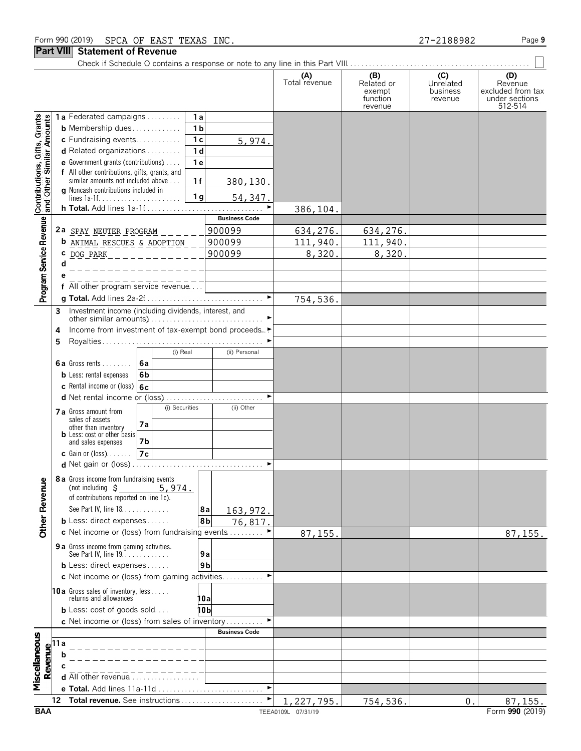Form 990 (2019) SPCA OF EAST TEXAS INC. 27-2188982 Page 9

## Part VIII Statement of Revenue

Check if Schedule O contains a response or note to any line in this Part VIII . . . . . . . . . . . . . . . . . . . . . . . . . . . . . . . . . . . . . . . . . . . . . . . . ☐

| | | | | (A) Total revenue | (B) Related or exempt function revenue | (C) Unrelated business revenue | (D) Revenue excluded from tax under sections 512-514 |
|---|---|---|---|---|---|---|---|
| **Contributions, Gifts, Grants and Other Similar Amounts** | **1a** Federated campaigns | 1a | | | | | |
| | **b** Membership dues | 1b | | | | | |
| | **c** Fundraising events | 1c | 5,974. | | | | |
| | **d** Related organizations | 1d | | | | | |
| | **e** Government grants (contributions) | 1e | | | | | |
| | **f** All other contributions, gifts, grants, and similar amounts not included above | 1f | 380,130. | | | | |
| | **g** Noncash contributions included in lines 1a-1f | 1g | 54,347. | | | | |
| | **h Total.** Add lines 1a-1f | | ► | 386,104. | | | |
| **Program Service Revenue** | | | **Business Code** | | | | |
| | **2a** SPAY NEUTER PROGRAM | | 900099 | 634,276. | 634,276. | | |
| | **b** ANIMAL RESCUES & ADOPTION | | 900099 | 111,940. | 111,940. | | |
| | **c** DOG PARK | | 900099 | 8,320. | 8,320. | | |
| | **d** | | | | | | |
| | **e** | | | | | | |
| | **f** All other program service revenue | | | | | | |
| | **g Total.** Add lines 2a-2f | | ► | 754,536. | | | |
| **Other Revenue** | **3** Investment income (including dividends, interest, and other similar amounts) | | ► | | | | |
| | **4** Income from investment of tax-exempt bond proceeds | | ► | | | | |
| | **5** Royalties | | ► | | | | |
| | | (i) Real | (ii) Personal | | | | |
| | **6a** Gross rents — 6a | | | | | | |
| | **b** Less: rental expenses — 6b | | | | | | |
| | **c** Rental income or (loss) — 6c | | | | | | |
| | **d** Net rental income or (loss) | | ► | | | | |
| | | (i) Securities | (ii) Other | | | | |
| | **7a** Gross amount from sales of assets other than inventory — 7a | | | | | | |
| | **b** Less: cost or other basis and sales expenses — 7b | | | | | | |
| | **c** Gain or (loss) — 7c | | | | | | |
| | **d** Net gain or (loss) | | ► | | | | |
| | **8a** Gross income from fundraising events (not including $ 5,974. of contributions reported on line 1c). See Part IV, line 18 | 8a | 163,972. | | | | |
| | **b** Less: direct expenses | 8b | 76,817. | | | | |
| | **c** Net income or (loss) from fundraising events | | ► | 87,155. | | | 87,155. |
| | **9a** Gross income from gaming activities. See Part IV, line 19 | 9a | | | | | |
| | **b** Less: direct expenses | 9b | | | | | |
| | **c** Net income or (loss) from gaming activities | | ► | | | | |
| | **10a** Gross sales of inventory, less returns and allowances | 10a | | | | | |
| | **b** Less: cost of goods sold | 10b | | | | | |
| | **c** Net income or (loss) from sales of inventory | | ► | | | | |
| **Miscellaneous Revenue** | | | **Business Code** | | | | |
| | **11a** | | | | | | |
| | **b** | | | | | | |
| | **c** | | | | | | |
| | **d** All other revenue | | | | | | |
| | **e Total.** Add lines 11a-11d | | ► | | | | |
| | **12 Total revenue.** See instructions | | ► | 1,227,795. | 754,536. | 0. | 87,155. |

BAA TEEA0109L 07/31/19 Form **990** (2019)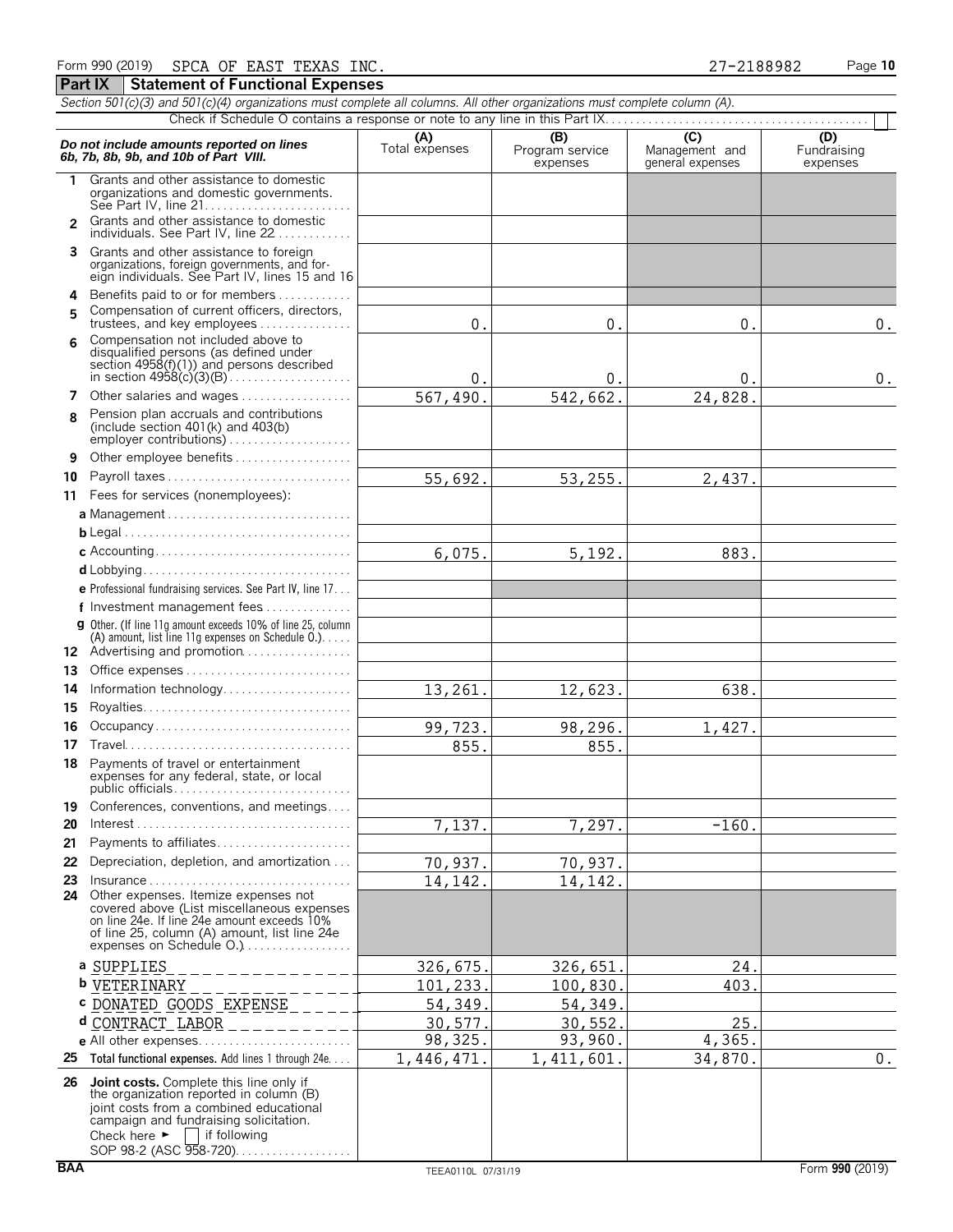Form 990 (2019) SPCA OF EAST TEXAS INC. 27-2188982 Page **10**

## Part IX Statement of Functional Expenses

*Section 501(c)(3) and 501(c)(4) organizations must complete all columns. All other organizations must complete column (A).*

Check if Schedule O contains a response or note to any line in this Part IX. [ ]

| *Do not include amounts reported on lines 6b, 7b, 8b, 9b, and 10b of Part VIII.* | (A) Total expenses | (B) Program service expenses | (C) Management and general expenses | (D) Fundraising expenses |
|---|---|---|---|---|
| **1** Grants and other assistance to domestic organizations and domestic governments. See Part IV, line 21 | | | | |
| **2** Grants and other assistance to domestic individuals. See Part IV, line 22 | | | | |
| **3** Grants and other assistance to foreign organizations, foreign governments, and foreign individuals. See Part IV, lines 15 and 16 | | | | |
| **4** Benefits paid to or for members | | | | |
| **5** Compensation of current officers, directors, trustees, and key employees | 0. | 0. | 0. | 0. |
| **6** Compensation not included above to disqualified persons (as defined under section 4958(f)(1)) and persons described in section 4958(c)(3)(B) | 0. | 0. | 0. | 0. |
| **7** Other salaries and wages | 567,490. | 542,662. | 24,828. | |
| **8** Pension plan accruals and contributions (include section 401(k) and 403(b) employer contributions) | | | | |
| **9** Other employee benefits | | | | |
| **10** Payroll taxes | 55,692. | 53,255. | 2,437. | |
| **11** Fees for services (nonemployees): | | | | |
| **a** Management | | | | |
| **b** Legal | | | | |
| **c** Accounting | 6,075. | 5,192. | 883. | |
| **d** Lobbying | | | | |
| **e** Professional fundraising services. See Part IV, line 17 | | | | |
| **f** Investment management fees | | | | |
| **g** Other. (If line 11g amount exceeds 10% of line 25, column (A) amount, list line 11g expenses on Schedule O.) | | | | |
| **12** Advertising and promotion | | | | |
| **13** Office expenses | | | | |
| **14** Information technology | 13,261. | 12,623. | 638. | |
| **15** Royalties | | | | |
| **16** Occupancy | 99,723. | 98,296. | 1,427. | |
| **17** Travel | 855. | 855. | | |
| **18** Payments of travel or entertainment expenses for any federal, state, or local public officials | | | | |
| **19** Conferences, conventions, and meetings | | | | |
| **20** Interest | 7,137. | 7,297. | -160. | |
| **21** Payments to affiliates | | | | |
| **22** Depreciation, depletion, and amortization | 70,937. | 70,937. | | |
| **23** Insurance | 14,142. | 14,142. | | |
| **24** Other expenses. Itemize expenses not covered above (List miscellaneous expenses on line 24e. If line 24e amount exceeds 10% of line 25, column (A) amount, list line 24e expenses on Schedule O.) | | | | |
| **a** SUPPLIES | 326,675. | 326,651. | 24. | |
| **b** VETERINARY | 101,233. | 100,830. | 403. | |
| **c** DONATED GOODS EXPENSE | 54,349. | 54,349. | | |
| **d** CONTRACT LABOR | 30,577. | 30,552. | 25. | |
| **e** All other expenses | 98,325. | 93,960. | 4,365. | |
| **25 Total functional expenses.** Add lines 1 through 24e | 1,446,471. | 1,411,601. | 34,870. | 0. |
| **26 Joint costs.** Complete this line only if the organization reported in column (B) joint costs from a combined educational campaign and fundraising solicitation. Check here ► [ ] if following SOP 98-2 (ASC 958-720) | | | | |

BAA TEEA0110L 07/31/19 Form **990** (2019)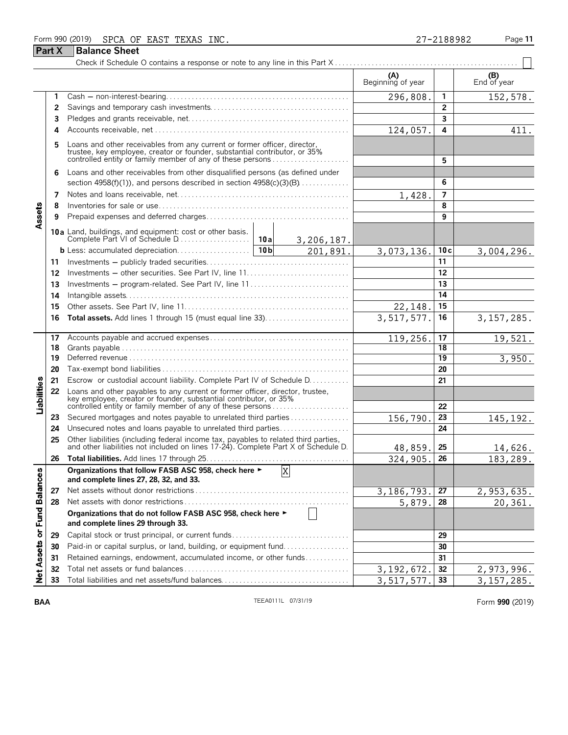Form 990 (2019) SPCA OF EAST TEXAS INC. 27-2188982

## Part X Balance Sheet

Check if Schedule O contains a response or note to any line in this Part X . . . . . . ☐

| Section | Line | Description | | (A) Beginning of year | | (B) End of year |
|---|---|---|---|---|---|---|
| Assets | 1 | Cash — non-interest-bearing | | 296,808. | 1 | 152,578. |
| | 2 | Savings and temporary cash investments | | | 2 | |
| | 3 | Pledges and grants receivable, net | | | 3 | |
| | 4 | Accounts receivable, net | | 124,057. | 4 | 411. |
| | 5 | Loans and other receivables from any current or former officer, director, trustee, key employee, creator or founder, substantial contributor, or 35% controlled entity or family member of any of these persons | | | 5 | |
| | 6 | Loans and other receivables from other disqualified persons (as defined under section 4958(f)(1)), and persons described in section 4958(c)(3)(B) | | | 6 | |
| | 7 | Notes and loans receivable, net | | 1,428. | 7 | |
| | 8 | Inventories for sale or use | | | 8 | |
| | 9 | Prepaid expenses and deferred charges | | | 9 | |
| | 10a | Land, buildings, and equipment: cost or other basis. Complete Part VI of Schedule D | 10a 3,206,187. | | | |
| | b | Less: accumulated depreciation | 10b 201,891. | 3,073,136. | 10c | 3,004,296. |
| | 11 | Investments — publicly traded securities | | | 11 | |
| | 12 | Investments — other securities. See Part IV, line 11 | | | 12 | |
| | 13 | Investments — program-related. See Part IV, line 11 | | | 13 | |
| | 14 | Intangible assets | | | 14 | |
| | 15 | Other assets. See Part IV, line 11 | | 22,148. | 15 | |
| | 16 | **Total assets.** Add lines 1 through 15 (must equal line 33) | | 3,517,577. | 16 | 3,157,285. |
| Liabilities | 17 | Accounts payable and accrued expenses | | 119,256. | 17 | 19,521. |
| | 18 | Grants payable | | | 18 | |
| | 19 | Deferred revenue | | | 19 | 3,950. |
| | 20 | Tax-exempt bond liabilities | | | 20 | |
| | 21 | Escrow or custodial account liability. Complete Part IV of Schedule D | | | 21 | |
| | 22 | Loans and other payables to any current or former officer, director, trustee, key employee, creator or founder, substantial contributor, or 35% controlled entity or family member of any of these persons | | | 22 | |
| | 23 | Secured mortgages and notes payable to unrelated third parties | | 156,790. | 23 | 145,192. |
| | 24 | Unsecured notes and loans payable to unrelated third parties | | | 24 | |
| | 25 | Other liabilities (including federal income tax, payables to related third parties, and other liabilities not included on lines 17-24). Complete Part X of Schedule D | | 48,859. | 25 | 14,626. |
| | 26 | **Total liabilities.** Add lines 17 through 25 | | 324,905. | 26 | 183,289. |
| Net Assets or Fund Balances | | **Organizations that follow FASB ASC 958, check here ► [X] and complete lines 27, 28, 32, and 33.** | | | | |
| | 27 | Net assets without donor restrictions | | 3,186,793. | 27 | 2,953,635. |
| | 28 | Net assets with donor restrictions | | 5,879. | 28 | 20,361. |
| | | **Organizations that do not follow FASB ASC 958, check here ► [ ] and complete lines 29 through 33.** | | | | |
| | 29 | Capital stock or trust principal, or current funds | | | 29 | |
| | 30 | Paid-in or capital surplus, or land, building, or equipment fund | | | 30 | |
| | 31 | Retained earnings, endowment, accumulated income, or other funds | | | 31 | |
| | 32 | Total net assets or fund balances | | 3,192,672. | 32 | 2,973,996. |
| | 33 | Total liabilities and net assets/fund balances | | 3,517,577. | 33 | 3,157,285. |

BAA TEEA0111L 07/31/19 Form **990** (2019)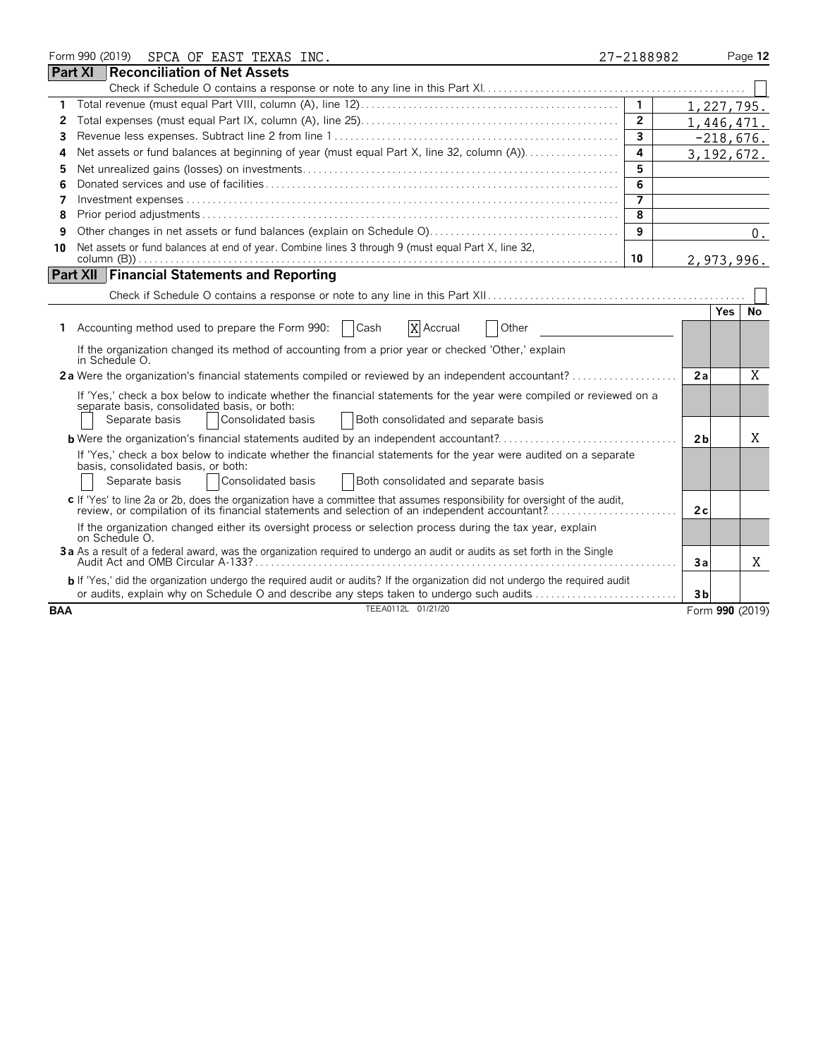Form 990 (2019) SPCA OF EAST TEXAS INC. 27-2188982

## Part XI Reconciliation of Net Assets

Check if Schedule O contains a response or note to any line in this Part XI. ☐

| | | | |
|---|---|---|---|
| 1 | Total revenue (must equal Part VIII, column (A), line 12) | 1 | 1,227,795. |
| 2 | Total expenses (must equal Part IX, column (A), line 25) | 2 | 1,446,471. |
| 3 | Revenue less expenses. Subtract line 2 from line 1 | 3 | -218,676. |
| 4 | Net assets or fund balances at beginning of year (must equal Part X, line 32, column (A)) | 4 | 3,192,672. |
| 5 | Net unrealized gains (losses) on investments | 5 | |
| 6 | Donated services and use of facilities | 6 | |
| 7 | Investment expenses | 7 | |
| 8 | Prior period adjustments | 8 | |
| 9 | Other changes in net assets or fund balances (explain on Schedule O) | 9 | 0. |
| 10 | Net assets or fund balances at end of year. Combine lines 3 through 9 (must equal Part X, line 32, column (B)) | 10 | 2,973,996. |

## Part XII Financial Statements and Reporting

Check if Schedule O contains a response or note to any line in this Part XII. ☐

| | | | Yes | No |
|---|---|---|---|---|
| 1 | Accounting method used to prepare the Form 990: ☐ Cash ☒ Accrual ☐ Other | | | |
| | If the organization changed its method of accounting from a prior year or checked 'Other,' explain in Schedule O. | | | |
| 2a | Were the organization's financial statements compiled or reviewed by an independent accountant? | 2a | | X |
| | If 'Yes,' check a box below to indicate whether the financial statements for the year were compiled or reviewed on a separate basis, consolidated basis, or both: ☐ Separate basis ☐ Consolidated basis ☐ Both consolidated and separate basis | | | |
| b | Were the organization's financial statements audited by an independent accountant? | 2b | | X |
| | If 'Yes,' check a box below to indicate whether the financial statements for the year were audited on a separate basis, consolidated basis, or both: ☐ Separate basis ☐ Consolidated basis ☐ Both consolidated and separate basis | | | |
| c | If 'Yes' to line 2a or 2b, does the organization have a committee that assumes responsibility for oversight of the audit, review, or compilation of its financial statements and selection of an independent accountant? | 2c | | |
| | If the organization changed either its oversight process or selection process during the tax year, explain on Schedule O. | | | |
| 3a | As a result of a federal award, was the organization required to undergo an audit or audits as set forth in the Single Audit Act and OMB Circular A-133? | 3a | | X |
| b | If 'Yes,' did the organization undergo the required audit or audits? If the organization did not undergo the required audit or audits, explain why on Schedule O and describe any steps taken to undergo such audits | 3b | | |

BAA TEEA0112L 01/21/20 Form 990 (2019)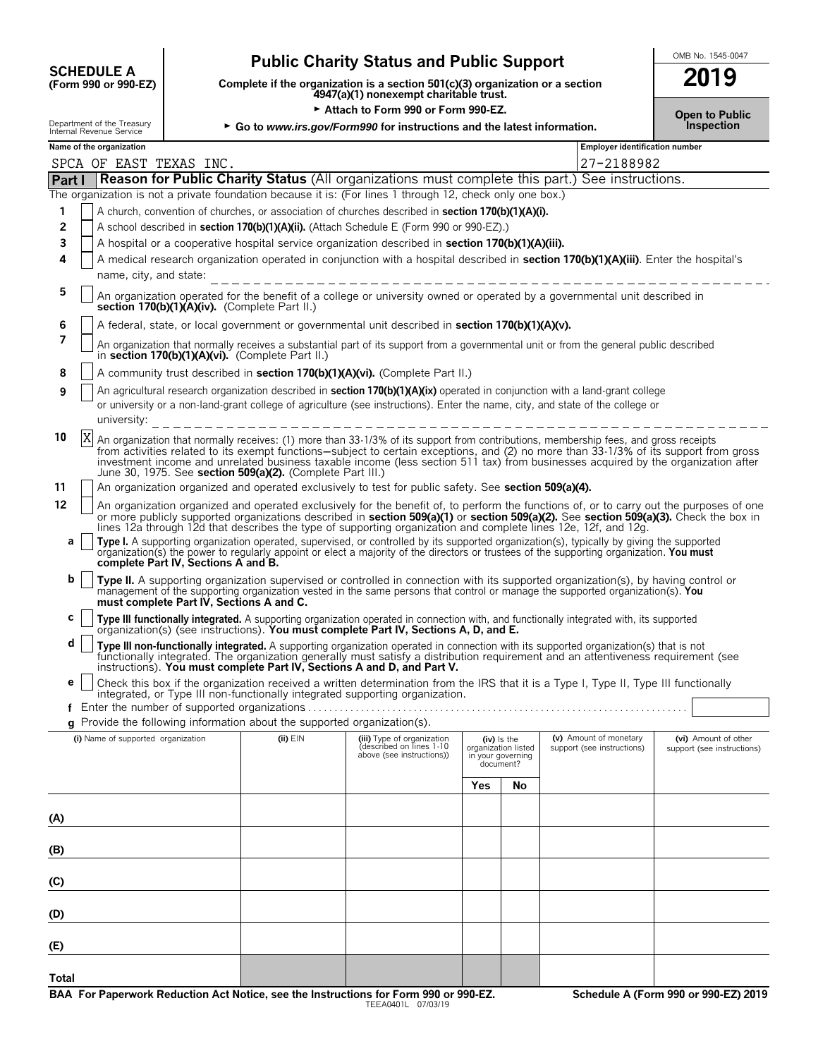**SCHEDULE A**
**(Form 990 or 990-EZ)**

Department of the Treasury
Internal Revenue Service

# Public Charity Status and Public Support

**Complete if the organization is a section 501(c)(3) organization or a section 4947(a)(1) nonexempt charitable trust.**

► **Attach to Form 990 or Form 990-EZ.**

► **Go to www.irs.gov/Form990 for instructions and the latest information.**

OMB No. 1545-0047

**2019**

**Open to Public Inspection**

**Name of the organization:** SPCA OF EAST TEXAS INC.

**Employer identification number:** 27-2188982

## Part I Reason for Public Charity Status (All organizations must complete this part.) See instructions.

The organization is not a private foundation because it is: (For lines 1 through 12, check only one box.)

1 [ ] A church, convention of churches, or association of churches described in **section 170(b)(1)(A)(i).**

2 [ ] A school described in **section 170(b)(1)(A)(ii).** (Attach Schedule E (Form 990 or 990-EZ).)

3 [ ] A hospital or a cooperative hospital service organization described in **section 170(b)(1)(A)(iii).**

4 [ ] A medical research organization operated in conjunction with a hospital described in **section 170(b)(1)(A)(iii)**. Enter the hospital's name, city, and state:

5 [ ] An organization operated for the benefit of a college or university owned or operated by a governmental unit described in **section 170(b)(1)(A)(iv).** (Complete Part II.)

6 [ ] A federal, state, or local government or governmental unit described in **section 170(b)(1)(A)(v).**

7 [ ] An organization that normally receives a substantial part of its support from a governmental unit or from the general public described in **section 170(b)(1)(A)(vi).** (Complete Part II.)

8 [ ] A community trust described in **section 170(b)(1)(A)(vi).** (Complete Part II.)

9 [ ] An agricultural research organization described in **section 170(b)(1)(A)(ix)** operated in conjunction with a land-grant college or university or a non-land-grant college of agriculture (see instructions). Enter the name, city, and state of the college or university:

10 [X] An organization that normally receives: (1) more than 33-1/3% of its support from contributions, membership fees, and gross receipts from activities related to its exempt functions—subject to certain exceptions, and (2) no more than 33-1/3% of its support from gross investment income and unrelated business taxable income (less section 511 tax) from businesses acquired by the organization after June 30, 1975. See **section 509(a)(2).** (Complete Part III.)

11 [ ] An organization organized and operated exclusively to test for public safety. See **section 509(a)(4).**

12 [ ] An organization organized and operated exclusively for the benefit of, to perform the functions of, or to carry out the purposes of one or more publicly supported organizations described in **section 509(a)(1)** or **section 509(a)(2).** See **section 509(a)(3).** Check the box in lines 12a through 12d that describes the type of supporting organization and complete lines 12e, 12f, and 12g.

a [ ] **Type I.** A supporting organization operated, supervised, or controlled by its supported organization(s), typically by giving the supported organization(s) the power to regularly appoint or elect a majority of the directors or trustees of the supporting organization. **You must complete Part IV, Sections A and B.**

b [ ] **Type II.** A supporting organization supervised or controlled in connection with its supported organization(s), by having control or management of the supporting organization vested in the same persons that control or manage the supported organization(s). **You must complete Part IV, Sections A and C.**

c [ ] **Type III functionally integrated.** A supporting organization operated in connection with, and functionally integrated with, its supported organization(s) (see instructions). **You must complete Part IV, Sections A, D, and E.**

d [ ] **Type III non-functionally integrated.** A supporting organization operated in connection with its supported organization(s) that is not functionally integrated. The organization generally must satisfy a distribution requirement and an attentiveness requirement (see instructions). **You must complete Part IV, Sections A and D, and Part V.**

e [ ] Check this box if the organization received a written determination from the IRS that it is a Type I, Type II, Type III functionally integrated, or Type III non-functionally integrated supporting organization.

f Enter the number of supported organizations

g Provide the following information about the supported organization(s).

| (i) Name of supported organization | (ii) EIN | (iii) Type of organization (described on lines 1-10 above (see instructions)) | (iv) Is the organization listed in your governing document? Yes | No | (v) Amount of monetary support (see instructions) | (vi) Amount of other support (see instructions) |
|---|---|---|---|---|---|---|
| (A) | | | | | | |
| (B) | | | | | | |
| (C) | | | | | | |
| (D) | | | | | | |
| (E) | | | | | | |
| Total | | | | | | |

**BAA For Paperwork Reduction Act Notice, see the Instructions for Form 990 or 990-EZ.** TEEA0401L 07/03/19 **Schedule A (Form 990 or 990-EZ) 2019**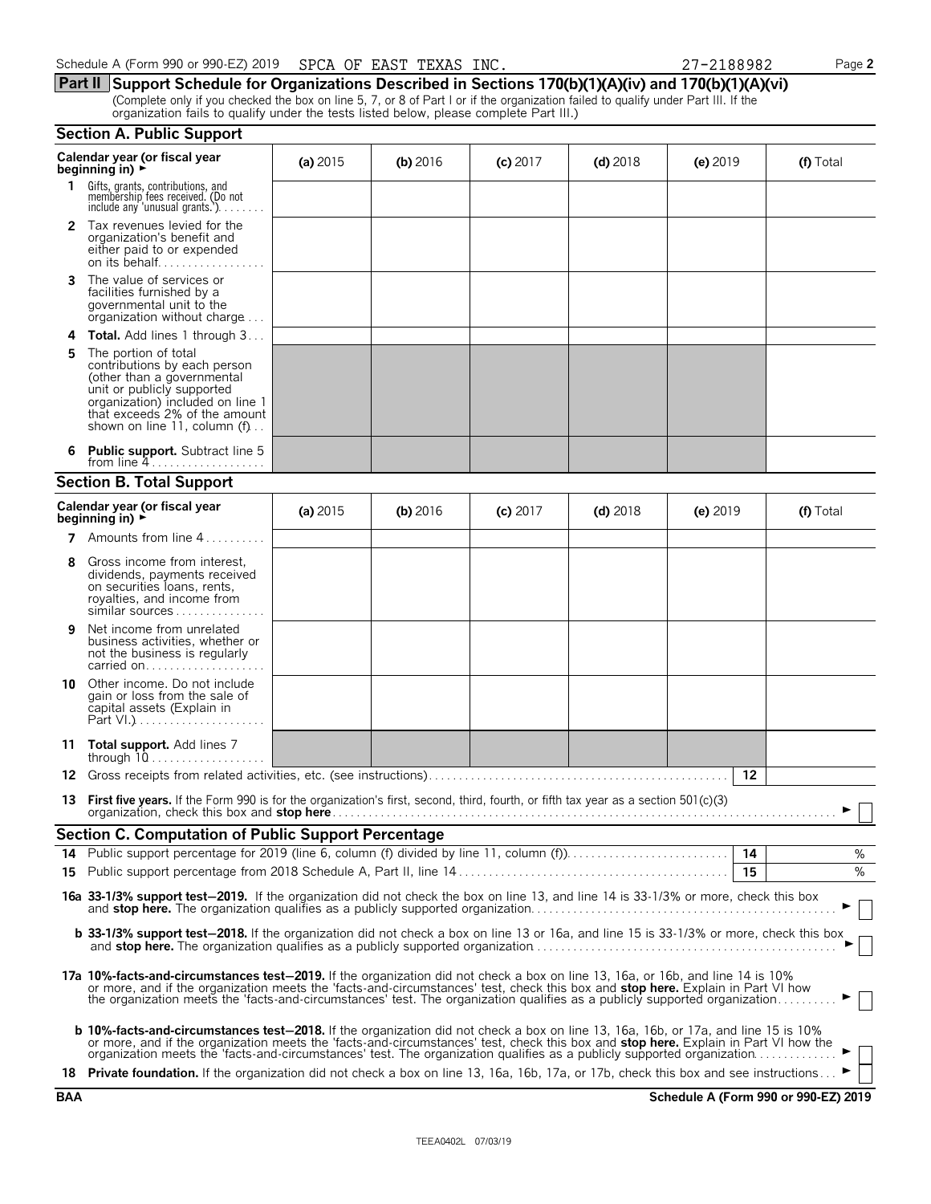Schedule A (Form 990 or 990-EZ) 2019 SPCA OF EAST TEXAS INC. 27-2188982 Page **2**

## Part II Support Schedule for Organizations Described in Sections 170(b)(1)(A)(iv) and 170(b)(1)(A)(vi)

(Complete only if you checked the box on line 5, 7, or 8 of Part I or if the organization failed to qualify under Part III. If the organization fails to qualify under the tests listed below, please complete Part III.)

### Section A. Public Support

| Calendar year (or fiscal year beginning in) ► | (a) 2015 | (b) 2016 | (c) 2017 | (d) 2018 | (e) 2019 | (f) Total |
|---|---|---|---|---|---|---|
| **1** Gifts, grants, contributions, and membership fees received. (Do not include any 'unusual grants.') | | | | | | |
| **2** Tax revenues levied for the organization's benefit and either paid to or expended on its behalf | | | | | | |
| **3** The value of services or facilities furnished by a governmental unit to the organization without charge | | | | | | |
| **4** **Total.** Add lines 1 through 3 | | | | | | |
| **5** The portion of total contributions by each person (other than a governmental unit or publicly supported organization) included on line 1 that exceeds 2% of the amount shown on line 11, column (f) | | | | | | |
| **6** **Public support.** Subtract line 5 from line 4 | | | | | | |

### Section B. Total Support

| Calendar year (or fiscal year beginning in) ► | (a) 2015 | (b) 2016 | (c) 2017 | (d) 2018 | (e) 2019 | (f) Total |
|---|---|---|---|---|---|---|
| **7** Amounts from line 4 | | | | | | |
| **8** Gross income from interest, dividends, payments received on securities loans, rents, royalties, and income from similar sources | | | | | | |
| **9** Net income from unrelated business activities, whether or not the business is regularly carried on | | | | | | |
| **10** Other income. Do not include gain or loss from the sale of capital assets (Explain in Part VI.) | | | | | | |
| **11** **Total support.** Add lines 7 through 10 | | | | | | |

**12** Gross receipts from related activities, etc. (see instructions) **12**

**13** **First five years.** If the Form 990 is for the organization's first, second, third, fourth, or fifth tax year as a section 501(c)(3) organization, check this box and **stop here** ► ☐

### Section C. Computation of Public Support Percentage

**14** Public support percentage for 2019 (line 6, column (f) divided by line 11, column (f)) **14** %

**15** Public support percentage from 2018 Schedule A, Part II, line 14 **15** %

**16a** **33-1/3% support test—2019.** If the organization did not check the box on line 13, and line 14 is 33-1/3% or more, check this box and **stop here.** The organization qualifies as a publicly supported organization ► ☐

**b** **33-1/3% support test—2018.** If the organization did not check a box on line 13 or 16a, and line 15 is 33-1/3% or more, check this box and **stop here.** The organization qualifies as a publicly supported organization ► ☐

**17a** **10%-facts-and-circumstances test—2019.** If the organization did not check a box on line 13, 16a, or 16b, and line 14 is 10% or more, and if the organization meets the 'facts-and-circumstances' test, check this box and **stop here.** Explain in Part VI how the organization meets the 'facts-and-circumstances' test. The organization qualifies as a publicly supported organization ► ☐

**b** **10%-facts-and-circumstances test—2018.** If the organization did not check a box on line 13, 16a, 16b, or 17a, and line 15 is 10% or more, and if the organization meets the 'facts-and-circumstances' test, check this box and **stop here.** Explain in Part VI how the organization meets the 'facts-and-circumstances' test. The organization qualifies as a publicly supported organization ► ☐

**18** **Private foundation.** If the organization did not check a box on line 13, 16a, 16b, 17a, or 17b, check this box and see instructions ► ☐

**BAA** **Schedule A (Form 990 or 990-EZ) 2019**

TEEA0402L 07/03/19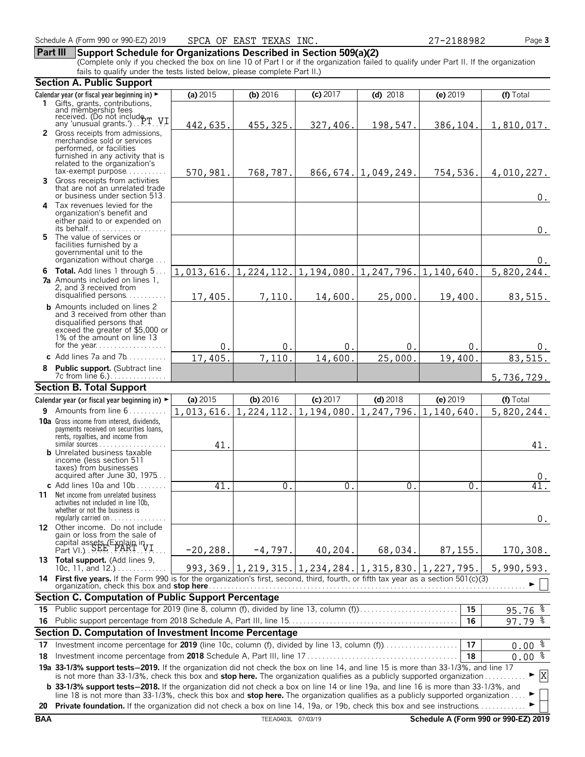Schedule A (Form 990 or 990-EZ) 2019 SPCA OF EAST TEXAS INC. 27-2188982

## Part III Support Schedule for Organizations Described in Section 509(a)(2)

(Complete only if you checked the box on line 10 of Part I or if the organization failed to qualify under Part II. If the organization fails to qualify under the tests listed below, please complete Part II.)

### Section A. Public Support

| Calendar year (or fiscal year beginning in) ► | (a) 2015 | (b) 2016 | (c) 2017 | (d) 2018 | (e) 2019 | (f) Total |
|---|---|---|---|---|---|---|
| **1** Gifts, grants, contributions, and membership fees received. (Do not include any 'unusual grants.') PT VI | 442,635. | 455,325. | 327,406. | 198,547. | 386,104. | 1,810,017. |
| **2** Gross receipts from admissions, merchandise sold or services performed, or facilities furnished in any activity that is related to the organization's tax-exempt purpose | 570,981. | 768,787. | 866,674. | 1,049,249. | 754,536. | 4,010,227. |
| **3** Gross receipts from activities that are not an unrelated trade or business under section 513 | | | | | | 0. |
| **4** Tax revenues levied for the organization's benefit and either paid to or expended on its behalf | | | | | | 0. |
| **5** The value of services or facilities furnished by a governmental unit to the organization without charge | | | | | | 0. |
| **6 Total.** Add lines 1 through 5 | 1,013,616. | 1,224,112. | 1,194,080. | 1,247,796. | 1,140,640. | 5,820,244. |
| **7a** Amounts included on lines 1, 2, and 3 received from disqualified persons | 17,405. | 7,110. | 14,600. | 25,000. | 19,400. | 83,515. |
| **b** Amounts included on lines 2 and 3 received from other than disqualified persons that exceed the greater of $5,000 or 1% of the amount on line 13 for the year | 0. | 0. | 0. | 0. | 0. | 0. |
| **c** Add lines 7a and 7b | 17,405. | 7,110. | 14,600. | 25,000. | 19,400. | 83,515. |
| **8 Public support.** (Subtract line 7c from line 6.) | | | | | | 5,736,729. |

### Section B. Total Support

| Calendar year (or fiscal year beginning in) ► | (a) 2015 | (b) 2016 | (c) 2017 | (d) 2018 | (e) 2019 | (f) Total |
|---|---|---|---|---|---|---|
| **9** Amounts from line 6 | 1,013,616. | 1,224,112. | 1,194,080. | 1,247,796. | 1,140,640. | 5,820,244. |
| **10a** Gross income from interest, dividends, payments received on securities loans, rents, royalties, and income from similar sources | 41. | | | | | 41. |
| **b** Unrelated business taxable income (less section 511 taxes) from businesses acquired after June 30, 1975 | | | | | | 0. |
| **c** Add lines 10a and 10b | 41. | 0. | 0. | 0. | 0. | 41. |
| **11** Net income from unrelated business activities not included in line 10b, whether or not the business is regularly carried on | | | | | | 0. |
| **12** Other income. Do not include gain or loss from the sale of capital assets (Explain in Part VI.) SEE PART VI | -20,288. | -4,797. | 40,204. | 68,034. | 87,155. | 170,308. |
| **13 Total support.** (Add lines 9, 10c, 11, and 12.) | 993,369. | 1,219,315. | 1,234,284. | 1,315,830. | 1,227,795. | 5,990,593. |

**14 First five years.** If the Form 990 is for the organization's first, second, third, fourth, or fifth tax year as a section 501(c)(3) organization, check this box and **stop here** ► ☐

### Section C. Computation of Public Support Percentage

| | | | |
|---|---|---|---|
| **15** | Public support percentage for 2019 (line 8, column (f), divided by line 13, column (f)) | 15 | 95.76 % |
| **16** | Public support percentage from 2018 Schedule A, Part III, line 15 | 16 | 97.79 % |

### Section D. Computation of Investment Income Percentage

| | | | |
|---|---|---|---|
| **17** | Investment income percentage for **2019** (line 10c, column (f), divided by line 13, column (f)) | 17 | 0.00 % |
| **18** | Investment income percentage from **2018** Schedule A, Part III, line 17 | 18 | 0.00 % |

**19a 33-1/3% support tests—2019.** If the organization did not check the box on line 14, and line 15 is more than 33-1/3%, and line 17 is not more than 33-1/3%, check this box and **stop here.** The organization qualifies as a publicly supported organization ► [X]

**b 33-1/3% support tests—2018.** If the organization did not check a box on line 14 or line 19a, and line 16 is more than 33-1/3%, and line 18 is not more than 33-1/3%, check this box and **stop here.** The organization qualifies as a publicly supported organization ► ☐

**20 Private foundation.** If the organization did not check a box on line 14, 19a, or 19b, check this box and see instructions ► ☐

BAA TEEA0403L 07/03/19 **Schedule A (Form 990 or 990-EZ) 2019**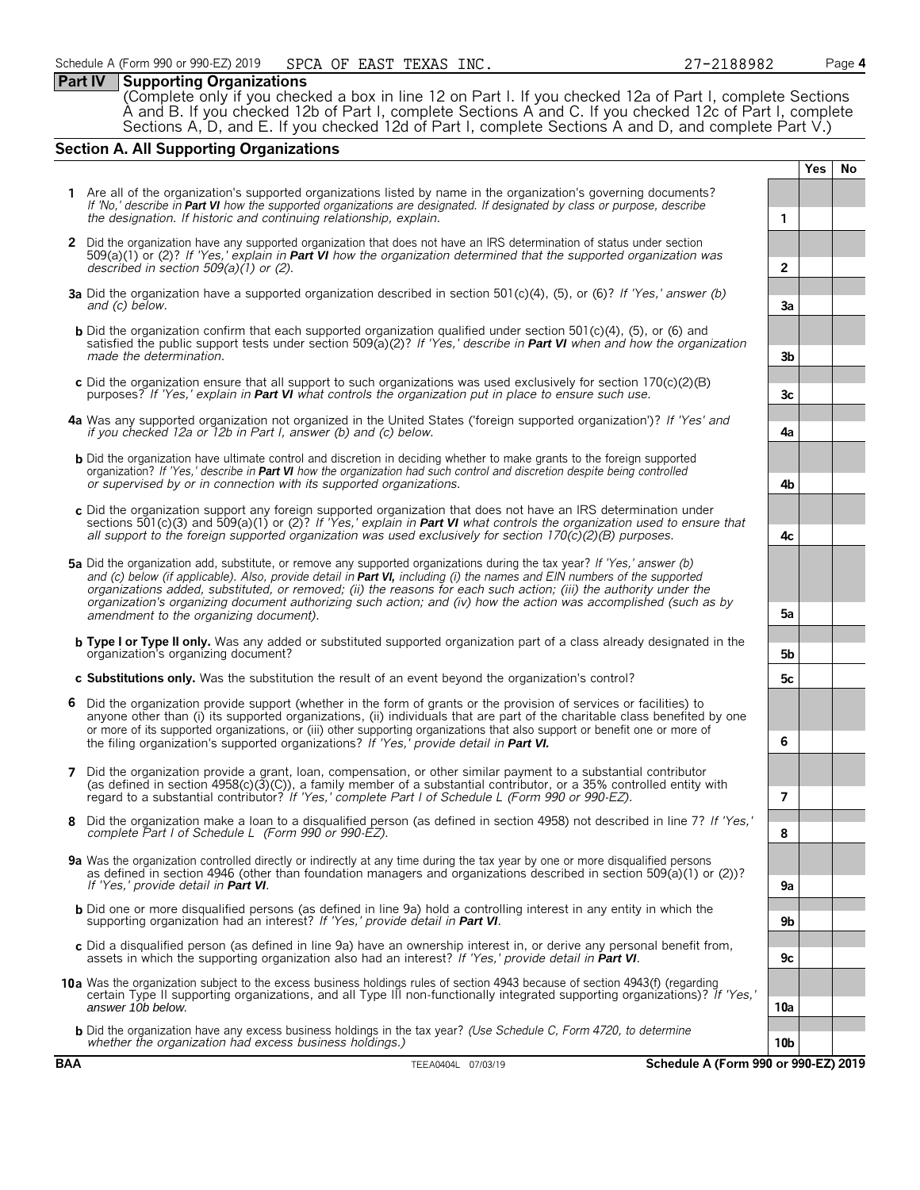## Part IV Supporting Organizations

(Complete only if you checked a box in line 12 on Part I. If you checked 12a of Part I, complete Sections A and B. If you checked 12b of Part I, complete Sections A and C. If you checked 12c of Part I, complete Sections A, D, and E. If you checked 12d of Part I, complete Sections A and D, and complete Part V.)

### Section A. All Supporting Organizations

| | | | Yes | No |
|---|---|---|---|---|
| **1** | Are all of the organization's supported organizations listed by name in the organization's governing documents? *If 'No,' describe in **Part VI** how the supported organizations are designated. If designated by class or purpose, describe the designation. If historic and continuing relationship, explain.* | 1 | | |
| **2** | Did the organization have any supported organization that does not have an IRS determination of status under section 509(a)(1) or (2)? *If 'Yes,' explain in **Part VI** how the organization determined that the supported organization was described in section 509(a)(1) or (2).* | 2 | | |
| **3a** | Did the organization have a supported organization described in section 501(c)(4), (5), or (6)? *If 'Yes,' answer (b) and (c) below.* | 3a | | |
| **b** | Did the organization confirm that each supported organization qualified under section 501(c)(4), (5), or (6) and satisfied the public support tests under section 509(a)(2)? *If 'Yes,' describe in **Part VI** when and how the organization made the determination.* | 3b | | |
| **c** | Did the organization ensure that all support to such organizations was used exclusively for section 170(c)(2)(B) purposes? *If 'Yes,' explain in **Part VI** what controls the organization put in place to ensure such use.* | 3c | | |
| **4a** | Was any supported organization not organized in the United States ('foreign supported organization')? *If 'Yes' and if you checked 12a or 12b in Part I, answer (b) and (c) below.* | 4a | | |
| **b** | Did the organization have ultimate control and discretion in deciding whether to make grants to the foreign supported organization? *If 'Yes,' describe in **Part VI** how the organization had such control and discretion despite being controlled or supervised by or in connection with its supported organizations.* | 4b | | |
| **c** | Did the organization support any foreign supported organization that does not have an IRS determination under sections 501(c)(3) and 509(a)(1) or (2)? *If 'Yes,' explain in **Part VI** what controls the organization used to ensure that all support to the foreign supported organization was used exclusively for section 170(c)(2)(B) purposes.* | 4c | | |
| **5a** | Did the organization add, substitute, or remove any supported organizations during the tax year? *If 'Yes,' answer (b) and (c) below (if applicable). Also, provide detail in **Part VI,** including (i) the names and EIN numbers of the supported organizations added, substituted, or removed; (ii) the reasons for each such action; (iii) the authority under the organization's organizing document authorizing such action; and (iv) how the action was accomplished (such as by amendment to the organizing document).* | 5a | | |
| **b** | **Type I or Type II only.** Was any added or substituted supported organization part of a class already designated in the organization's organizing document? | 5b | | |
| **c** | **Substitutions only.** Was the substitution the result of an event beyond the organization's control? | 5c | | |
| **6** | Did the organization provide support (whether in the form of grants or the provision of services or facilities) to anyone other than (i) its supported organizations, (ii) individuals that are part of the charitable class benefited by one or more of its supported organizations, or (iii) other supporting organizations that also support or benefit one or more of the filing organization's supported organizations? *If 'Yes,' provide detail in **Part VI.*** | 6 | | |
| **7** | Did the organization provide a grant, loan, compensation, or other similar payment to a substantial contributor (as defined in section 4958(c)(3)(C)), a family member of a substantial contributor, or a 35% controlled entity with regard to a substantial contributor? *If 'Yes,' complete Part I of Schedule L (Form 990 or 990-EZ).* | 7 | | |
| **8** | Did the organization make a loan to a disqualified person (as defined in section 4958) not described in line 7? *If 'Yes,' complete Part I of Schedule L (Form 990 or 990-EZ).* | 8 | | |
| **9a** | Was the organization controlled directly or indirectly at any time during the tax year by one or more disqualified persons as defined in section 4946 (other than foundation managers and organizations described in section 509(a)(1) or (2))? *If 'Yes,' provide detail in **Part VI**.* | 9a | | |
| **b** | Did one or more disqualified persons (as defined in line 9a) hold a controlling interest in any entity in which the supporting organization had an interest? *If 'Yes,' provide detail in **Part VI**.* | 9b | | |
| **c** | Did a disqualified person (as defined in line 9a) have an ownership interest in, or derive any personal benefit from, assets in which the supporting organization also had an interest? *If 'Yes,' provide detail in **Part VI**.* | 9c | | |
| **10a** | Was the organization subject to the excess business holdings rules of section 4943 because of section 4943(f) (regarding certain Type II supporting organizations, and all Type III non-functionally integrated supporting organizations)? *If 'Yes,' answer 10b below.* | 10a | | |
| **b** | Did the organization have any excess business holdings in the tax year? *(Use Schedule C, Form 4720, to determine whether the organization had excess business holdings.)* | 10b | | |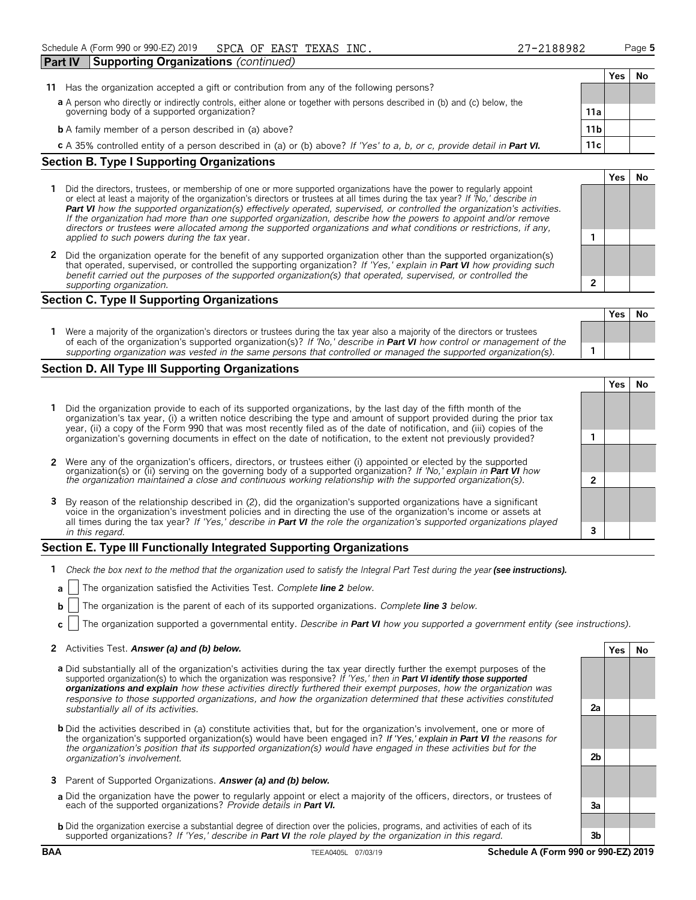Schedule A (Form 990 or 990-EZ) 2019 SPCA OF EAST TEXAS INC. 27-2188982

**Part IV Supporting Organizations** *(continued)*

| | | | Yes | No |
|---|---|---|---|---|
| **11** | Has the organization accepted a gift or contribution from any of the following persons? | | | |
| | **a** A person who directly or indirectly controls, either alone or together with persons described in (b) and (c) below, the governing body of a supported organization? | **11a** | | |
| | **b** A family member of a person described in (a) above? | **11b** | | |
| | **c** A 35% controlled entity of a person described in (a) or (b) above? *If 'Yes' to a, b, or c, provide detail in* ***Part VI.*** | **11c** | | |

## Section B. Type I Supporting Organizations

| | | | Yes | No |
|---|---|---|---|---|
| **1** | Did the directors, trustees, or membership of one or more supported organizations have the power to regularly appoint or elect at least a majority of the organization's directors or trustees at all times during the tax year? *If 'No,' describe in* ***Part VI*** *how the supported organization(s) effectively operated, supervised, or controlled the organization's activities. If the organization had more than one supported organization, describe how the powers to appoint and/or remove directors or trustees were allocated among the supported organizations and what conditions or restrictions, if any, applied to such powers during the tax* year. | **1** | | |
| **2** | Did the organization operate for the benefit of any supported organization other than the supported organization(s) that operated, supervised, or controlled the supporting organization? *If 'Yes,' explain in* ***Part VI*** *how providing such benefit carried out the purposes of the supported organization(s) that operated, supervised, or controlled the supporting organization.* | **2** | | |

## Section C. Type II Supporting Organizations

| | | | Yes | No |
|---|---|---|---|---|
| **1** | Were a majority of the organization's directors or trustees during the tax year also a majority of the directors or trustees of each of the organization's supported organization(s)? *If 'No,' describe in* ***Part VI*** *how control or management of the supporting organization was vested in the same persons that controlled or managed the supported organization(s).* | **1** | | |

## Section D. All Type III Supporting Organizations

| | | | Yes | No |
|---|---|---|---|---|
| **1** | Did the organization provide to each of its supported organizations, by the last day of the fifth month of the organization's tax year, (i) a written notice describing the type and amount of support provided during the prior tax year, (ii) a copy of the Form 990 that was most recently filed as of the date of notification, and (iii) copies of the organization's governing documents in effect on the date of notification, to the extent not previously provided? | **1** | | |
| **2** | Were any of the organization's officers, directors, or trustees either (i) appointed or elected by the supported organization(s) or (ii) serving on the governing body of a supported organization? *If 'No,' explain in* ***Part VI*** *how the organization maintained a close and continuous working relationship with the supported organization(s).* | **2** | | |
| **3** | By reason of the relationship described in (2), did the organization's supported organizations have a significant voice in the organization's investment policies and in directing the use of the organization's income or assets at all times during the tax year? *If 'Yes,' describe in* ***Part VI*** *the role the organization's supported organizations played in this regard.* | **3** | | |

## Section E. Type III Functionally Integrated Supporting Organizations

**1** *Check the box next to the method that the organization used to satisfy the Integral Part Test during the year* ***(see instructions).***

**a** ☐ The organization satisfied the Activities Test. *Complete* ***line 2*** *below.*

**b** ☐ The organization is the parent of each of its supported organizations. *Complete* ***line 3*** *below.*

**c** ☐ The organization supported a governmental entity. *Describe in* ***Part VI*** *how you supported a government entity (see instructions).*

| | | | Yes | No |
|---|---|---|---|---|
| **2** | Activities Test. ***Answer (a) and (b) below.*** | | | |
| | **a** Did substantially all of the organization's activities during the tax year directly further the exempt purposes of the supported organization(s) to which the organization was responsive? *If 'Yes,' then in* ***Part VI identify those supported organizations and explain*** *how these activities directly furthered their exempt purposes, how the organization was responsive to those supported organizations, and how the organization determined that these activities constituted substantially all of its activities.* | **2a** | | |
| | **b** Did the activities described in (a) constitute activities that, but for the organization's involvement, one or more of the organization's supported organization(s) would have been engaged in? ***If 'Yes,' explain in Part VI*** *the reasons for the organization's position that its supported organization(s) would have engaged in these activities but for the organization's involvement.* | **2b** | | |
| **3** | Parent of Supported Organizations. ***Answer (a) and (b) below.*** | | | |
| | **a** Did the organization have the power to regularly appoint or elect a majority of the officers, directors, or trustees of each of the supported organizations? *Provide details in* ***Part VI.*** | **3a** | | |
| | **b** Did the organization exercise a substantial degree of direction over the policies, programs, and activities of each of its supported organizations? *If 'Yes,' describe in* ***Part VI*** *the role played by the organization in this regard.* | **3b** | | |

BAA TEEA0405L 07/03/19 Schedule A (Form 990 or 990-EZ) 2019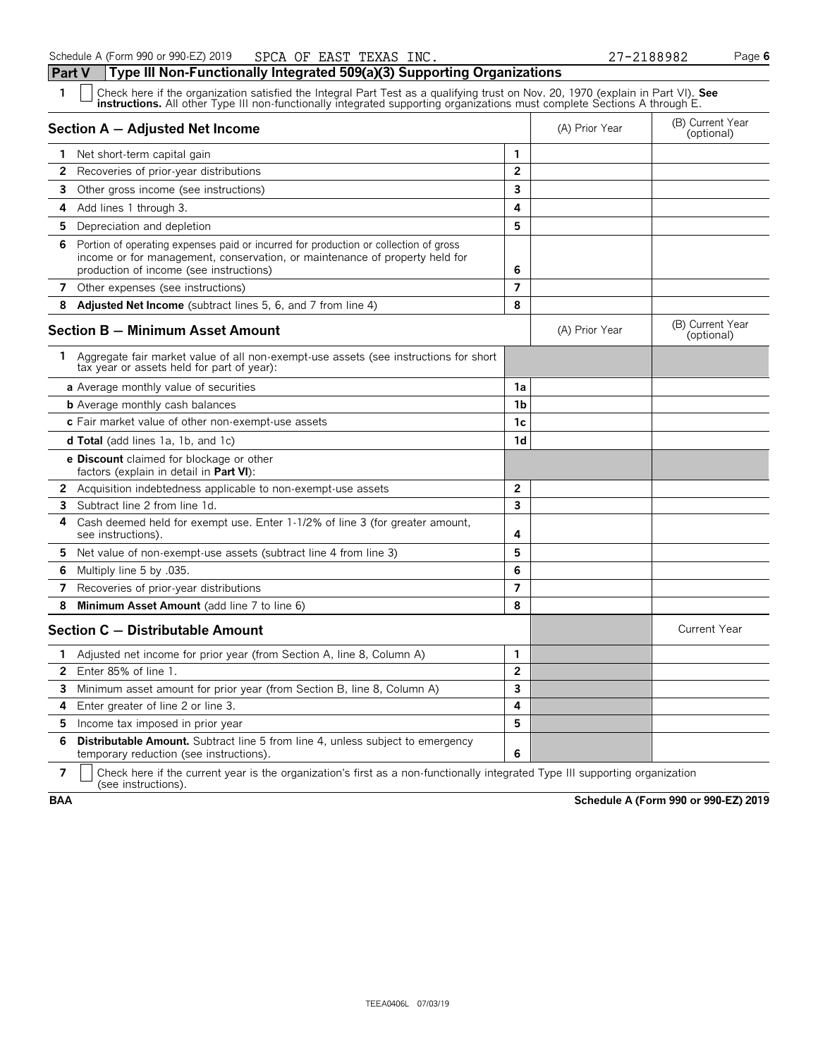## Part V Type III Non-Functionally Integrated 509(a)(3) Supporting Organizations

**1** ☐ Check here if the organization satisfied the Integral Part Test as a qualifying trust on Nov. 20, 1970 (explain in Part VI). **See instructions.** All other Type III non-functionally integrated supporting organizations must complete Sections A through E.

| **Section A — Adjusted Net Income** | | (A) Prior Year | (B) Current Year (optional) |
|---|---|---|---|
| **1** Net short-term capital gain | 1 | | |
| **2** Recoveries of prior-year distributions | 2 | | |
| **3** Other gross income (see instructions) | 3 | | |
| **4** Add lines 1 through 3. | 4 | | |
| **5** Depreciation and depletion | 5 | | |
| **6** Portion of operating expenses paid or incurred for production or collection of gross income or for management, conservation, or maintenance of property held for production of income (see instructions) | 6 | | |
| **7** Other expenses (see instructions) | 7 | | |
| **8** **Adjusted Net Income** (subtract lines 5, 6, and 7 from line 4) | 8 | | |

| **Section B — Minimum Asset Amount** | | (A) Prior Year | (B) Current Year (optional) |
|---|---|---|---|
| **1** Aggregate fair market value of all non-exempt-use assets (see instructions for short tax year or assets held for part of year): | | | |
| **a** Average monthly value of securities | 1a | | |
| **b** Average monthly cash balances | 1b | | |
| **c** Fair market value of other non-exempt-use assets | 1c | | |
| **d Total** (add lines 1a, 1b, and 1c) | 1d | | |
| **e Discount** claimed for blockage or other factors (explain in detail in **Part VI**): | | | |
| **2** Acquisition indebtedness applicable to non-exempt-use assets | 2 | | |
| **3** Subtract line 2 from line 1d. | 3 | | |
| **4** Cash deemed held for exempt use. Enter 1-1/2% of line 3 (for greater amount, see instructions). | 4 | | |
| **5** Net value of non-exempt-use assets (subtract line 4 from line 3) | 5 | | |
| **6** Multiply line 5 by .035. | 6 | | |
| **7** Recoveries of prior-year distributions | 7 | | |
| **8** **Minimum Asset Amount** (add line 7 to line 6) | 8 | | |

| **Section C — Distributable Amount** | | | Current Year |
|---|---|---|---|
| **1** Adjusted net income for prior year (from Section A, line 8, Column A) | 1 | | |
| **2** Enter 85% of line 1. | 2 | | |
| **3** Minimum asset amount for prior year (from Section B, line 8, Column A) | 3 | | |
| **4** Enter greater of line 2 or line 3. | 4 | | |
| **5** Income tax imposed in prior year | 5 | | |
| **6** **Distributable Amount.** Subtract line 5 from line 4, unless subject to emergency temporary reduction (see instructions). | 6 | | |

**7** ☐ Check here if the current year is the organization's first as a non-functionally integrated Type III supporting organization (see instructions).

**BAA** **Schedule A (Form 990 or 990-EZ) 2019**

TEEA0406L 07/03/19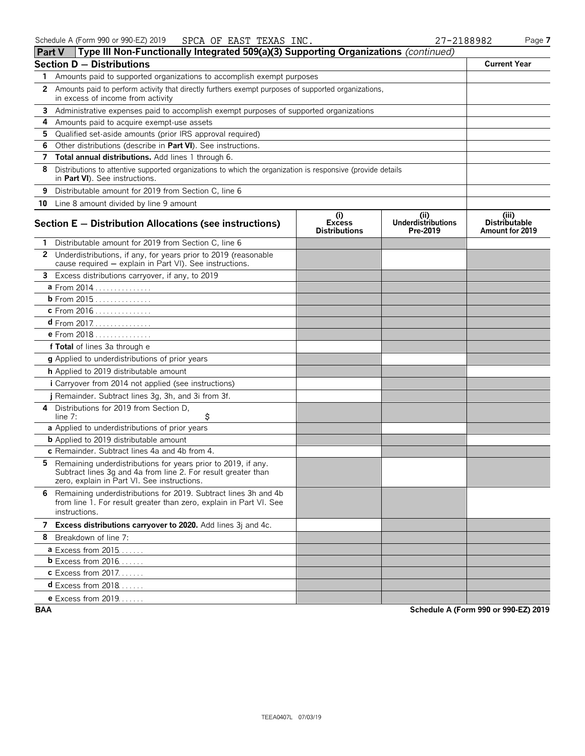Schedule A (Form 990 or 990-EZ) 2019 SPCA OF EAST TEXAS INC. 27-2188982 Page 7

## Part V Type III Non-Functionally Integrated 509(a)(3) Supporting Organizations *(continued)*

| Section D — Distributions | Current Year |
|---|---|
| 1 Amounts paid to supported organizations to accomplish exempt purposes | |
| 2 Amounts paid to perform activity that directly furthers exempt purposes of supported organizations, in excess of income from activity | |
| 3 Administrative expenses paid to accomplish exempt purposes of supported organizations | |
| 4 Amounts paid to acquire exempt-use assets | |
| 5 Qualified set-aside amounts (prior IRS approval required) | |
| 6 Other distributions (describe in **Part VI**). See instructions. | |
| 7 **Total annual distributions.** Add lines 1 through 6. | |
| 8 Distributions to attentive supported organizations to which the organization is responsive (provide details in **Part VI**). See instructions. | |
| 9 Distributable amount for 2019 from Section C, line 6 | |
| 10 Line 8 amount divided by line 9 amount | |

| Section E — Distribution Allocations (see instructions) | (i) Excess Distributions | (ii) Underdistributions Pre-2019 | (iii) Distributable Amount for 2019 |
|---|---|---|---|
| 1 Distributable amount for 2019 from Section C, line 6 | | | |
| 2 Underdistributions, if any, for years prior to 2019 (reasonable cause required — explain in Part VI). See instructions. | | | |
| 3 Excess distributions carryover, if any, to 2019 | | | |
| a From 2014 | | | |
| b From 2015 | | | |
| c From 2016 | | | |
| d From 2017 | | | |
| e From 2018 | | | |
| f **Total** of lines 3a through e | | | |
| g Applied to underdistributions of prior years | | | |
| h Applied to 2019 distributable amount | | | |
| i Carryover from 2014 not applied (see instructions) | | | |
| j Remainder. Subtract lines 3g, 3h, and 3i from 3f. | | | |
| 4 Distributions for 2019 from Section D, line 7: $ | | | |
| a Applied to underdistributions of prior years | | | |
| b Applied to 2019 distributable amount | | | |
| c Remainder. Subtract lines 4a and 4b from 4. | | | |
| 5 Remaining underdistributions for years prior to 2019, if any. Subtract lines 3g and 4a from line 2. For result greater than zero, explain in Part VI. See instructions. | | | |
| 6 Remaining underdistributions for 2019. Subtract lines 3h and 4b from line 1. For result greater than zero, explain in Part VI. See instructions. | | | |
| 7 **Excess distributions carryover to 2020.** Add lines 3j and 4c. | | | |
| 8 Breakdown of line 7: | | | |
| a Excess from 2015 | | | |
| b Excess from 2016 | | | |
| c Excess from 2017 | | | |
| d Excess from 2018 | | | |
| e Excess from 2019 | | | |

BAA Schedule A (Form 990 or 990-EZ) 2019

TEEA0407L 07/03/19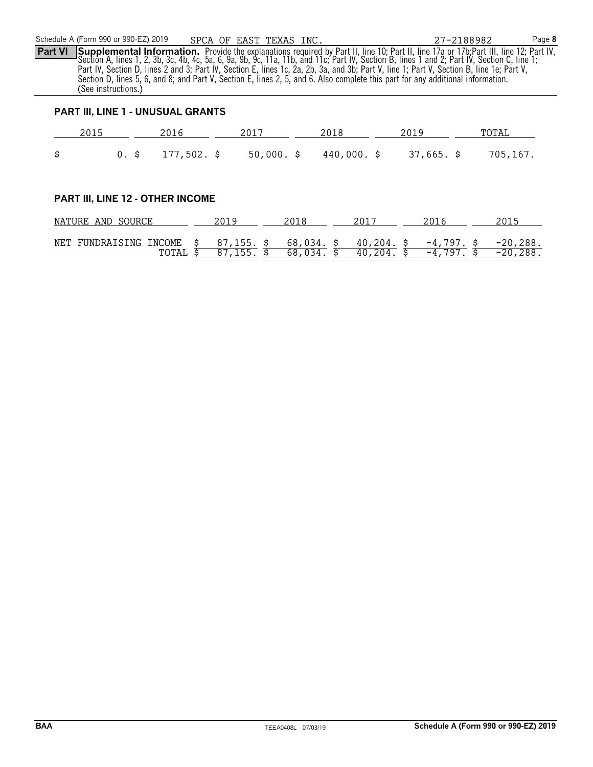Schedule A (Form 990 or 990-EZ) 2019 SPCA OF EAST TEXAS INC. 27-2188982

**Part VI** **Supplemental Information.** Provide the explanations required by Part II, line 10; Part II, line 17a or 17b;Part III, line 12; Part IV, Section A, lines 1, 2, 3b, 3c, 4b, 4c, 5a, 6, 9a, 9b, 9c, 11a, 11b, and 11c; Part IV, Section B, lines 1 and 2; Part IV, Section C, line 1; Part IV, Section D, lines 2 and 3; Part IV, Section E, lines 1c, 2a, 2b, 3a, and 3b; Part V, line 1; Part V, Section B, line 1e; Part V, Section D, lines 5, 6, and 8; and Part V, Section E, lines 2, 5, and 6. Also complete this part for any additional information. (See instructions.)

## PART III, LINE 1 - UNUSUAL GRANTS

| 2015 | 2016 | 2017 | 2018 | 2019 | TOTAL |
|---|---|---|---|---|---|
| $ 0. | $ 177,502. | $ 50,000. | $ 440,000. | $ 37,665. | $ 705,167. |

## PART III, LINE 12 - OTHER INCOME

| NATURE AND SOURCE | 2019 | 2018 | 2017 | 2016 | 2015 |
|---|---|---|---|---|---|
| NET FUNDRAISING INCOME | $ 87,155. | $ 68,034. | $ 40,204. | $ -4,797. | $ -20,288. |
| TOTAL | $ 87,155. | $ 68,034. | $ 40,204. | $ -4,797. | $ -20,288. |

BAA TEEA0408L 07/03/19 Schedule A (Form 990 or 990-EZ) 2019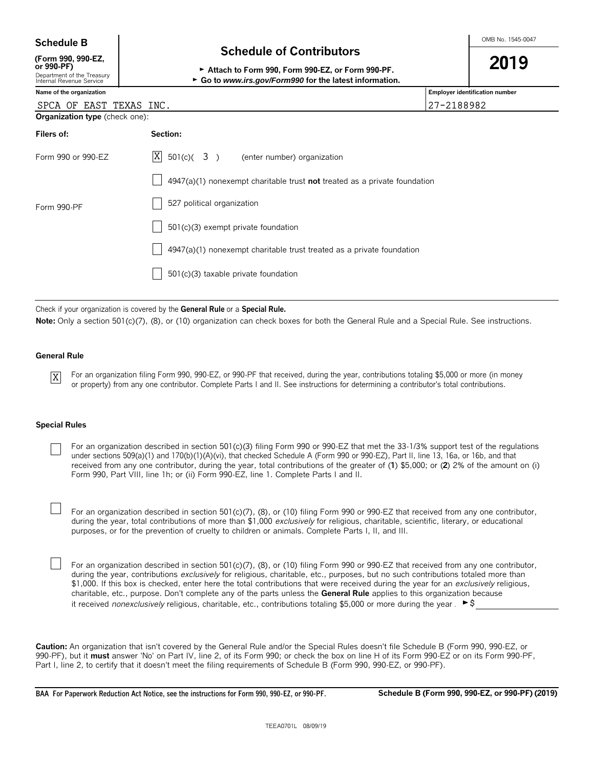**Schedule B**
**(Form 990, 990-EZ, or 990-PF)**
Department of the Treasury
Internal Revenue Service

# Schedule of Contributors

► **Attach to Form 990, Form 990-EZ, or Form 990-PF.**
► **Go to *www.irs.gov/Form990* for the latest information.**

OMB No. 1545-0047

**2019**

| **Name of the organization** | **Employer identification number** |
|---|---|
| SPCA OF EAST TEXAS INC. | 27-2188982 |

**Organization type** (check one):

| **Filers of:** | **Section:** |
|---|---|
| Form 990 or 990-EZ | [X] 501(c)( 3 ) (enter number) organization |
| | [ ] 4947(a)(1) nonexempt charitable trust **not** treated as a private foundation |
| Form 990-PF | [ ] 527 political organization |
| | [ ] 501(c)(3) exempt private foundation |
| | [ ] 4947(a)(1) nonexempt charitable trust treated as a private foundation |
| | [ ] 501(c)(3) taxable private foundation |

Check if your organization is covered by the **General Rule** or a **Special Rule.**

**Note:** Only a section 501(c)(7), (8), or (10) organization can check boxes for both the General Rule and a Special Rule. See instructions.

### General Rule

[X] For an organization filing Form 990, 990-EZ, or 990-PF that received, during the year, contributions totaling $5,000 or more (in money or property) from any one contributor. Complete Parts I and II. See instructions for determining a contributor's total contributions.

### Special Rules

[ ] For an organization described in section 501(c)(3) filing Form 990 or 990-EZ that met the 33-1/3% support test of the regulations under sections 509(a)(1) and 170(b)(1)(A)(vi), that checked Schedule A (Form 990 or 990-EZ), Part II, line 13, 16a, or 16b, and that received from any one contributor, during the year, total contributions of the greater of (**1**) $5,000; or (**2**) 2% of the amount on (i) Form 990, Part VIII, line 1h; or (ii) Form 990-EZ, line 1. Complete Parts I and II.

[ ] For an organization described in section 501(c)(7), (8), or (10) filing Form 990 or 990-EZ that received from any one contributor, during the year, total contributions of more than $1,000 *exclusively* for religious, charitable, scientific, literary, or educational purposes, or for the prevention of cruelty to children or animals. Complete Parts I, II, and III.

[ ] For an organization described in section 501(c)(7), (8), or (10) filing Form 990 or 990-EZ that received from any one contributor, during the year, contributions *exclusively* for religious, charitable, etc., purposes, but no such contributions totaled more than $1,000. If this box is checked, enter here the total contributions that were received during the year for an *exclusively* religious, charitable, etc., purpose. Don't complete any of the parts unless the **General Rule** applies to this organization because it received *nonexclusively* religious, charitable, etc., contributions totaling $5,000 or more during the year . ► $ ____________

**Caution:** An organization that isn't covered by the General Rule and/or the Special Rules doesn't file Schedule B (Form 990, 990-EZ, or 990-PF), but it **must** answer 'No' on Part IV, line 2, of its Form 990; or check the box on line H of its Form 990-EZ or on its Form 990-PF, Part I, line 2, to certify that it doesn't meet the filing requirements of Schedule B (Form 990, 990-EZ, or 990-PF).

**BAA For Paperwork Reduction Act Notice, see the instructions for Form 990, 990-EZ, or 990-PF.** **Schedule B (Form 990, 990-EZ, or 990-PF) (2019)**

TEEA0701L 08/09/19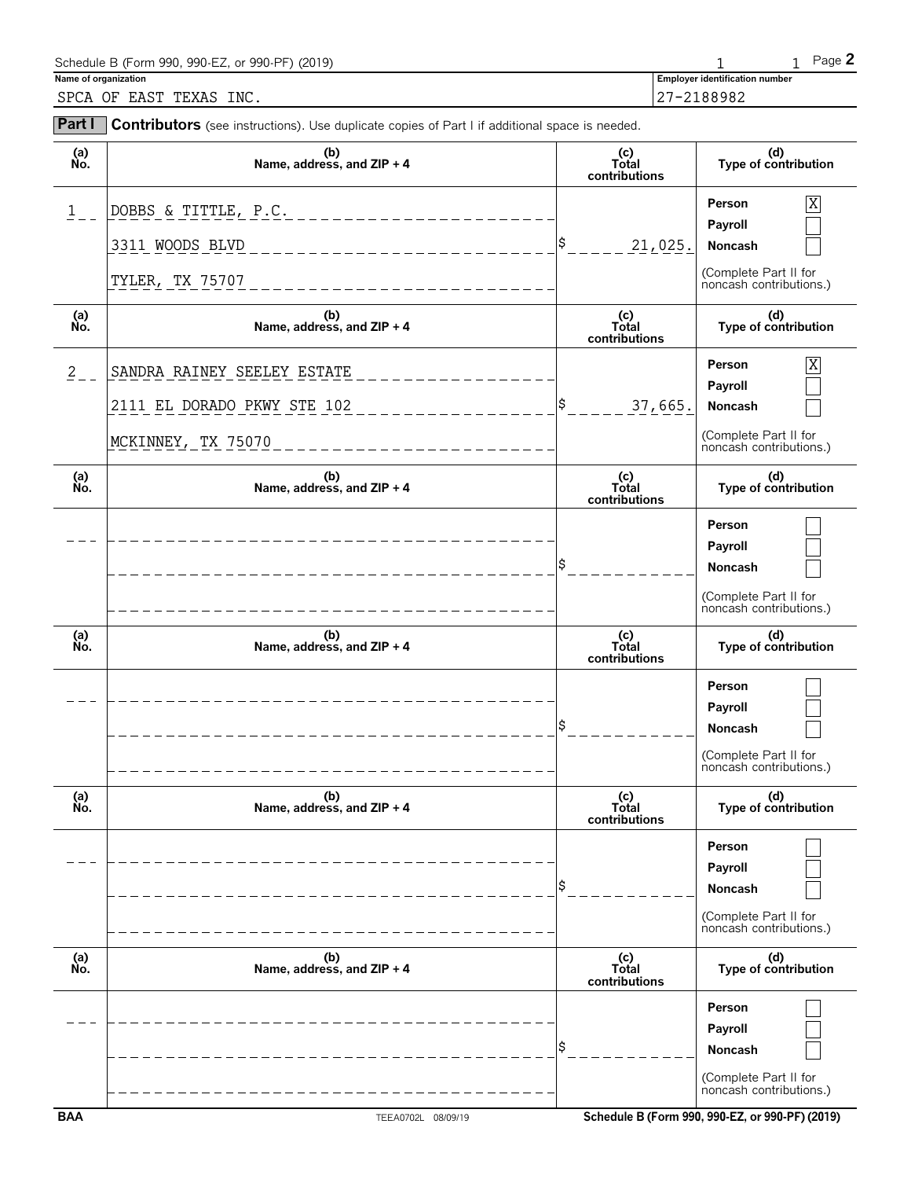Schedule B (Form 990, 990-EZ, or 990-PF) (2019)

**Name of organization**

SPCA OF EAST TEXAS INC.

**Employer identification number**

27-2188982

**Part I** **Contributors** (see instructions). Use duplicate copies of Part I if additional space is needed.

| (a) No. | (b) Name, address, and ZIP + 4 | (c) Total contributions | (d) Type of contribution |
|---|---|---|---|
| 1 | DOBBS & TITTLE, P.C.<br>3311 WOODS BLVD<br>TYLER, TX 75707 | $ 21,025. | Person [X]<br>Payroll [ ]<br>Noncash [ ]<br>(Complete Part II for noncash contributions.) |
| 2 | SANDRA RAINEY SEELEY ESTATE<br>2111 EL DORADO PKWY STE 102<br>MCKINNEY, TX 75070 | $ 37,665. | Person [X]<br>Payroll [ ]<br>Noncash [ ]<br>(Complete Part II for noncash contributions.) |
| | | $ | Person [ ]<br>Payroll [ ]<br>Noncash [ ]<br>(Complete Part II for noncash contributions.) |
| | | $ | Person [ ]<br>Payroll [ ]<br>Noncash [ ]<br>(Complete Part II for noncash contributions.) |
| | | $ | Person [ ]<br>Payroll [ ]<br>Noncash [ ]<br>(Complete Part II for noncash contributions.) |
| | | $ | Person [ ]<br>Payroll [ ]<br>Noncash [ ]<br>(Complete Part II for noncash contributions.) |

BAA TEEA0702L 08/09/19 Schedule B (Form 990, 990-EZ, or 990-PF) (2019)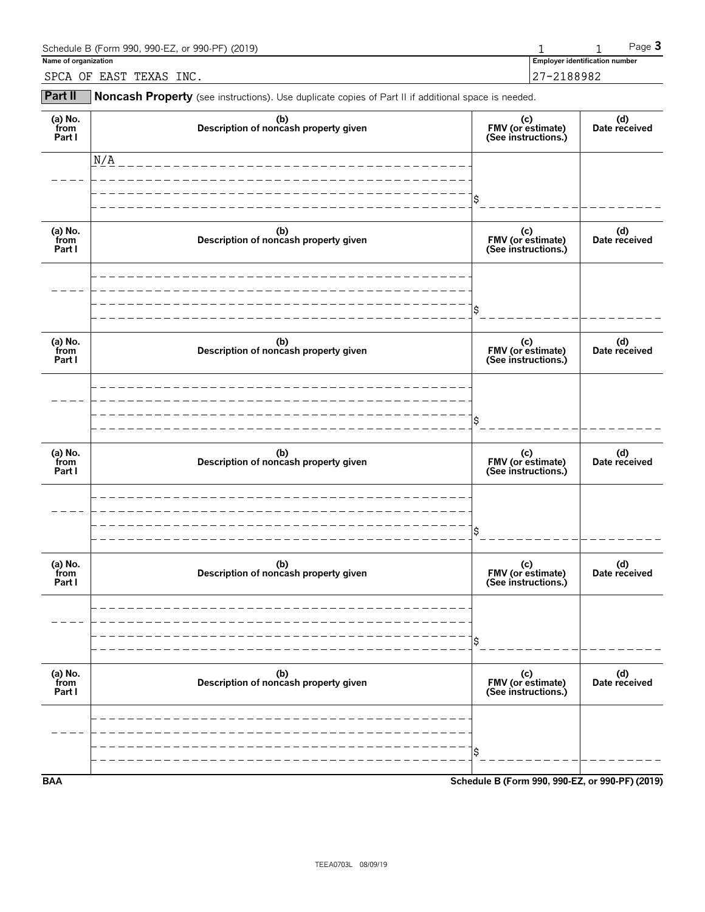Schedule B (Form 990, 990-EZ, or 990-PF) (2019) 1 1 Page **3**

**Name of organization** SPCA OF EAST TEXAS INC.

**Employer identification number** 27-2188982

**Part II** **Noncash Property** (see instructions). Use duplicate copies of Part II if additional space is needed.

| (a) No. from Part I | (b) Description of noncash property given | (c) FMV (or estimate) (See instructions.) | (d) Date received |
|---|---|---|---|
| | N/A | $ | |

| (a) No. from Part I | (b) Description of noncash property given | (c) FMV (or estimate) (See instructions.) | (d) Date received |
|---|---|---|---|
| | | $ | |

| (a) No. from Part I | (b) Description of noncash property given | (c) FMV (or estimate) (See instructions.) | (d) Date received |
|---|---|---|---|
| | | $ | |

| (a) No. from Part I | (b) Description of noncash property given | (c) FMV (or estimate) (See instructions.) | (d) Date received |
|---|---|---|---|
| | | $ | |

| (a) No. from Part I | (b) Description of noncash property given | (c) FMV (or estimate) (See instructions.) | (d) Date received |
|---|---|---|---|
| | | $ | |

| (a) No. from Part I | (b) Description of noncash property given | (c) FMV (or estimate) (See instructions.) | (d) Date received |
|---|---|---|---|
| | | $ | |

**BAA** **Schedule B (Form 990, 990-EZ, or 990-PF) (2019)**

TEEA0703L 08/09/19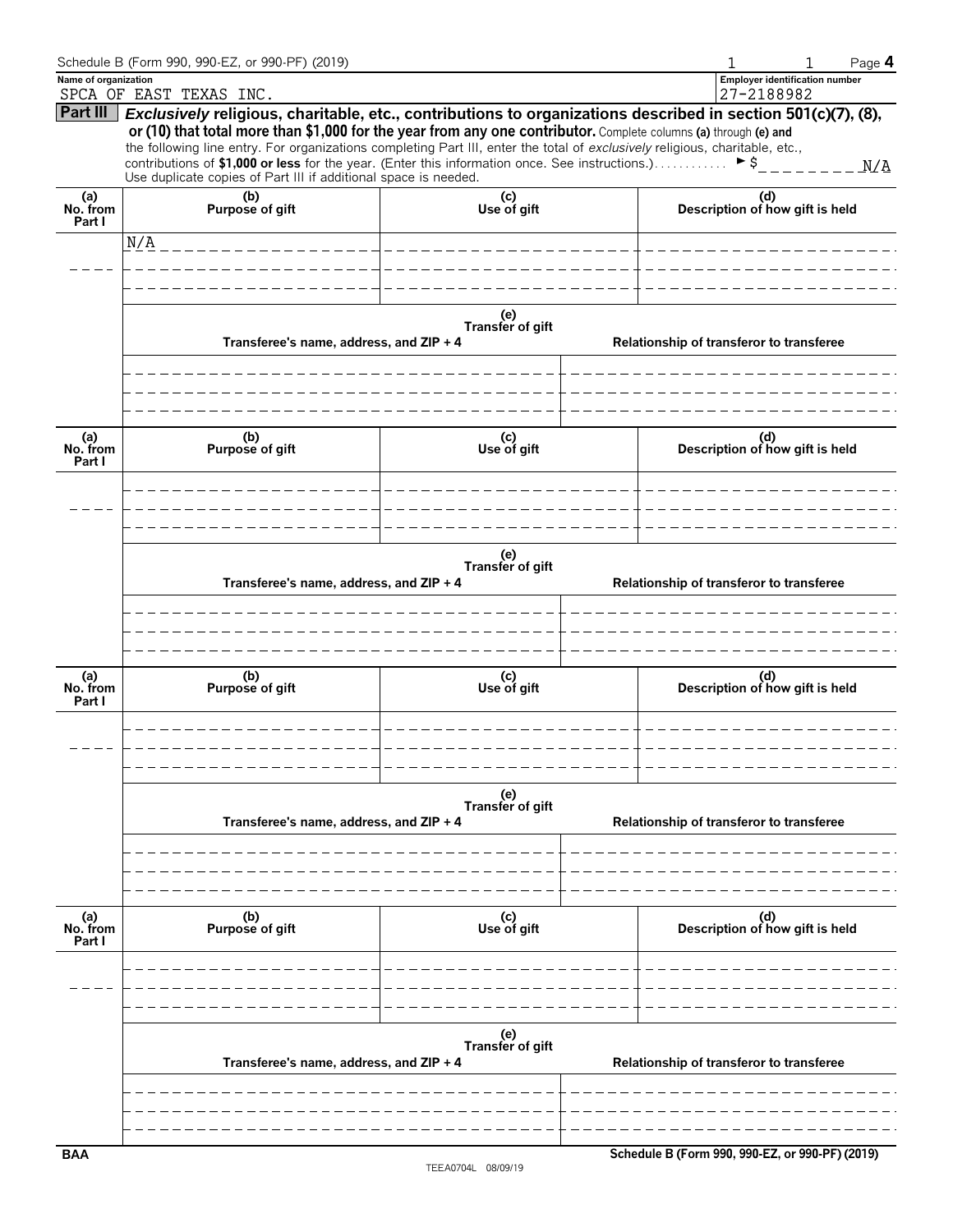Schedule B (Form 990, 990-EZ, or 990-PF) (2019)

**Name of organization**
SPCA OF EAST TEXAS INC.

**Employer identification number**
27-2188982

**Part III** ***Exclusively* religious, charitable, etc., contributions to organizations described in section 501(c)(7), (8), or (10) that total more than $1,000 for the year from any one contributor.** Complete columns **(a)** through **(e)** and the following line entry. For organizations completing Part III, enter the total of *exclusively* religious, charitable, etc., contributions of **$1,000 or less** for the year. (Enter this information once. See instructions.) ► $ N/A

Use duplicate copies of Part III if additional space is needed.

| (a) No. from Part I | (b) Purpose of gift | (c) Use of gift | (d) Description of how gift is held |
|---|---|---|---|
| | N/A | | |

| (e) Transfer of gift | |
|---|---|
| Transferee's name, address, and ZIP + 4 | Relationship of transferor to transferee |
| | |

| (a) No. from Part I | (b) Purpose of gift | (c) Use of gift | (d) Description of how gift is held |
|---|---|---|---|
| | | | |

| (e) Transfer of gift | |
|---|---|
| Transferee's name, address, and ZIP + 4 | Relationship of transferor to transferee |
| | |

| (a) No. from Part I | (b) Purpose of gift | (c) Use of gift | (d) Description of how gift is held |
|---|---|---|---|
| | | | |

| (e) Transfer of gift | |
|---|---|
| Transferee's name, address, and ZIP + 4 | Relationship of transferor to transferee |
| | |

| (a) No. from Part I | (b) Purpose of gift | (c) Use of gift | (d) Description of how gift is held |
|---|---|---|---|
| | | | |

| (e) Transfer of gift | |
|---|---|
| Transferee's name, address, and ZIP + 4 | Relationship of transferor to transferee |
| | |

BAA

TEEA0704L 08/09/19

Schedule B (Form 990, 990-EZ, or 990-PF) (2019)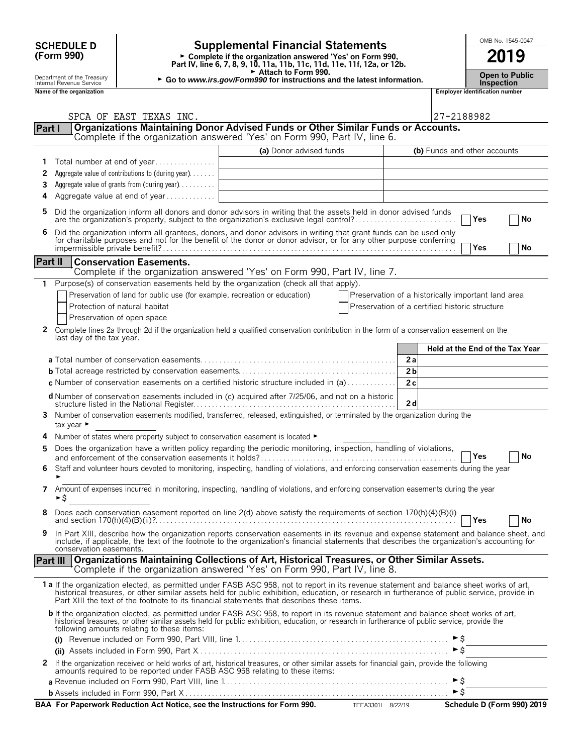**SCHEDULE D (Form 990)**

Department of the Treasury
Internal Revenue Service

# Supplemental Financial Statements

► Complete if the organization answered 'Yes' on Form 990, Part IV, line 6, 7, 8, 9, 10, 11a, 11b, 11c, 11d, 11e, 11f, 12a, or 12b.
► Attach to Form 990.
► Go to *www.irs.gov/Form990* for instructions and the latest information.

OMB No. 1545-0047

**2019**

**Open to Public Inspection**

Name of the organization: SPCA OF EAST TEXAS INC.

Employer identification number: 27-2188982

## Part I Organizations Maintaining Donor Advised Funds or Other Similar Funds or Accounts.
Complete if the organization answered 'Yes' on Form 990, Part IV, line 6.

| | | (a) Donor advised funds | (b) Funds and other accounts |
|---|---|---|---|
| 1 | Total number at end of year | | |
| 2 | Aggregate value of contributions to (during year) | | |
| 3 | Aggregate value of grants from (during year) | | |
| 4 | Aggregate value at end of year | | |

5 Did the organization inform all donors and donor advisors in writing that the assets held in donor advised funds are the organization's property, subject to the organization's exclusive legal control? ☐ Yes ☐ No

6 Did the organization inform all grantees, donors, and donor advisors in writing that grant funds can be used only for charitable purposes and not for the benefit of the donor or donor advisor, or for any other purpose conferring impermissible private benefit? ☐ Yes ☐ No

## Part II Conservation Easements.
Complete if the organization answered 'Yes' on Form 990, Part IV, line 7.

1 Purpose(s) of conservation easements held by the organization (check all that apply).

☐ Preservation of land for public use (for example, recreation or education)
☐ Protection of natural habitat
☐ Preservation of open space
☐ Preservation of a historically important land area
☐ Preservation of a certified historic structure

2 Complete lines 2a through 2d if the organization held a qualified conservation contribution in the form of a conservation easement on the last day of the tax year.

| | | Held at the End of the Tax Year |
|---|---|---|
| **a** Total number of conservation easements | 2a | |
| **b** Total acreage restricted by conservation easements | 2b | |
| **c** Number of conservation easements on a certified historic structure included in (a) | 2c | |
| **d** Number of conservation easements included in (c) acquired after 7/25/06, and not on a historic structure listed in the National Register | 2d | |

3 Number of conservation easements modified, transferred, released, extinguished, or terminated by the organization during the tax year ►

4 Number of states where property subject to conservation easement is located ►

5 Does the organization have a written policy regarding the periodic monitoring, inspection, handling of violations, and enforcement of the conservation easements it holds? ☐ Yes ☐ No

6 Staff and volunteer hours devoted to monitoring, inspecting, handling of violations, and enforcing conservation easements during the year ►

7 Amount of expenses incurred in monitoring, inspecting, handling of violations, and enforcing conservation easements during the year ►$

8 Does each conservation easement reported on line 2(d) above satisfy the requirements of section 170(h)(4)(B)(i) and section 170(h)(4)(B)(ii)? ☐ Yes ☐ No

9 In Part XIII, describe how the organization reports conservation easements in its revenue and expense statement and balance sheet, and include, if applicable, the text of the footnote to the organization's financial statements that describes the organization's accounting for conservation easements.

## Part III Organizations Maintaining Collections of Art, Historical Treasures, or Other Similar Assets.
Complete if the organization answered 'Yes' on Form 990, Part IV, line 8.

**1 a** If the organization elected, as permitted under FASB ASC 958, not to report in its revenue statement and balance sheet works of art, historical treasures, or other similar assets held for public exhibition, education, or research in furtherance of public service, provide in Part XIII the text of the footnote to its financial statements that describes these items.

**b** If the organization elected, as permitted under FASB ASC 958, to report in its revenue statement and balance sheet works of art, historical treasures, or other similar assets held for public exhibition, education, or research in furtherance of public service, provide the following amounts relating to these items:

**(i)** Revenue included on Form 990, Part VIII, line 1 ►$

**(ii)** Assets included in Form 990, Part X ►$

**2** If the organization received or held works of art, historical treasures, or other similar assets for financial gain, provide the following amounts required to be reported under FASB ASC 958 relating to these items:

**a** Revenue included on Form 990, Part VIII, line 1 ►$

**b** Assets included in Form 990, Part X ►$

**BAA For Paperwork Reduction Act Notice, see the Instructions for Form 990.** TEEA3301L 8/22/19 **Schedule D (Form 990) 2019**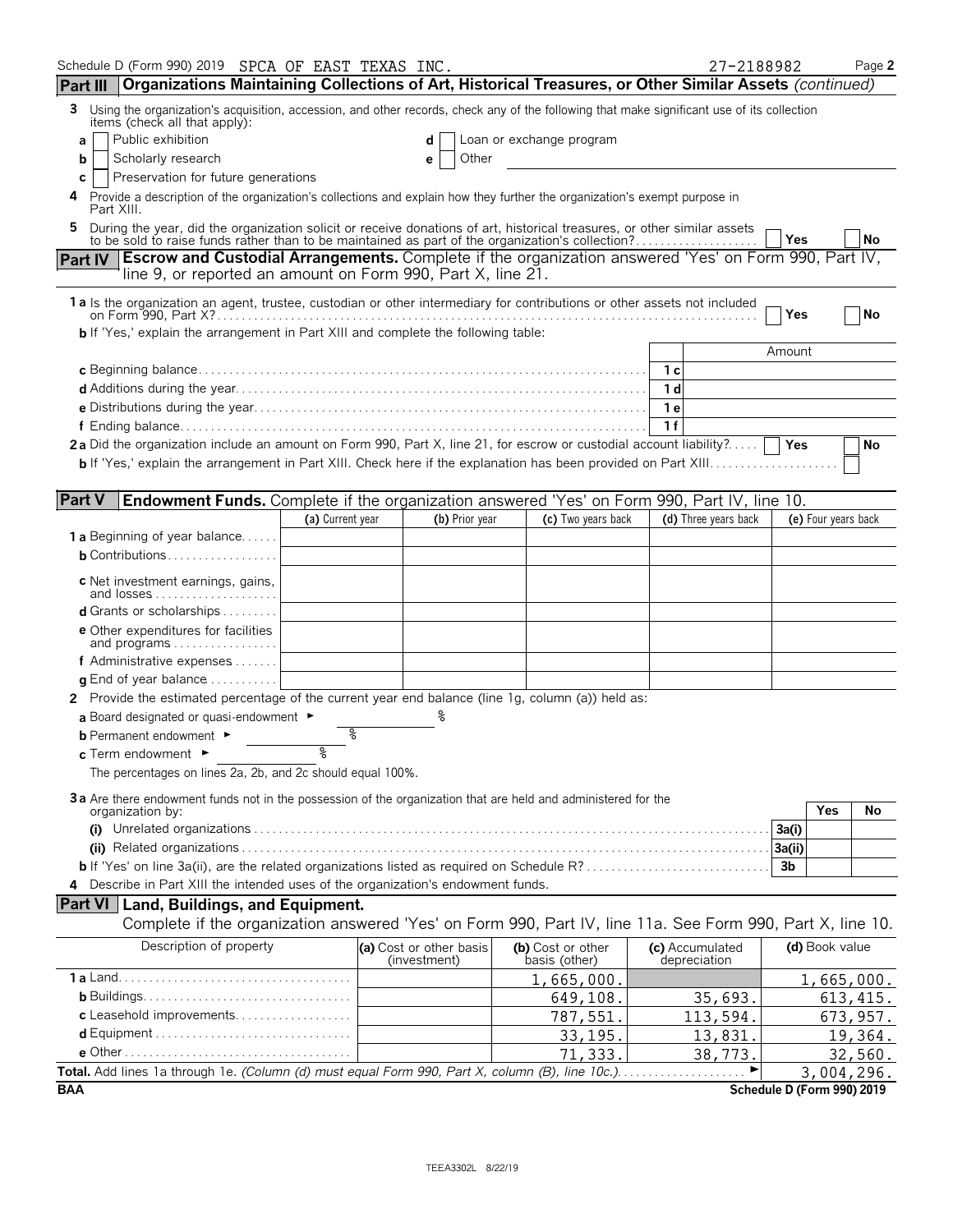Schedule D (Form 990) 2019 SPCA OF EAST TEXAS INC. 27-2188982 Page 2

**Part III — Organizations Maintaining Collections of Art, Historical Treasures, or Other Similar Assets** *(continued)*

3 Using the organization's acquisition, accession, and other records, check any of the following that make significant use of its collection items (check all that apply):

a ☐ Public exhibition  d ☐ Loan or exchange program
b ☐ Scholarly research  e ☐ Other
c ☐ Preservation for future generations

4 Provide a description of the organization's collections and explain how they further the organization's exempt purpose in Part XIII.

5 During the year, did the organization solicit or receive donations of art, historical treasures, or other similar assets to be sold to raise funds rather than to be maintained as part of the organization's collection? ☐ Yes ☐ No

**Part IV — Escrow and Custodial Arrangements.** Complete if the organization answered 'Yes' on Form 990, Part IV, line 9, or reported an amount on Form 990, Part X, line 21.

1a Is the organization an agent, trustee, custodian or other intermediary for contributions or other assets not included on Form 990, Part X? ☐ Yes ☐ No

b If 'Yes,' explain the arrangement in Part XIII and complete the following table:

| | | Amount |
|---|---|---|
| c Beginning balance | 1c | |
| d Additions during the year | 1d | |
| e Distributions during the year | 1e | |
| f Ending balance | 1f | |

2a Did the organization include an amount on Form 990, Part X, line 21, for escrow or custodial account liability? ☐ Yes ☐ No

b If 'Yes,' explain the arrangement in Part XIII. Check here if the explanation has been provided on Part XIII ☐

**Part V — Endowment Funds.** Complete if the organization answered 'Yes' on Form 990, Part IV, line 10.

| | (a) Current year | (b) Prior year | (c) Two years back | (d) Three years back | (e) Four years back |
|---|---|---|---|---|---|
| 1a Beginning of year balance | | | | | |
| b Contributions | | | | | |
| c Net investment earnings, gains, and losses | | | | | |
| d Grants or scholarships | | | | | |
| e Other expenditures for facilities and programs | | | | | |
| f Administrative expenses | | | | | |
| g End of year balance | | | | | |

2 Provide the estimated percentage of the current year end balance (line 1g, column (a)) held as:

a Board designated or quasi-endowment ► %
b Permanent endowment ► %
c Term endowment ► %

The percentages on lines 2a, 2b, and 2c should equal 100%.

3a Are there endowment funds not in the possession of the organization that are held and administered for the organization by:

| | | Yes | No |
|---|---|---|---|
| (i) Unrelated organizations | 3a(i) | | |
| (ii) Related organizations | 3a(ii) | | |
| b If 'Yes' on line 3a(ii), are the related organizations listed as required on Schedule R? | 3b | | |

4 Describe in Part XIII the intended uses of the organization's endowment funds.

**Part VI — Land, Buildings, and Equipment.**
Complete if the organization answered 'Yes' on Form 990, Part IV, line 11a. See Form 990, Part X, line 10.

| Description of property | (a) Cost or other basis (investment) | (b) Cost or other basis (other) | (c) Accumulated depreciation | (d) Book value |
|---|---|---|---|---|
| 1a Land | | 1,665,000. | | 1,665,000. |
| b Buildings | | 649,108. | 35,693. | 613,415. |
| c Leasehold improvements | | 787,551. | 113,594. | 673,957. |
| d Equipment | | 33,195. | 13,831. | 19,364. |
| e Other | | 71,333. | 38,773. | 32,560. |
| **Total.** Add lines 1a through 1e. *(Column (d) must equal Form 990, Part X, column (B), line 10c.)* | | | | 3,004,296. |

BAA Schedule D (Form 990) 2019

TEEA3302L 8/22/19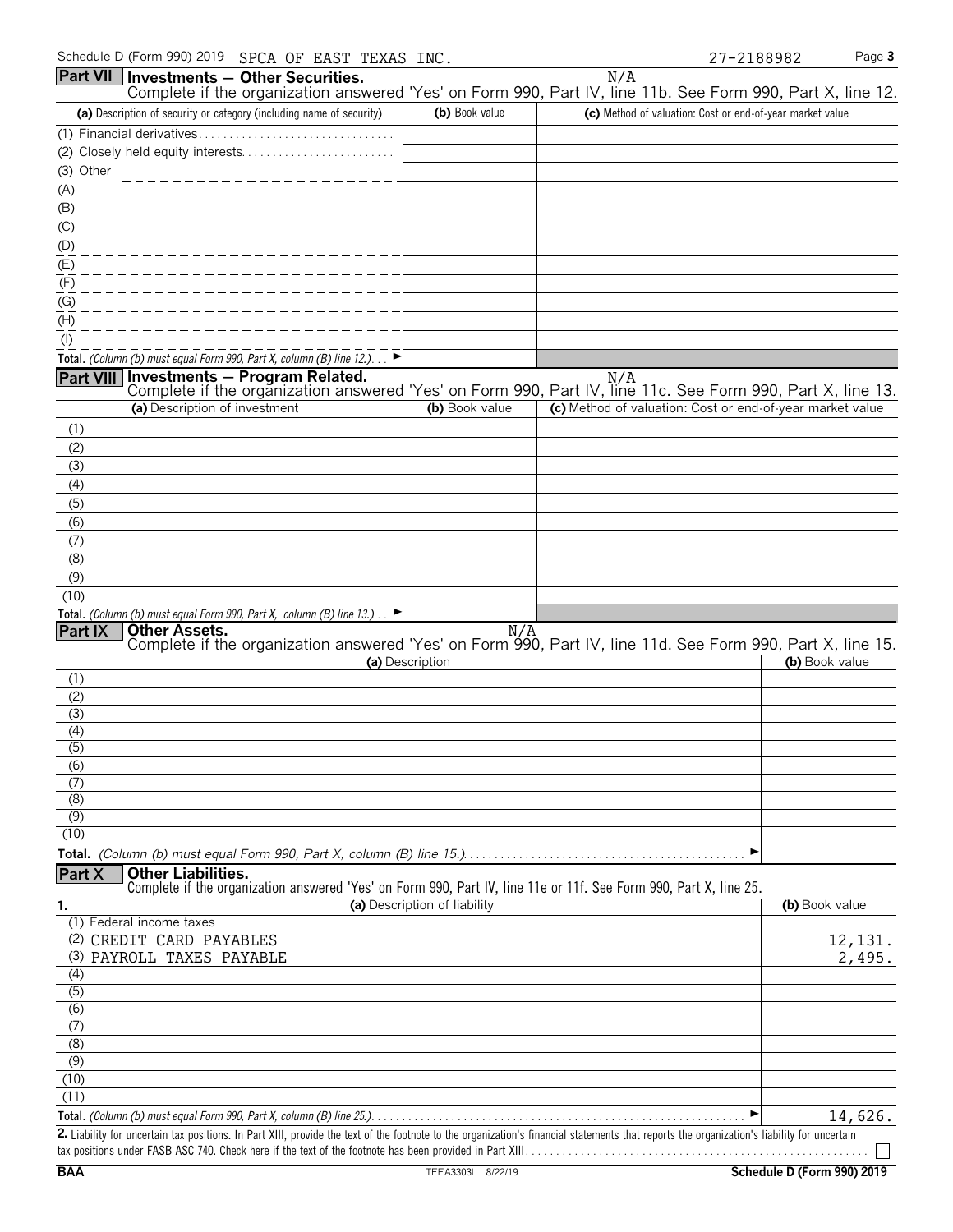Schedule D (Form 990) 2019 SPCA OF EAST TEXAS INC. 27-2188982

## Part VII Investments — Other Securities.

N/A

Complete if the organization answered 'Yes' on Form 990, Part IV, line 11b. See Form 990, Part X, line 12.

| (a) Description of security or category (including name of security) | (b) Book value | (c) Method of valuation: Cost or end-of-year market value |
|---|---|---|
| (1) Financial derivatives | | |
| (2) Closely held equity interests | | |
| (3) Other | | |
| (A) | | |
| (B) | | |
| (C) | | |
| (D) | | |
| (E) | | |
| (F) | | |
| (G) | | |
| (H) | | |
| (I) | | |
| **Total.** *(Column (b) must equal Form 990, Part X, column (B) line 12.)* ► | | |

## Part VIII Investments — Program Related.

N/A

Complete if the organization answered 'Yes' on Form 990, Part IV, line 11c. See Form 990, Part X, line 13.

| (a) Description of investment | (b) Book value | (c) Method of valuation: Cost or end-of-year market value |
|---|---|---|
| (1) | | |
| (2) | | |
| (3) | | |
| (4) | | |
| (5) | | |
| (6) | | |
| (7) | | |
| (8) | | |
| (9) | | |
| (10) | | |
| **Total.** *(Column (b) must equal Form 990, Part X, column (B) line 13.)* ► | | |

## Part IX Other Assets.

N/A

Complete if the organization answered 'Yes' on Form 990, Part IV, line 11d. See Form 990, Part X, line 15.

| (a) Description | (b) Book value |
|---|---|
| (1) | |
| (2) | |
| (3) | |
| (4) | |
| (5) | |
| (6) | |
| (7) | |
| (8) | |
| (9) | |
| (10) | |
| **Total.** *(Column (b) must equal Form 990, Part X, column (B) line 15.)* ► | |

## Part X Other Liabilities.

Complete if the organization answered 'Yes' on Form 990, Part IV, line 11e or 11f. See Form 990, Part X, line 25.

| 1. (a) Description of liability | (b) Book value |
|---|---|
| (1) Federal income taxes | |
| (2) CREDIT CARD PAYABLES | 12,131. |
| (3) PAYROLL TAXES PAYABLE | 2,495. |
| (4) | |
| (5) | |
| (6) | |
| (7) | |
| (8) | |
| (9) | |
| (10) | |
| (11) | |
| **Total.** *(Column (b) must equal Form 990, Part X, column (B) line 25.)* ► | 14,626. |

**2.** Liability for uncertain tax positions. In Part XIII, provide the text of the footnote to the organization's financial statements that reports the organization's liability for uncertain tax positions under FASB ASC 740. Check here if the text of the footnote has been provided in Part XIII ☐

BAA TEEA3303L 8/22/19 Schedule D (Form 990) 2019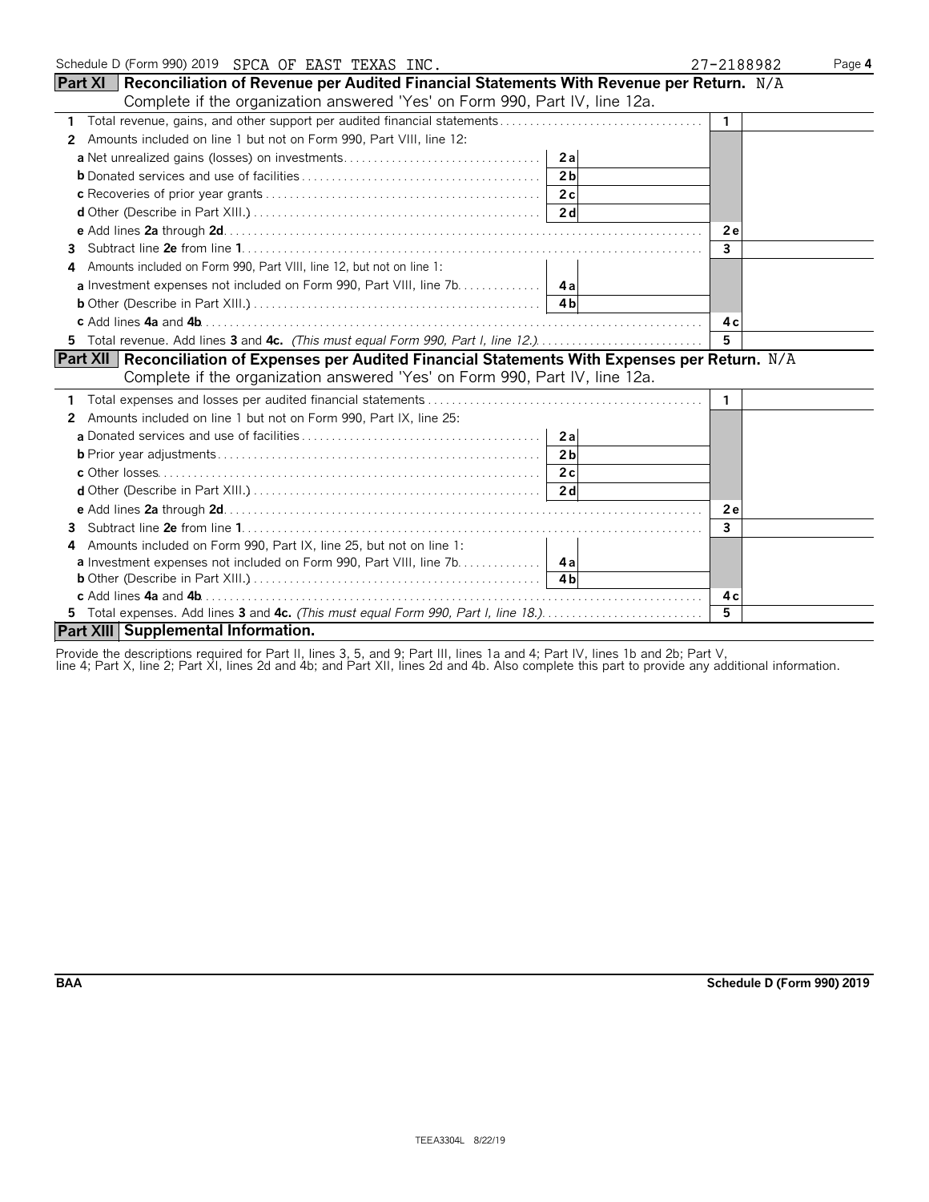Schedule D (Form 990) 2019 SPCA OF EAST TEXAS INC. 27-2188982

## Part XI Reconciliation of Revenue per Audited Financial Statements With Revenue per Return. N/A

Complete if the organization answered 'Yes' on Form 990, Part IV, line 12a.

| | | | | |
|---|---|---|---|---|
| 1 | Total revenue, gains, and other support per audited financial statements | | 1 | |
| 2 | Amounts included on line 1 but not on Form 990, Part VIII, line 12: | | | |
| | a Net unrealized gains (losses) on investments | 2a | | |
| | b Donated services and use of facilities | 2b | | |
| | c Recoveries of prior year grants | 2c | | |
| | d Other (Describe in Part XIII.) | 2d | | |
| | e Add lines 2a through 2d | | 2e | |
| 3 | Subtract line 2e from line 1 | | 3 | |
| 4 | Amounts included on Form 990, Part VIII, line 12, but not on line 1: | | | |
| | a Investment expenses not included on Form 990, Part VIII, line 7b | 4a | | |
| | b Other (Describe in Part XIII.) | 4b | | |
| | c Add lines 4a and 4b | | 4c | |
| 5 | Total revenue. Add lines 3 and 4c. *(This must equal Form 990, Part I, line 12.)* | | 5 | |

## Part XII Reconciliation of Expenses per Audited Financial Statements With Expenses per Return. N/A

Complete if the organization answered 'Yes' on Form 990, Part IV, line 12a.

| | | | | |
|---|---|---|---|---|
| 1 | Total expenses and losses per audited financial statements | | 1 | |
| 2 | Amounts included on line 1 but not on Form 990, Part IX, line 25: | | | |
| | a Donated services and use of facilities | 2a | | |
| | b Prior year adjustments | 2b | | |
| | c Other losses | 2c | | |
| | d Other (Describe in Part XIII.) | 2d | | |
| | e Add lines 2a through 2d | | 2e | |
| 3 | Subtract line 2e from line 1 | | 3 | |
| 4 | Amounts included on Form 990, Part IX, line 25, but not on line 1: | | | |
| | a Investment expenses not included on Form 990, Part VIII, line 7b | 4a | | |
| | b Other (Describe in Part XIII.) | 4b | | |
| | c Add lines 4a and 4b | | 4c | |
| 5 | Total expenses. Add lines 3 and 4c. *(This must equal Form 990, Part I, line 18.)* | | 5 | |

## Part XIII Supplemental Information.

Provide the descriptions required for Part II, lines 3, 5, and 9; Part III, lines 1a and 4; Part IV, lines 1b and 2b; Part V, line 4; Part X, line 2; Part XI, lines 2d and 4b; and Part XII, lines 2d and 4b. Also complete this part to provide any additional information.

BAA Schedule D (Form 990) 2019

TEEA3304L 8/22/19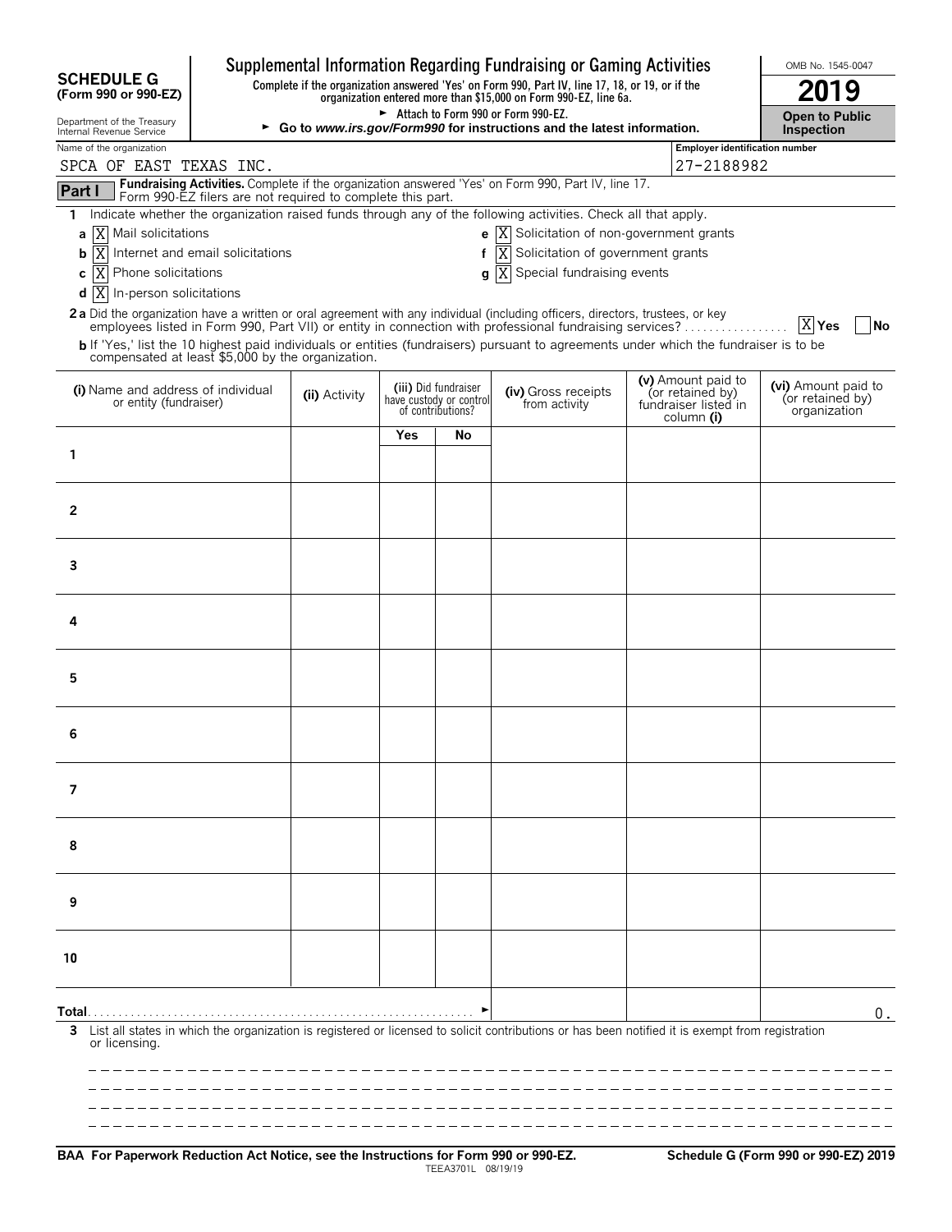**SCHEDULE G**
**(Form 990 or 990-EZ)**

Department of the Treasury
Internal Revenue Service

# Supplemental Information Regarding Fundraising or Gaming Activities

**Complete if the organization answered 'Yes' on Form 990, Part IV, line 17, 18, or 19, or if the organization entered more than $15,000 on Form 990-EZ, line 6a.**

► Attach to Form 990 or Form 990-EZ.

► **Go to *www.irs.gov/Form990* for instructions and the latest information.**

OMB No. 1545-0047

**2019**

**Open to Public Inspection**

Name of the organization: SPCA OF EAST TEXAS INC.

Employer identification number: 27-2188982

**Part I** **Fundraising Activities.** Complete if the organization answered 'Yes' on Form 990, Part IV, line 17. Form 990-EZ filers are not required to complete this part.

**1** Indicate whether the organization raised funds through any of the following activities. Check all that apply.

- **a** [X] Mail solicitations
- **b** [X] Internet and email solicitations
- **c** [X] Phone solicitations
- **d** [X] In-person solicitations
- **e** [X] Solicitation of non-government grants
- **f** [X] Solicitation of government grants
- **g** [X] Special fundraising events

**2 a** Did the organization have a written or oral agreement with any individual (including officers, directors, trustees, or key employees listed in Form 990, Part VII) or entity in connection with professional fundraising services? [X] **Yes** [ ] **No**

**b** If 'Yes,' list the 10 highest paid individuals or entities (fundraisers) pursuant to agreements under which the fundraiser is to be compensated at least $5,000 by the organization.

| | (i) Name and address of individual or entity (fundraiser) | (ii) Activity | (iii) Did fundraiser have custody or control of contributions? Yes | No | (iv) Gross receipts from activity | (v) Amount paid to (or retained by) fundraiser listed in column (i) | (vi) Amount paid to (or retained by) organization |
|---|---|---|---|---|---|---|---|
| 1 | | | | | | | |
| 2 | | | | | | | |
| 3 | | | | | | | |
| 4 | | | | | | | |
| 5 | | | | | | | |
| 6 | | | | | | | |
| 7 | | | | | | | |
| 8 | | | | | | | |
| 9 | | | | | | | |
| 10 | | | | | | | |
| **Total** | | | | | | | 0. |

**3** List all states in which the organization is registered or licensed to solicit contributions or has been notified it is exempt from registration or licensing.

**BAA For Paperwork Reduction Act Notice, see the Instructions for Form 990 or 990-EZ.** TEEA3701L 08/19/19 **Schedule G (Form 990 or 990-EZ) 2019**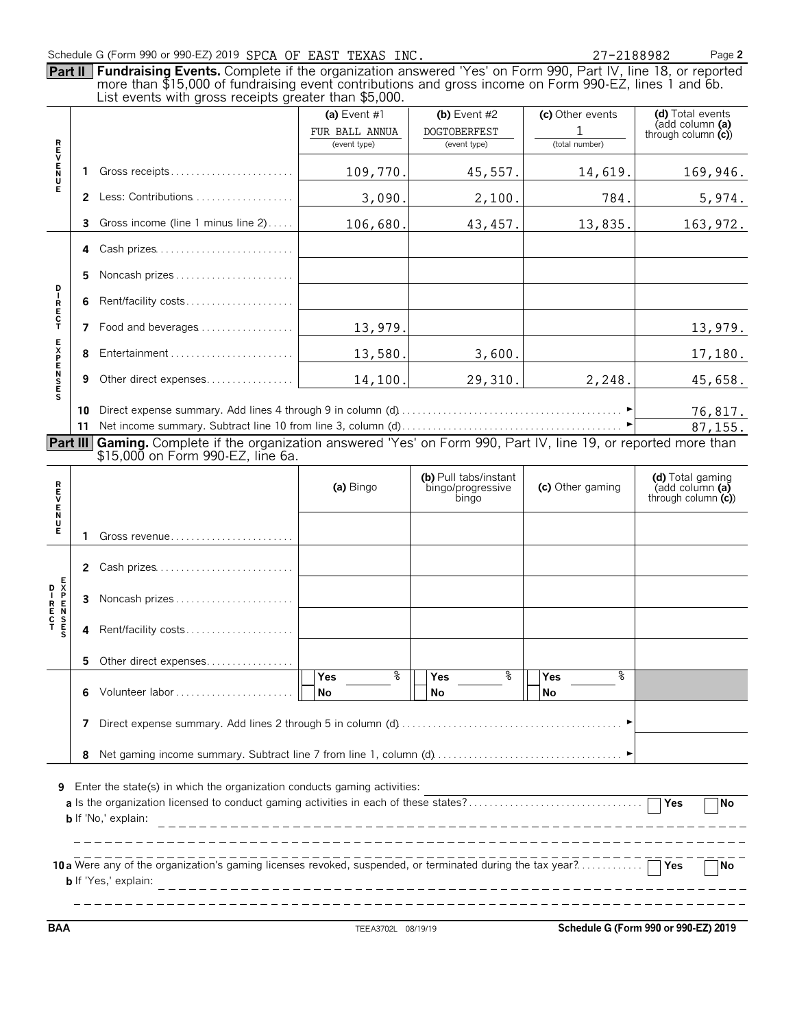Schedule G (Form 990 or 990-EZ) 2019 SPCA OF EAST TEXAS INC. 27-2188982 Page 2

**Part II** **Fundraising Events.** Complete if the organization answered 'Yes' on Form 990, Part IV, line 18, or reported more than $15,000 of fundraising event contributions and gross income on Form 990-EZ, lines 1 and 6b. List events with gross receipts greater than $5,000.

| | | (a) Event #1 FUR BALL ANNUA (event type) | (b) Event #2 DOGTOBERFEST (event type) | (c) Other events 1 (total number) | (d) Total events (add column (a) through column (c)) |
|---|---|---|---|---|---|
| REVENUE | 1 Gross receipts | 109,770. | 45,557. | 14,619. | 169,946. |
| | 2 Less: Contributions | 3,090. | 2,100. | 784. | 5,974. |
| | 3 Gross income (line 1 minus line 2) | 106,680. | 43,457. | 13,835. | 163,972. |
| DIRECT EXPENSES | 4 Cash prizes | | | | |
| | 5 Noncash prizes | | | | |
| | 6 Rent/facility costs | | | | |
| | 7 Food and beverages | 13,979. | | | 13,979. |
| | 8 Entertainment | 13,580. | 3,600. | | 17,180. |
| | 9 Other direct expenses | 14,100. | 29,310. | 2,248. | 45,658. |
| | 10 Direct expense summary. Add lines 4 through 9 in column (d) | | | | 76,817. |
| | 11 Net income summary. Subtract line 10 from line 3, column (d) | | | | 87,155. |

**Part III** **Gaming.** Complete if the organization answered 'Yes' on Form 990, Part IV, line 19, or reported more than $15,000 on Form 990-EZ, line 6a.

| | | (a) Bingo | (b) Pull tabs/instant bingo/progressive bingo | (c) Other gaming | (d) Total gaming (add column (a) through column (c)) |
|---|---|---|---|---|---|
| REVENUE | 1 Gross revenue | | | | |
| DIRECT EXPENSES | 2 Cash prizes | | | | |
| | 3 Noncash prizes | | | | |
| | 4 Rent/facility costs | | | | |
| | 5 Other direct expenses | | | | |
| | 6 Volunteer labor | Yes ___ % No | Yes ___ % No | Yes ___ % No | |
| | 7 Direct expense summary. Add lines 2 through 5 in column (d) | | | | |
| | 8 Net gaming income summary. Subtract line 7 from line 1, column (d) | | | | |

9 Enter the state(s) in which the organization conducts gaming activities:

a Is the organization licensed to conduct gaming activities in each of these states? ☐ Yes ☐ No

b If 'No,' explain:

10a Were any of the organization's gaming licenses revoked, suspended, or terminated during the tax year? ☐ Yes ☐ No

b If 'Yes,' explain:

BAA TEEA3702L 08/19/19 Schedule G (Form 990 or 990-EZ) 2019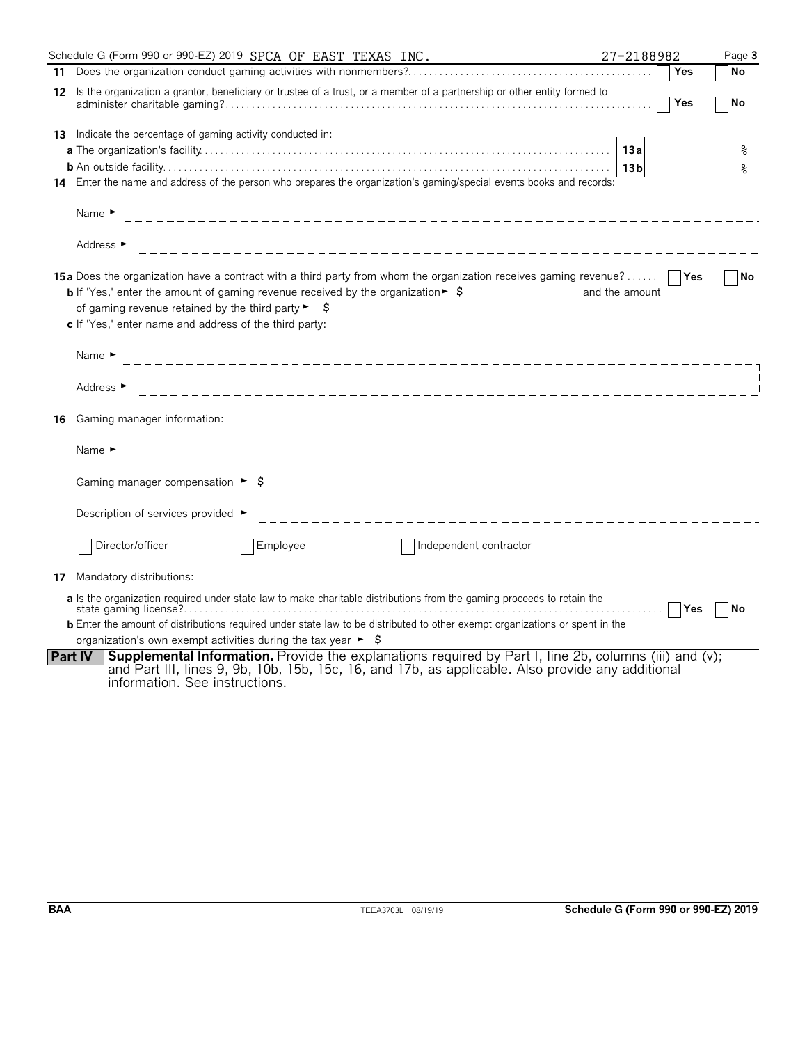Schedule G (Form 990 or 990-EZ) 2019 SPCA OF EAST TEXAS INC. 27-2188982 Page **3**

**11** Does the organization conduct gaming activities with nonmembers? ☐ Yes ☐ No

**12** Is the organization a grantor, beneficiary or trustee of a trust, or a member of a partnership or other entity formed to administer charitable gaming? ☐ Yes ☐ No

**13** Indicate the percentage of gaming activity conducted in:

**a** The organization's facility . . . **13a** %

**b** An outside facility . . . **13b** %

**14** Enter the name and address of the person who prepares the organization's gaming/special events books and records:

Name ►

Address ►

**15a** Does the organization have a contract with a third party from whom the organization receives gaming revenue? ☐ Yes ☐ No

**b** If 'Yes,' enter the amount of gaming revenue received by the organization ► $ \_\_\_\_\_\_\_\_\_\_ and the amount of gaming revenue retained by the third party ► $ \_\_\_\_\_\_\_\_\_\_

**c** If 'Yes,' enter name and address of the third party:

Name ►

Address ►

**16** Gaming manager information:

Name ►

Gaming manager compensation ► $

Description of services provided ►

☐ Director/officer ☐ Employee ☐ Independent contractor

**17** Mandatory distributions:

**a** Is the organization required under state law to make charitable distributions from the gaming proceeds to retain the state gaming license? ☐ Yes ☐ No

**b** Enter the amount of distributions required under state law to be distributed to other exempt organizations or spent in the organization's own exempt activities during the tax year ► $

**Part IV** **Supplemental Information.** Provide the explanations required by Part I, line 2b, columns (iii) and (v); and Part III, lines 9, 9b, 10b, 15b, 15c, 16, and 17b, as applicable. Also provide any additional information. See instructions.

BAA TEEA3703L 08/19/19 **Schedule G (Form 990 or 990-EZ) 2019**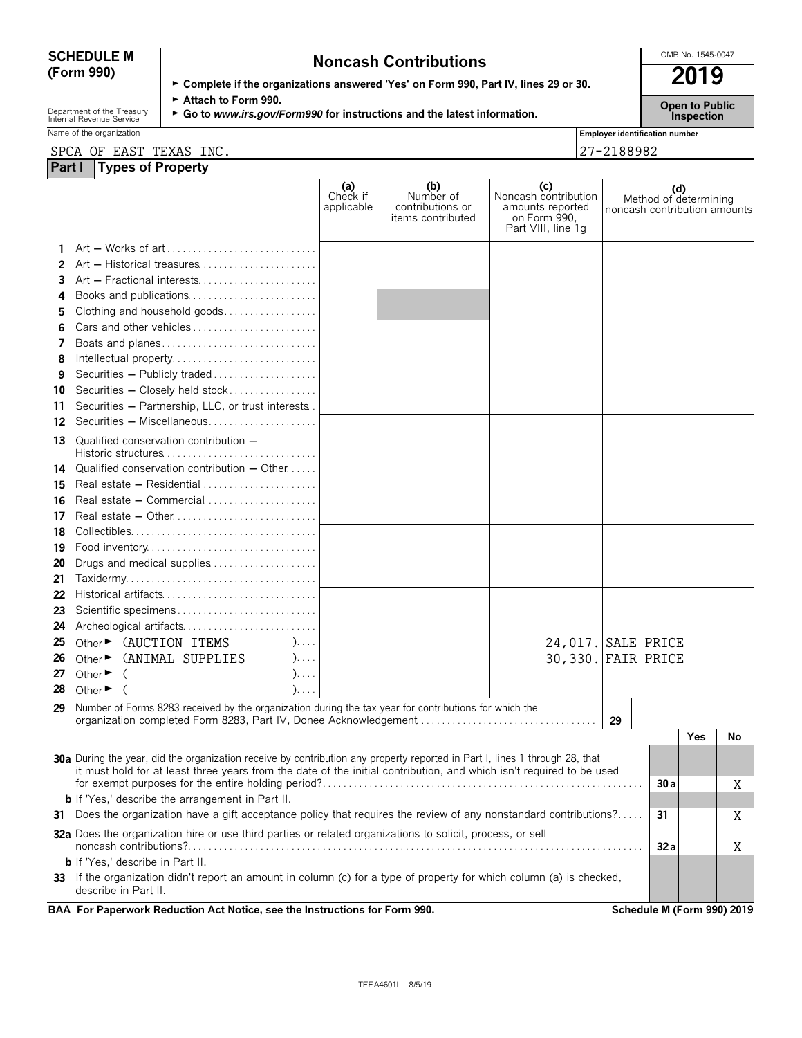# SCHEDULE M (Form 990)

## Noncash Contributions

OMB No. 1545-0047

**2019**

**Open to Public Inspection**

Department of the Treasury
Internal Revenue Service

► **Complete if the organizations answered 'Yes' on Form 990, Part IV, lines 29 or 30.**
► **Attach to Form 990.**
► **Go to *www.irs.gov/Form990* for instructions and the latest information.**

Name of the organization: SPCA OF EAST TEXAS INC.

Employer identification number: 27-2188982

### Part I Types of Property

| | | (a) Check if applicable | (b) Number of contributions or items contributed | (c) Noncash contribution amounts reported on Form 990, Part VIII, line 1g | (d) Method of determining noncash contribution amounts |
|---|---|---|---|---|---|
| 1 | Art — Works of art | | | | |
| 2 | Art — Historical treasures | | | | |
| 3 | Art — Fractional interests | | | | |
| 4 | Books and publications | | | | |
| 5 | Clothing and household goods | | | | |
| 6 | Cars and other vehicles | | | | |
| 7 | Boats and planes | | | | |
| 8 | Intellectual property | | | | |
| 9 | Securities — Publicly traded | | | | |
| 10 | Securities — Closely held stock | | | | |
| 11 | Securities — Partnership, LLC, or trust interests | | | | |
| 12 | Securities — Miscellaneous | | | | |
| 13 | Qualified conservation contribution — Historic structures | | | | |
| 14 | Qualified conservation contribution — Other | | | | |
| 15 | Real estate — Residential | | | | |
| 16 | Real estate — Commercial | | | | |
| 17 | Real estate — Other | | | | |
| 18 | Collectibles | | | | |
| 19 | Food inventory | | | | |
| 20 | Drugs and medical supplies | | | | |
| 21 | Taxidermy | | | | |
| 22 | Historical artifacts | | | | |
| 23 | Scientific specimens | | | | |
| 24 | Archeological artifacts | | | | |
| 25 | Other ► (AUCTION ITEMS) | | | 24,017. | SALE PRICE |
| 26 | Other ► (ANIMAL SUPPLIES) | | | 30,330. | FAIR PRICE |
| 27 | Other ► ( ) | | | | |
| 28 | Other ► ( ) | | | | |

**29** Number of Forms 8283 received by the organization during the tax year for contributions for which the organization completed Form 8283, Part IV, Donee Acknowledgement . . . **29**

| | | | Yes | No |
|---|---|---|---|---|
| **30a** | During the year, did the organization receive by contribution any property reported in Part I, lines 1 through 28, that it must hold for at least three years from the date of the initial contribution, and which isn't required to be used for exempt purposes for the entire holding period? | 30a | | X |
| **b** | If 'Yes,' describe the arrangement in Part II. | | | |
| **31** | Does the organization have a gift acceptance policy that requires the review of any nonstandard contributions? | 31 | | X |
| **32a** | Does the organization hire or use third parties or related organizations to solicit, process, or sell noncash contributions? | 32a | | X |
| **b** | If 'Yes,' describe in Part II. | | | |
| **33** | If the organization didn't report an amount in column (c) for a type of property for which column (a) is checked, describe in Part II. | | | |

**BAA For Paperwork Reduction Act Notice, see the Instructions for Form 990.** **Schedule M (Form 990) 2019**

TEEA4601L 8/5/19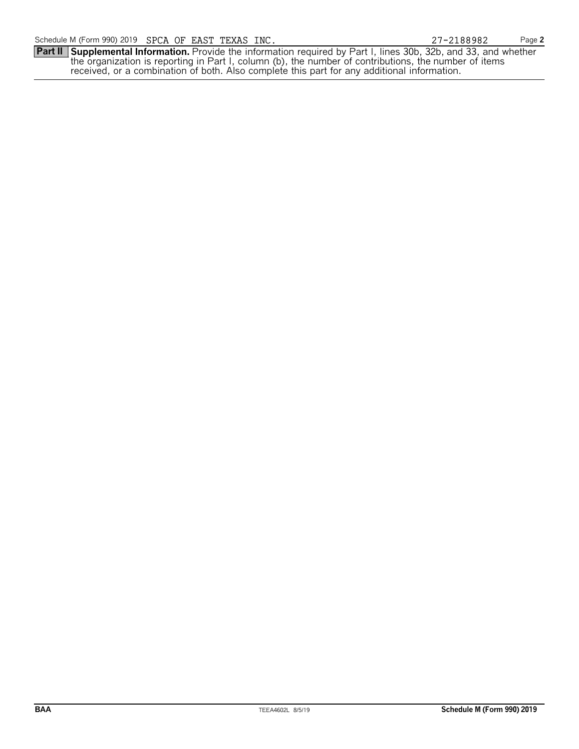Schedule M (Form 990) 2019 SPCA OF EAST TEXAS INC. 27-2188982

**Part II** **Supplemental Information.** Provide the information required by Part I, lines 30b, 32b, and 33, and whether the organization is reporting in Part I, column (b), the number of contributions, the number of items received, or a combination of both. Also complete this part for any additional information.

BAA TEEA4602L 8/5/19 **Schedule M (Form 990) 2019**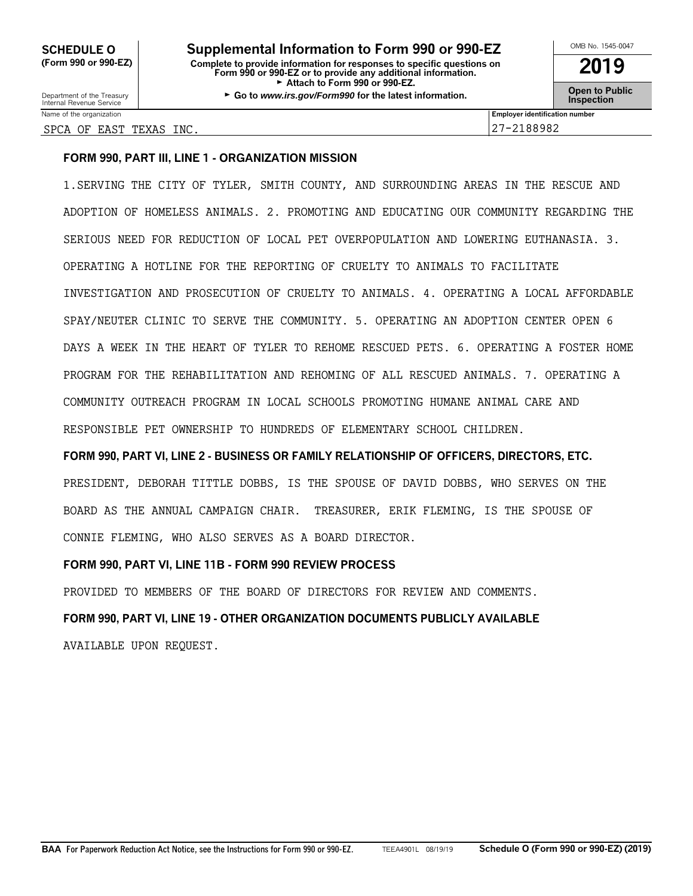**SCHEDULE O (Form 990 or 990-EZ)**

Department of the Treasury
Internal Revenue Service

# Supplemental Information to Form 990 or 990-EZ

**Complete to provide information for responses to specific questions on Form 990 or 990-EZ or to provide any additional information.**
► **Attach to Form 990 or 990-EZ.**
► **Go to *www.irs.gov/Form990* for the latest information.**

OMB No. 1545-0047

**2019**

**Open to Public Inspection**

| Name of the organization | Employer identification number |
|---|---|
| SPCA OF EAST TEXAS INC. | 27-2188982 |

**FORM 990, PART III, LINE 1 - ORGANIZATION MISSION**

1.SERVING THE CITY OF TYLER, SMITH COUNTY, AND SURROUNDING AREAS IN THE RESCUE AND ADOPTION OF HOMELESS ANIMALS. 2. PROMOTING AND EDUCATING OUR COMMUNITY REGARDING THE SERIOUS NEED FOR REDUCTION OF LOCAL PET OVERPOPULATION AND LOWERING EUTHANASIA. 3. OPERATING A HOTLINE FOR THE REPORTING OF CRUELTY TO ANIMALS TO FACILITATE INVESTIGATION AND PROSECUTION OF CRUELTY TO ANIMALS. 4. OPERATING A LOCAL AFFORDABLE SPAY/NEUTER CLINIC TO SERVE THE COMMUNITY. 5. OPERATING AN ADOPTION CENTER OPEN 6 DAYS A WEEK IN THE HEART OF TYLER TO REHOME RESCUED PETS. 6. OPERATING A FOSTER HOME PROGRAM FOR THE REHABILITATION AND REHOMING OF ALL RESCUED ANIMALS. 7. OPERATING A COMMUNITY OUTREACH PROGRAM IN LOCAL SCHOOLS PROMOTING HUMANE ANIMAL CARE AND RESPONSIBLE PET OWNERSHIP TO HUNDREDS OF ELEMENTARY SCHOOL CHILDREN.

**FORM 990, PART VI, LINE 2 - BUSINESS OR FAMILY RELATIONSHIP OF OFFICERS, DIRECTORS, ETC.**

PRESIDENT, DEBORAH TITTLE DOBBS, IS THE SPOUSE OF DAVID DOBBS, WHO SERVES ON THE BOARD AS THE ANNUAL CAMPAIGN CHAIR. TREASURER, ERIK FLEMING, IS THE SPOUSE OF CONNIE FLEMING, WHO ALSO SERVES AS A BOARD DIRECTOR.

**FORM 990, PART VI, LINE 11B - FORM 990 REVIEW PROCESS**

PROVIDED TO MEMBERS OF THE BOARD OF DIRECTORS FOR REVIEW AND COMMENTS.

**FORM 990, PART VI, LINE 19 - OTHER ORGANIZATION DOCUMENTS PUBLICLY AVAILABLE**

AVAILABLE UPON REQUEST.

**BAA For Paperwork Reduction Act Notice, see the Instructions for Form 990 or 990-EZ.** TEEA4901L 08/19/19 **Schedule O (Form 990 or 990-EZ) (2019)**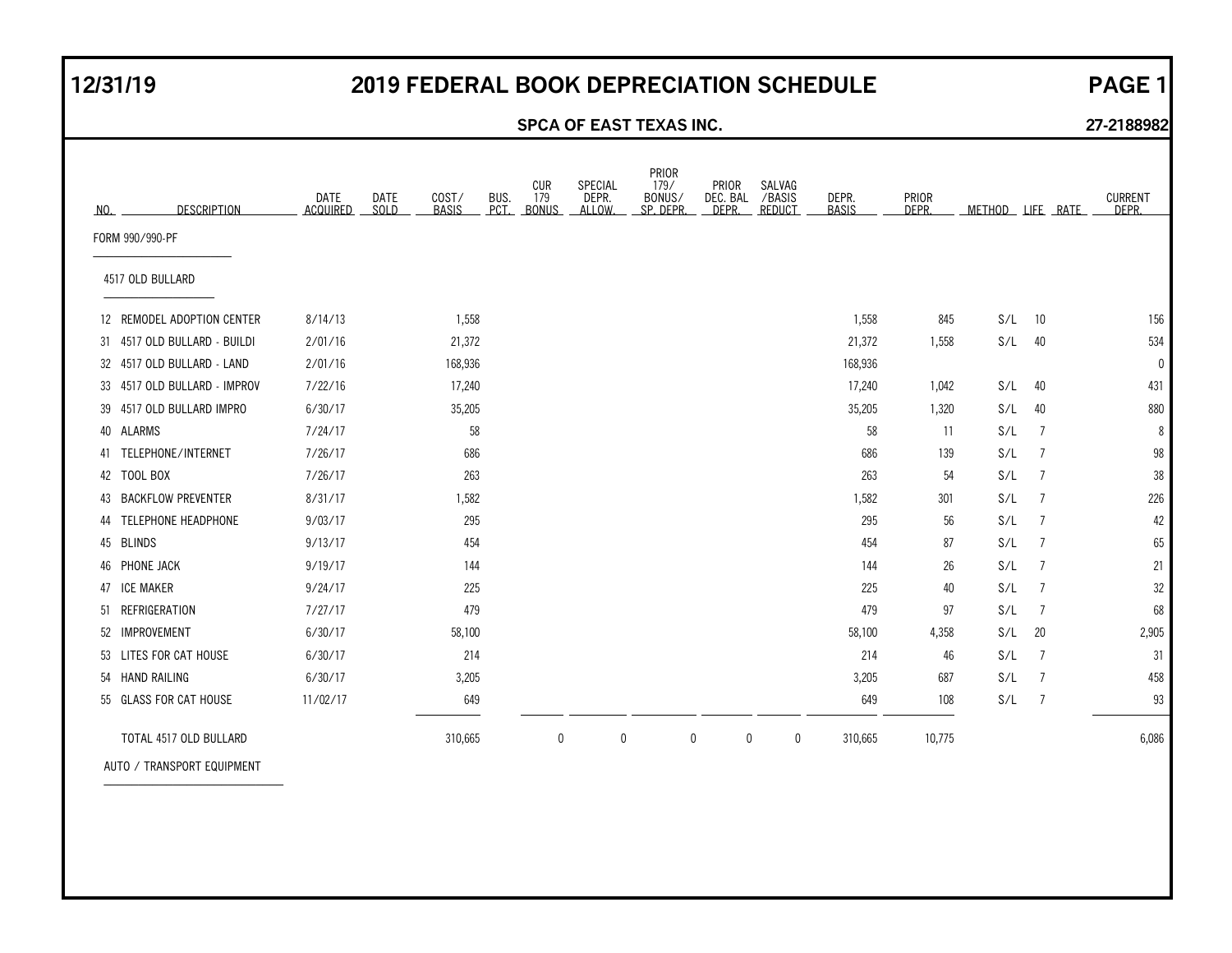# 12/31/19 — 2019 FEDERAL BOOK DEPRECIATION SCHEDULE — PAGE 1

**SPCA OF EAST TEXAS INC.** — **27-2188982**

| NO. | DESCRIPTION | DATE ACQUIRED | DATE SOLD | COST/ BASIS | BUS. PCT. | CUR 179 BONUS | SPECIAL DEPR. ALLOW. | PRIOR 179/ BONUS/ SP. DEPR. | PRIOR DEC. BAL DEPR. | SALVAG /BASIS REDUCT | DEPR. BASIS | PRIOR DEPR. | METHOD | LIFE | RATE | CURRENT DEPR. |
|---|---|---|---|---|---|---|---|---|---|---|---|---|---|---|---|---|
| | FORM 990/990-PF | | | | | | | | | | | | | | | |
| | 4517 OLD BULLARD | | | | | | | | | | | | | | | |
| 12 | REMODEL ADOPTION CENTER | 8/14/13 | | 1,558 | | | | | | | 1,558 | 845 | S/L | 10 | | 156 |
| 31 | 4517 OLD BULLARD - BUILDI | 2/01/16 | | 21,372 | | | | | | | 21,372 | 1,558 | S/L | 40 | | 534 |
| 32 | 4517 OLD BULLARD - LAND | 2/01/16 | | 168,936 | | | | | | | 168,936 | | | | | 0 |
| 33 | 4517 OLD BULLARD - IMPROV | 7/22/16 | | 17,240 | | | | | | | 17,240 | 1,042 | S/L | 40 | | 431 |
| 39 | 4517 OLD BULLARD IMPRO | 6/30/17 | | 35,205 | | | | | | | 35,205 | 1,320 | S/L | 40 | | 880 |
| 40 | ALARMS | 7/24/17 | | 58 | | | | | | | 58 | 11 | S/L | 7 | | 8 |
| 41 | TELEPHONE/INTERNET | 7/26/17 | | 686 | | | | | | | 686 | 139 | S/L | 7 | | 98 |
| 42 | TOOL BOX | 7/26/17 | | 263 | | | | | | | 263 | 54 | S/L | 7 | | 38 |
| 43 | BACKFLOW PREVENTER | 8/31/17 | | 1,582 | | | | | | | 1,582 | 301 | S/L | 7 | | 226 |
| 44 | TELEPHONE HEADPHONE | 9/03/17 | | 295 | | | | | | | 295 | 56 | S/L | 7 | | 42 |
| 45 | BLINDS | 9/13/17 | | 454 | | | | | | | 454 | 87 | S/L | 7 | | 65 |
| 46 | PHONE JACK | 9/19/17 | | 144 | | | | | | | 144 | 26 | S/L | 7 | | 21 |
| 47 | ICE MAKER | 9/24/17 | | 225 | | | | | | | 225 | 40 | S/L | 7 | | 32 |
| 51 | REFRIGERATION | 7/27/17 | | 479 | | | | | | | 479 | 97 | S/L | 7 | | 68 |
| 52 | IMPROVEMENT | 6/30/17 | | 58,100 | | | | | | | 58,100 | 4,358 | S/L | 20 | | 2,905 |
| 53 | LITES FOR CAT HOUSE | 6/30/17 | | 214 | | | | | | | 214 | 46 | S/L | 7 | | 31 |
| 54 | HAND RAILING | 6/30/17 | | 3,205 | | | | | | | 3,205 | 687 | S/L | 7 | | 458 |
| 55 | GLASS FOR CAT HOUSE | 11/02/17 | | 649 | | | | | | | 649 | 108 | S/L | 7 | | 93 |
| | TOTAL 4517 OLD BULLARD | | | 310,665 | | 0 | 0 | 0 | 0 | 0 | 310,665 | 10,775 | | | | 6,086 |
| | AUTO / TRANSPORT EQUIPMENT | | | | | | | | | | | | | | | |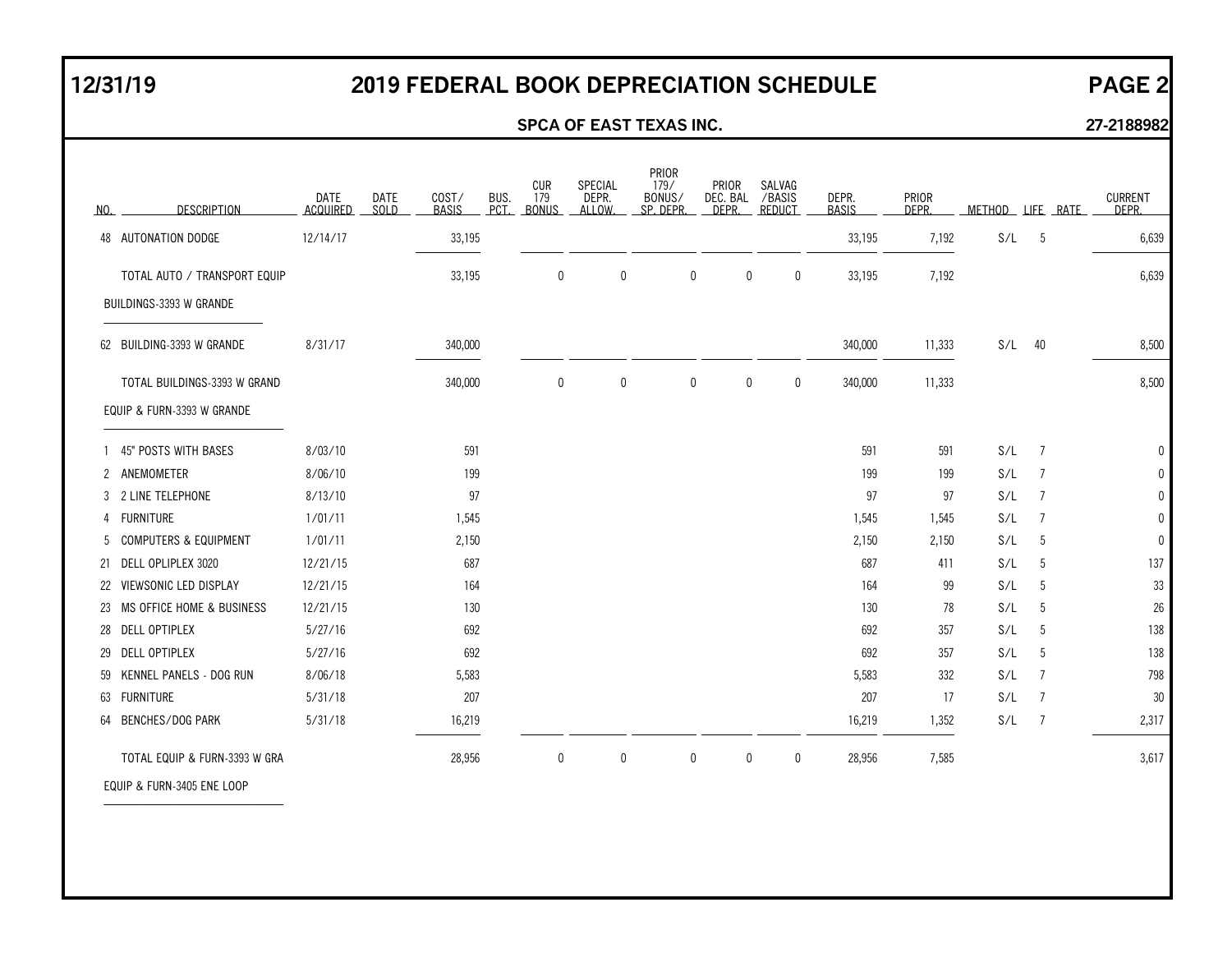# 2019 FEDERAL BOOK DEPRECIATION SCHEDULE

12/31/19

**SPCA OF EAST TEXAS INC.** 27-2188982

| NO. | DESCRIPTION | DATE ACQUIRED | DATE SOLD | COST/ BASIS | BUS. PCT. | CUR 179 BONUS | SPECIAL DEPR. ALLOW. | PRIOR 179/ BONUS/ SP. DEPR. | PRIOR DEC. BAL DEPR. | SALVAG /BASIS REDUCT | DEPR. BASIS | PRIOR DEPR. | METHOD | LIFE | RATE | CURRENT DEPR. |
|---|---|---|---|---|---|---|---|---|---|---|---|---|---|---|---|---|
| 48 | AUTONATION DODGE | 12/14/17 | | 33,195 | | | | | | | 33,195 | 7,192 | S/L | 5 | | 6,639 |
| | TOTAL AUTO / TRANSPORT EQUIP | | | 33,195 | | 0 | 0 | 0 | 0 | 0 | 33,195 | 7,192 | | | | 6,639 |
| | BUILDINGS-3393 W GRANDE | | | | | | | | | | | | | | | |
| 62 | BUILDING-3393 W GRANDE | 8/31/17 | | 340,000 | | | | | | | 340,000 | 11,333 | S/L | 40 | | 8,500 |
| | TOTAL BUILDINGS-3393 W GRAND | | | 340,000 | | 0 | 0 | 0 | 0 | 0 | 340,000 | 11,333 | | | | 8,500 |
| | EQUIP & FURN-3393 W GRANDE | | | | | | | | | | | | | | | |
| 1 | 45" POSTS WITH BASES | 8/03/10 | | 591 | | | | | | | 591 | 591 | S/L | 7 | | 0 |
| 2 | ANEMOMETER | 8/06/10 | | 199 | | | | | | | 199 | 199 | S/L | 7 | | 0 |
| 3 | 2 LINE TELEPHONE | 8/13/10 | | 97 | | | | | | | 97 | 97 | S/L | 7 | | 0 |
| 4 | FURNITURE | 1/01/11 | | 1,545 | | | | | | | 1,545 | 1,545 | S/L | 7 | | 0 |
| 5 | COMPUTERS & EQUIPMENT | 1/01/11 | | 2,150 | | | | | | | 2,150 | 2,150 | S/L | 5 | | 0 |
| 21 | DELL OPLIPLEX 3020 | 12/21/15 | | 687 | | | | | | | 687 | 411 | S/L | 5 | | 137 |
| 22 | VIEWSONIC LED DISPLAY | 12/21/15 | | 164 | | | | | | | 164 | 99 | S/L | 5 | | 33 |
| 23 | MS OFFICE HOME & BUSINESS | 12/21/15 | | 130 | | | | | | | 130 | 78 | S/L | 5 | | 26 |
| 28 | DELL OPTIPLEX | 5/27/16 | | 692 | | | | | | | 692 | 357 | S/L | 5 | | 138 |
| 29 | DELL OPTIPLEX | 5/27/16 | | 692 | | | | | | | 692 | 357 | S/L | 5 | | 138 |
| 59 | KENNEL PANELS - DOG RUN | 8/06/18 | | 5,583 | | | | | | | 5,583 | 332 | S/L | 7 | | 798 |
| 63 | FURNITURE | 5/31/18 | | 207 | | | | | | | 207 | 17 | S/L | 7 | | 30 |
| 64 | BENCHES/DOG PARK | 5/31/18 | | 16,219 | | | | | | | 16,219 | 1,352 | S/L | 7 | | 2,317 |
| | TOTAL EQUIP & FURN-3393 W GRA | | | 28,956 | | 0 | 0 | 0 | 0 | 0 | 28,956 | 7,585 | | | | 3,617 |
| | EQUIP & FURN-3405 ENE LOOP | | | | | | | | | | | | | | | |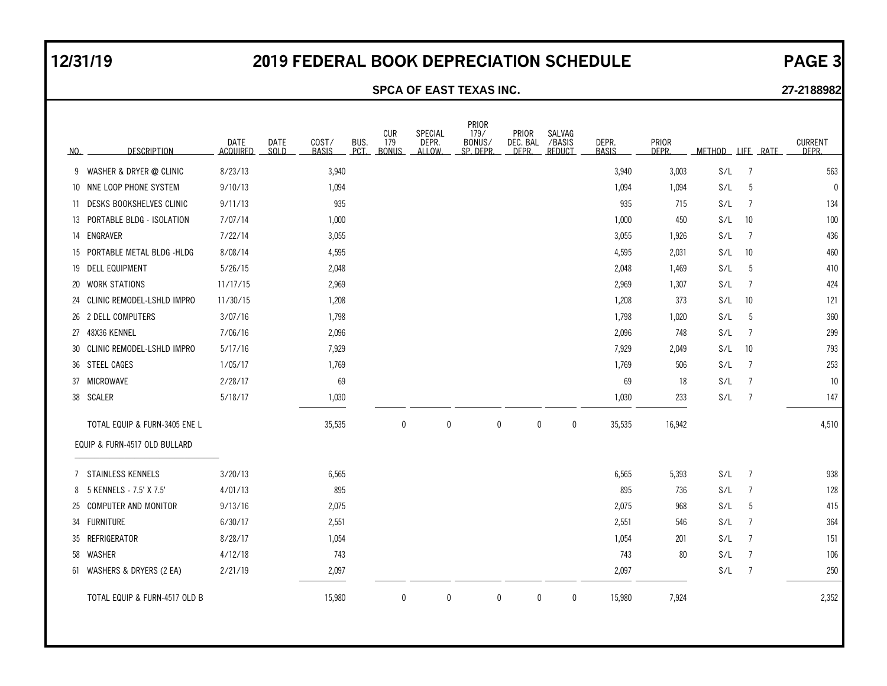# 2019 FEDERAL BOOK DEPRECIATION SCHEDULE

12/31/19

**SPCA OF EAST TEXAS INC.** 27-2188982

| NO. | DESCRIPTION | DATE ACQUIRED | DATE SOLD | COST/ BASIS | BUS. PCT. | CUR 179 BONUS | SPECIAL DEPR. ALLOW. | PRIOR 179/ BONUS/ SP. DEPR. | PRIOR DEC. BAL DEPR. | SALVAG /BASIS REDUCT | DEPR. BASIS | PRIOR DEPR. | METHOD | LIFE | RATE | CURRENT DEPR. |
|---|---|---|---|---|---|---|---|---|---|---|---|---|---|---|---|---|
| 9 | WASHER & DRYER @ CLINIC | 8/23/13 | | 3,940 | | | | | | | 3,940 | 3,003 | S/L | 7 | | 563 |
| 10 | NNE LOOP PHONE SYSTEM | 9/10/13 | | 1,094 | | | | | | | 1,094 | 1,094 | S/L | 5 | | 0 |
| 11 | DESKS BOOKSHELVES CLINIC | 9/11/13 | | 935 | | | | | | | 935 | 715 | S/L | 7 | | 134 |
| 13 | PORTABLE BLDG - ISOLATION | 7/07/14 | | 1,000 | | | | | | | 1,000 | 450 | S/L | 10 | | 100 |
| 14 | ENGRAVER | 7/22/14 | | 3,055 | | | | | | | 3,055 | 1,926 | S/L | 7 | | 436 |
| 15 | PORTABLE METAL BLDG -HLDG | 8/08/14 | | 4,595 | | | | | | | 4,595 | 2,031 | S/L | 10 | | 460 |
| 19 | DELL EQUIPMENT | 5/26/15 | | 2,048 | | | | | | | 2,048 | 1,469 | S/L | 5 | | 410 |
| 20 | WORK STATIONS | 11/17/15 | | 2,969 | | | | | | | 2,969 | 1,307 | S/L | 7 | | 424 |
| 24 | CLINIC REMODEL-LSHLD IMPRO | 11/30/15 | | 1,208 | | | | | | | 1,208 | 373 | S/L | 10 | | 121 |
| 26 | 2 DELL COMPUTERS | 3/07/16 | | 1,798 | | | | | | | 1,798 | 1,020 | S/L | 5 | | 360 |
| 27 | 48X36 KENNEL | 7/06/16 | | 2,096 | | | | | | | 2,096 | 748 | S/L | 7 | | 299 |
| 30 | CLINIC REMODEL-LSHLD IMPRO | 5/17/16 | | 7,929 | | | | | | | 7,929 | 2,049 | S/L | 10 | | 793 |
| 36 | STEEL CAGES | 1/05/17 | | 1,769 | | | | | | | 1,769 | 506 | S/L | 7 | | 253 |
| 37 | MICROWAVE | 2/28/17 | | 69 | | | | | | | 69 | 18 | S/L | 7 | | 10 |
| 38 | SCALER | 5/18/17 | | 1,030 | | | | | | | 1,030 | 233 | S/L | 7 | | 147 |
| | TOTAL EQUIP & FURN-3405 ENE L | | | 35,535 | | 0 | 0 | 0 | 0 | 0 | 35,535 | 16,942 | | | | 4,510 |
| | EQUIP & FURN-4517 OLD BULLARD | | | | | | | | | | | | | | | |
| 7 | STAINLESS KENNELS | 3/20/13 | | 6,565 | | | | | | | 6,565 | 5,393 | S/L | 7 | | 938 |
| 8 | 5 KENNELS - 7.5' X 7.5' | 4/01/13 | | 895 | | | | | | | 895 | 736 | S/L | 7 | | 128 |
| 25 | COMPUTER AND MONITOR | 9/13/16 | | 2,075 | | | | | | | 2,075 | 968 | S/L | 5 | | 415 |
| 34 | FURNITURE | 6/30/17 | | 2,551 | | | | | | | 2,551 | 546 | S/L | 7 | | 364 |
| 35 | REFRIGERATOR | 8/28/17 | | 1,054 | | | | | | | 1,054 | 201 | S/L | 7 | | 151 |
| 58 | WASHER | 4/12/18 | | 743 | | | | | | | 743 | 80 | S/L | 7 | | 106 |
| 61 | WASHERS & DRYERS (2 EA) | 2/21/19 | | 2,097 | | | | | | | 2,097 | | S/L | 7 | | 250 |
| | TOTAL EQUIP & FURN-4517 OLD B | | | 15,980 | | 0 | 0 | 0 | 0 | 0 | 15,980 | 7,924 | | | | 2,352 |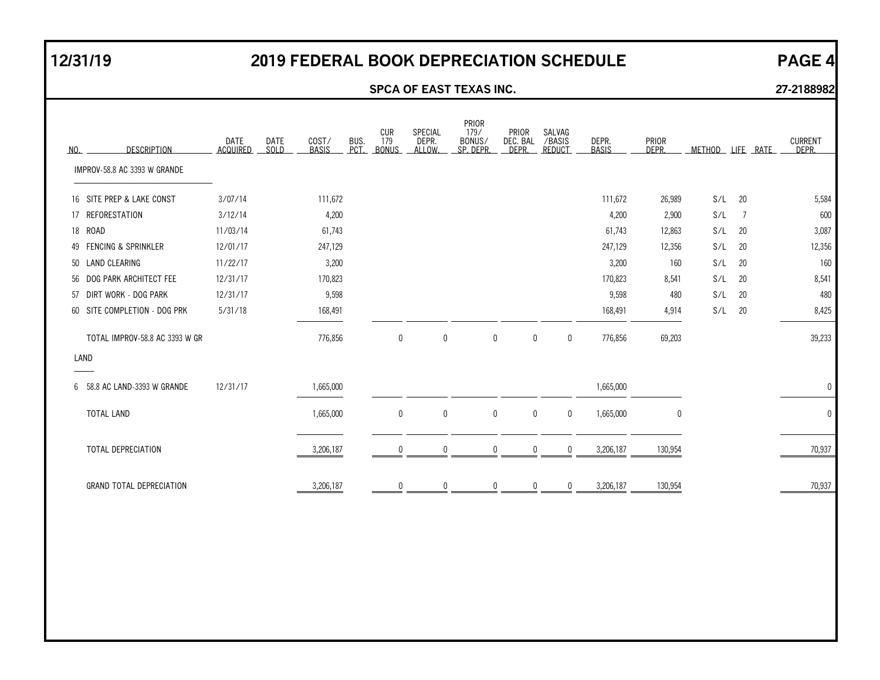# 2019 FEDERAL BOOK DEPRECIATION SCHEDULE

12/31/19

**SPCA OF EAST TEXAS INC.** 27-2188982

| NO. | DESCRIPTION | DATE ACQUIRED | DATE SOLD | COST/ BASIS | BUS. PCT. | CUR 179 BONUS | SPECIAL DEPR. ALLOW. | PRIOR 179/ BONUS/ SP. DEPR. | PRIOR DEC. BAL DEPR. | SALVAG /BASIS REDUCT | DEPR. BASIS | PRIOR DEPR. | METHOD | LIFE | RATE | CURRENT DEPR. |
|---|---|---|---|---|---|---|---|---|---|---|---|---|---|---|---|---|
| | IMPROV-58.8 AC 3393 W GRANDE | | | | | | | | | | | | | | | |
| 16 | SITE PREP & LAKE CONST | 3/07/14 | | 111,672 | | | | | | | 111,672 | 26,989 | S/L | 20 | | 5,584 |
| 17 | REFORESTATION | 3/12/14 | | 4,200 | | | | | | | 4,200 | 2,900 | S/L | 7 | | 600 |
| 18 | ROAD | 11/03/14 | | 61,743 | | | | | | | 61,743 | 12,863 | S/L | 20 | | 3,087 |
| 49 | FENCING & SPRINKLER | 12/01/17 | | 247,129 | | | | | | | 247,129 | 12,356 | S/L | 20 | | 12,356 |
| 50 | LAND CLEARING | 11/22/17 | | 3,200 | | | | | | | 3,200 | 160 | S/L | 20 | | 160 |
| 56 | DOG PARK ARCHITECT FEE | 12/31/17 | | 170,823 | | | | | | | 170,823 | 8,541 | S/L | 20 | | 8,541 |
| 57 | DIRT WORK - DOG PARK | 12/31/17 | | 9,598 | | | | | | | 9,598 | 480 | S/L | 20 | | 480 |
| 60 | SITE COMPLETION - DOG PRK | 5/31/18 | | 168,491 | | | | | | | 168,491 | 4,914 | S/L | 20 | | 8,425 |
| | TOTAL IMPROV-58.8 AC 3393 W GR | | | 776,856 | | 0 | 0 | 0 | 0 | 0 | 776,856 | 69,203 | | | | 39,233 |
| | LAND | | | | | | | | | | | | | | | |
| 6 | 58.8 AC LAND-3393 W GRANDE | 12/31/17 | | 1,665,000 | | | | | | | 1,665,000 | | | | | 0 |
| | TOTAL LAND | | | 1,665,000 | | 0 | 0 | 0 | 0 | 0 | 1,665,000 | 0 | | | | 0 |
| | TOTAL DEPRECIATION | | | 3,206,187 | | 0 | 0 | 0 | 0 | 0 | 3,206,187 | 130,954 | | | | 70,937 |
| | GRAND TOTAL DEPRECIATION | | | 3,206,187 | | 0 | 0 | 0 | 0 | 0 | 3,206,187 | 130,954 | | | | 70,937 |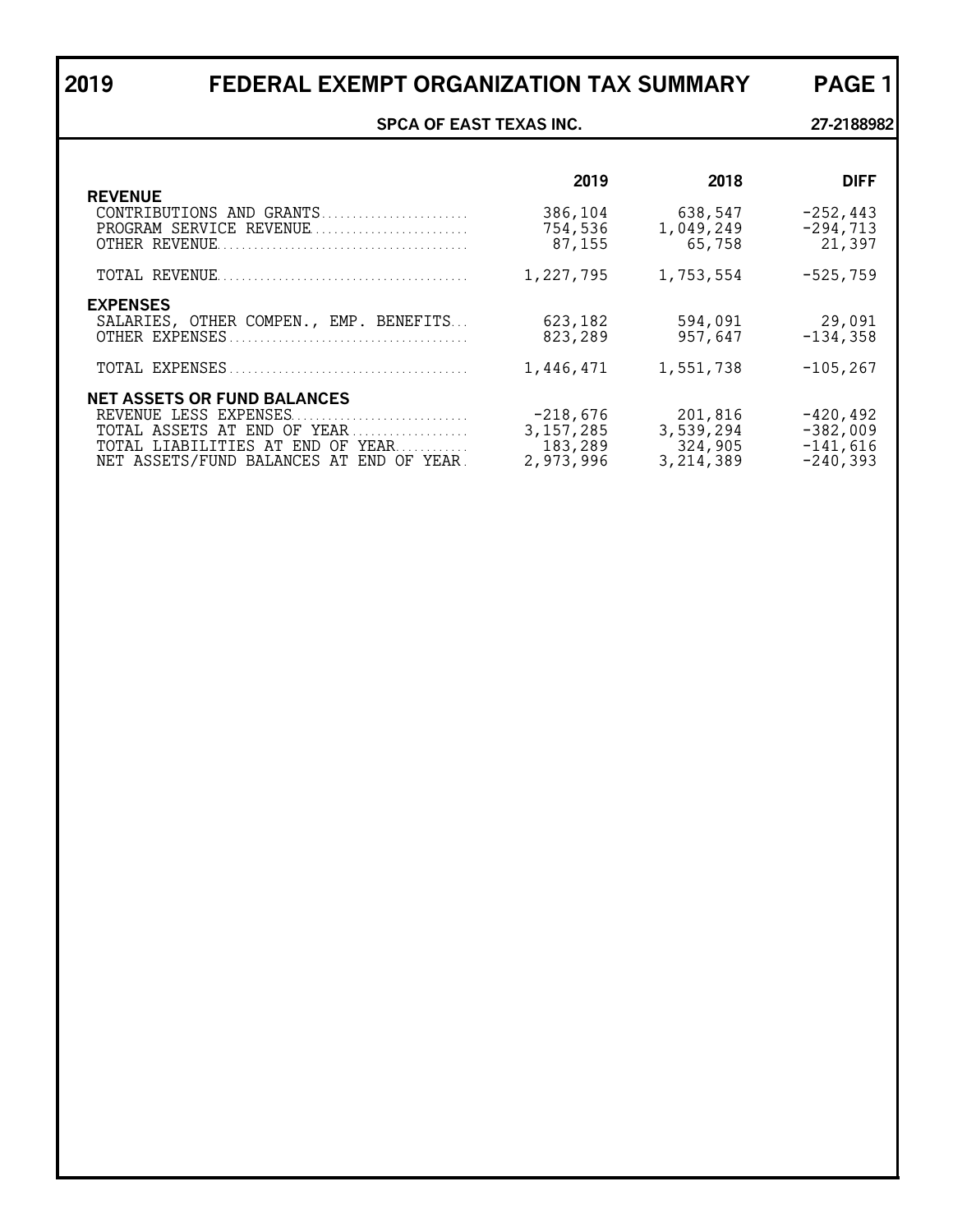# 2019 FEDERAL EXEMPT ORGANIZATION TAX SUMMARY

**SPCA OF EAST TEXAS INC.** **27-2188982**

| | 2019 | 2018 | DIFF |
|---|---|---|---|
| **REVENUE** | | | |
| CONTRIBUTIONS AND GRANTS | 386,104 | 638,547 | -252,443 |
| PROGRAM SERVICE REVENUE | 754,536 | 1,049,249 | -294,713 |
| OTHER REVENUE | 87,155 | 65,758 | 21,397 |
| TOTAL REVENUE | 1,227,795 | 1,753,554 | -525,759 |
| **EXPENSES** | | | |
| SALARIES, OTHER COMPEN., EMP. BENEFITS | 623,182 | 594,091 | 29,091 |
| OTHER EXPENSES | 823,289 | 957,647 | -134,358 |
| TOTAL EXPENSES | 1,446,471 | 1,551,738 | -105,267 |
| **NET ASSETS OR FUND BALANCES** | | | |
| REVENUE LESS EXPENSES | -218,676 | 201,816 | -420,492 |
| TOTAL ASSETS AT END OF YEAR | 3,157,285 | 3,539,294 | -382,009 |
| TOTAL LIABILITIES AT END OF YEAR | 183,289 | 324,905 | -141,616 |
| NET ASSETS/FUND BALANCES AT END OF YEAR | 2,973,996 | 3,214,389 | -240,393 |